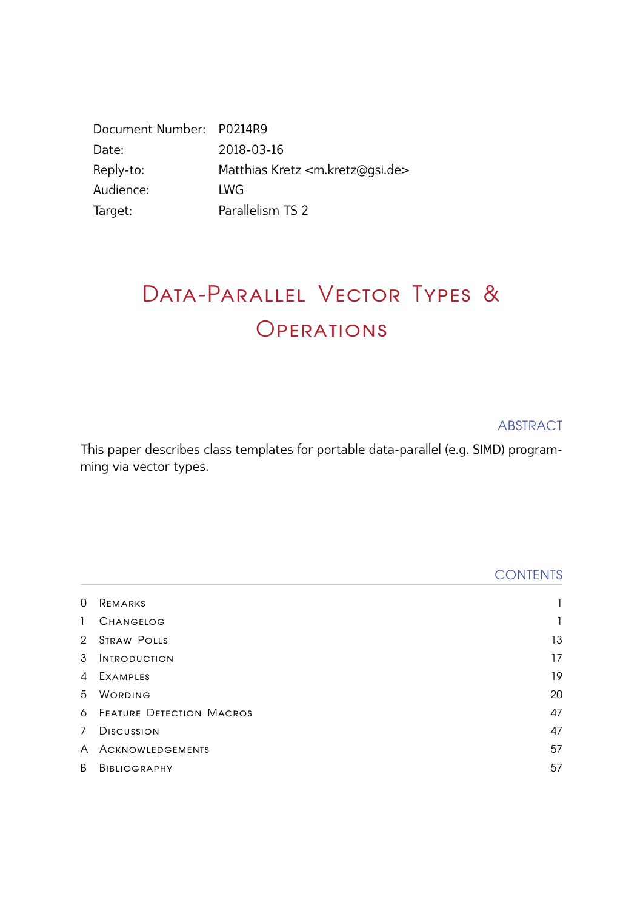| | |
|---|---|
| Document Number: | P0214R9 |
| Date: | 2018-03-16 |
| Reply-to: | Matthias Kretz <m.kretz@gsi.de> |
| Audience: | LWG |
| Target: | Parallelism TS 2 |

# Data-Parallel Vector Types & Operations

## ABSTRACT

This paper describes class templates for portable data-parallel (e.g. SIMD) programming via vector types.

## CONTENTS

| | | |
|---|---|---|
| 0 | Remarks | 1 |
| 1 | Changelog | 1 |
| 2 | Straw Polls | 13 |
| 3 | Introduction | 17 |
| 4 | Examples | 19 |
| 5 | Wording | 20 |
| 6 | Feature Detection Macros | 47 |
| 7 | Discussion | 47 |
| A | Acknowledgements | 57 |
| B | Bibliography | 57 |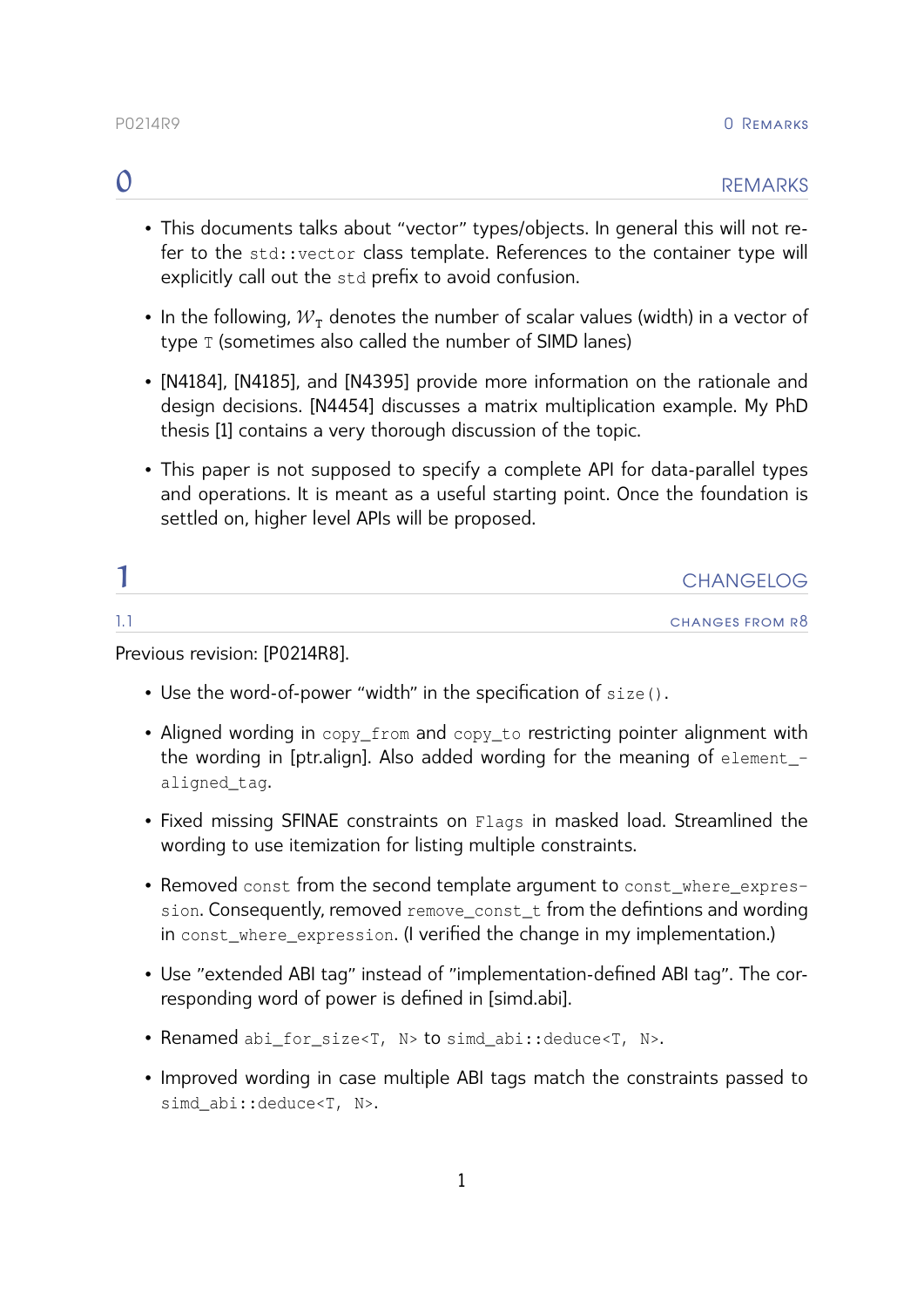# 0 REMARKS

- This documents talks about "vector" types/objects. In general this will not refer to the `std::vector` class template. References to the container type will explicitly call out the `std` prefix to avoid confusion.
- In the following, $\mathcal{W}_T$ denotes the number of scalar values (width) in a vector of type `T` (sometimes also called the number of SIMD lanes)
- [N4184], [N4185], and [N4395] provide more information on the rationale and design decisions. [N4454] discusses a matrix multiplication example. My PhD thesis [1] contains a very thorough discussion of the topic.
- This paper is not supposed to specify a complete API for data-parallel types and operations. It is meant as a useful starting point. Once the foundation is settled on, higher level APIs will be proposed.

# 1 CHANGELOG

## 1.1 CHANGES FROM R8

Previous revision: [P0214R8].

- Use the word-of-power "width" in the specification of `size()`.
- Aligned wording in `copy_from` and `copy_to` restricting pointer alignment with the wording in [ptr.align]. Also added wording for the meaning of `element_aligned_tag`.
- Fixed missing SFINAE constraints on `Flags` in masked load. Streamlined the wording to use itemization for listing multiple constraints.
- Removed `const` from the second template argument to `const_where_expression`. Consequently, removed `remove_const_t` from the defintions and wording in `const_where_expression`. (I verified the change in my implementation.)
- Use "extended ABI tag" instead of "implementation-defined ABI tag". The corresponding word of power is defined in [simd.abi].
- Renamed `abi_for_size<T, N>` to `simd_abi::deduce<T, N>`.
- Improved wording in case multiple ABI tags match the constraints passed to `simd_abi::deduce<T, N>`.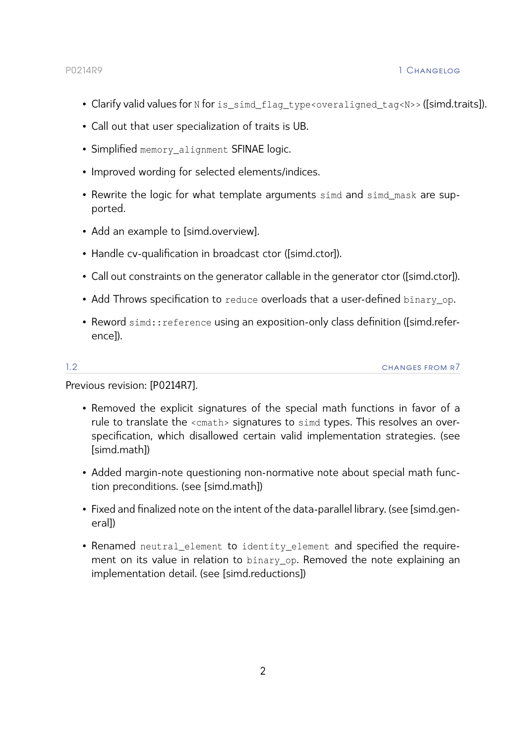- Clarify valid values for `N` for `is_simd_flag_type<overaligned_tag<N>>` ([simd.traits]).
- Call out that user specialization of traits is UB.
- Simplified `memory_alignment` SFINAE logic.
- Improved wording for selected elements/indices.
- Rewrite the logic for what template arguments `simd` and `simd_mask` are supported.
- Add an example to [simd.overview].
- Handle cv-qualification in broadcast ctor ([simd.ctor]).
- Call out constraints on the generator callable in the generator ctor ([simd.ctor]).
- Add Throws specification to `reduce` overloads that a user-defined `binary_op`.
- Reword `simd::reference` using an exposition-only class definition ([simd.reference]).

## 1.2 Changes from R7

Previous revision: [P0214R7].

- Removed the explicit signatures of the special math functions in favor of a rule to translate the `<cmath>` signatures to `simd` types. This resolves an over-specification, which disallowed certain valid implementation strategies. (see [simd.math])
- Added margin-note questioning non-normative note about special math function preconditions. (see [simd.math])
- Fixed and finalized note on the intent of the data-parallel library. (see [simd.general])
- Renamed `neutral_element` to `identity_element` and specified the requirement on its value in relation to `binary_op`. Removed the note explaining an implementation detail. (see [simd.reductions])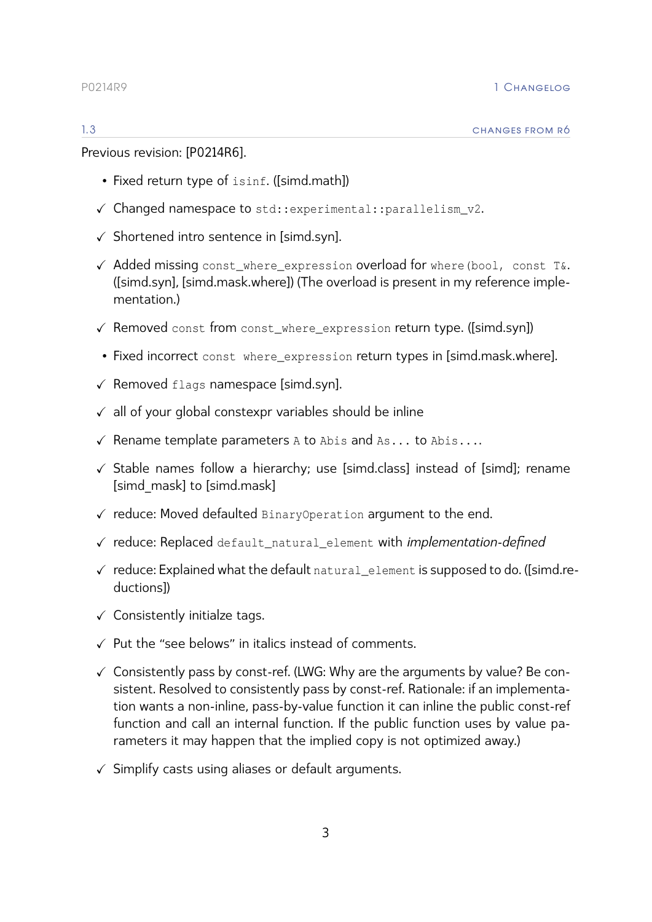### 1.3 Changes from R6

Previous revision: [P0214R6].

- Fixed return type of `isinf`. ([simd.math])
- ✓ Changed namespace to `std::experimental::parallelism_v2`.
- ✓ Shortened intro sentence in [simd.syn].
- ✓ Added missing `const_where_expression` overload for `where(bool, const T&`. ([simd.syn], [simd.mask.where]) (The overload is present in my reference implementation.)
- ✓ Removed `const` from `const_where_expression` return type. ([simd.syn])
- Fixed incorrect `const where_expression` return types in [simd.mask.where].
- ✓ Removed `flags` namespace [simd.syn].
- ✓ all of your global constexpr variables should be inline
- ✓ Rename template parameters `A` to `Abis` and `As...` to `Abis...`.
- ✓ Stable names follow a hierarchy; use [simd.class] instead of [simd]; rename [simd_mask] to [simd.mask]
- ✓ reduce: Moved defaulted `BinaryOperation` argument to the end.
- ✓ reduce: Replaced `default_natural_element` with *implementation-defined*
- ✓ reduce: Explained what the default `natural_element` is supposed to do. ([simd.reductions])
- ✓ Consistently initialze tags.
- ✓ Put the "see belows" in italics instead of comments.
- ✓ Consistently pass by const-ref. (LWG: Why are the arguments by value? Be consistent. Resolved to consistently pass by const-ref. Rationale: if an implementation wants a non-inline, pass-by-value function it can inline the public const-ref function and call an internal function. If the public function uses by value parameters it may happen that the implied copy is not optimized away.)
- ✓ Simplify casts using aliases or default arguments.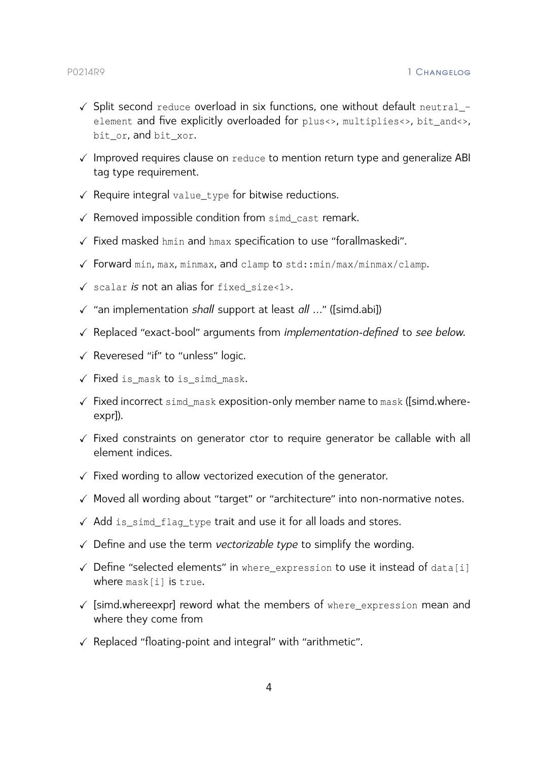- ✓ Split second `reduce` overload in six functions, one without default `neutral_element` and five explicitly overloaded for `plus<>`, `multiplies<>`, `bit_and<>`, `bit_or`, and `bit_xor`.
- ✓ Improved requires clause on `reduce` to mention return type and generalize ABI tag type requirement.
- ✓ Require integral `value_type` for bitwise reductions.
- ✓ Removed impossible condition from `simd_cast` remark.
- ✓ Fixed masked `hmin` and `hmax` specification to use "forallmaskedi".
- ✓ Forward `min`, `max`, `minmax`, and `clamp` to `std::min/max/minmax/clamp`.
- ✓ `scalar` *is* not an alias for `fixed_size<1>`.
- ✓ "an implementation *shall* support at least *all* ..." ([simd.abi])
- ✓ Replaced "exact-bool" arguments from *implementation-defined* to *see below*.
- ✓ Reveresed "if" to "unless" logic.
- ✓ Fixed `is_mask` to `is_simd_mask`.
- ✓ Fixed incorrect `simd_mask` exposition-only member name to `mask` ([simd.whereexpr]).
- ✓ Fixed constraints on generator ctor to require generator be callable with all element indices.
- ✓ Fixed wording to allow vectorized execution of the generator.
- ✓ Moved all wording about "target" or "architecture" into non-normative notes.
- ✓ Add `is_simd_flag_type` trait and use it for all loads and stores.
- ✓ Define and use the term *vectorizable type* to simplify the wording.
- ✓ Define "selected elements" in `where_expression` to use it instead of `data[i]` where `mask[i]` is `true`.
- ✓ [simd.whereexpr] reword what the members of `where_expression` mean and where they come from
- ✓ Replaced "floating-point and integral" with "arithmetic".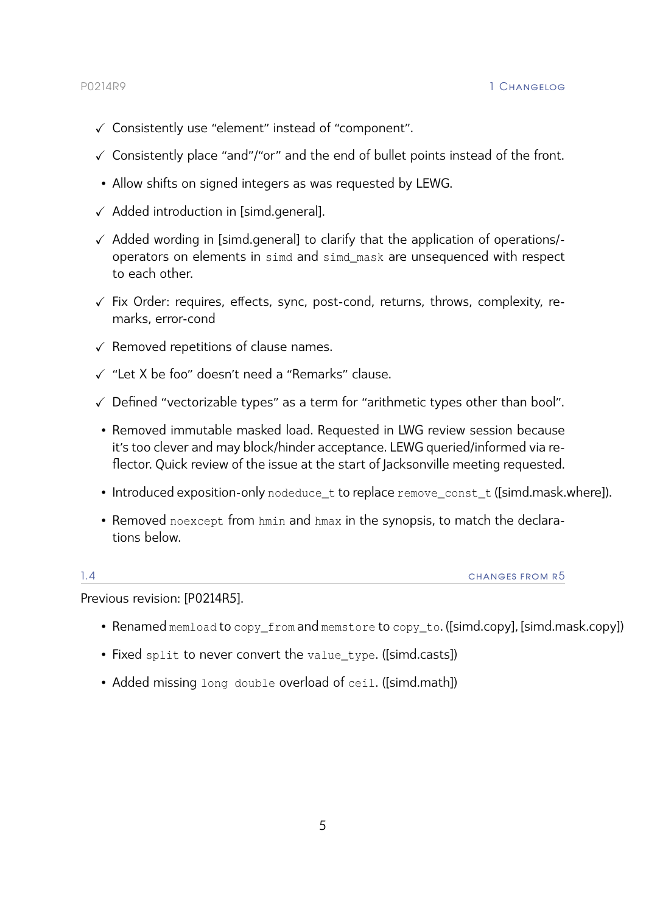- ✓ Consistently use “element” instead of “component”.
- ✓ Consistently place “and”/“or” and the end of bullet points instead of the front.
- Allow shifts on signed integers as was requested by LEWG.
- ✓ Added introduction in [simd.general].
- ✓ Added wording in [simd.general] to clarify that the application of operations/-operators on elements in `simd` and `simd_mask` are unsequenced with respect to each other.
- ✓ Fix Order: requires, effects, sync, post-cond, returns, throws, complexity, remarks, error-cond
- ✓ Removed repetitions of clause names.
- ✓ “Let X be foo” doesn’t need a “Remarks” clause.
- ✓ Defined “vectorizable types” as a term for “arithmetic types other than bool”.
- Removed immutable masked load. Requested in LWG review session because it’s too clever and may block/hinder acceptance. LEWG queried/informed via reflector. Quick review of the issue at the start of Jacksonville meeting requested.
- Introduced exposition-only `nodeduce_t` to replace `remove_const_t` ([simd.mask.where]).
- Removed `noexcept` from `hmin` and `hmax` in the synopsis, to match the declarations below.

### 1.4 Changes from R5

Previous revision: [P0214R5].

- Renamed `memload` to `copy_from` and `memstore` to `copy_to`. ([simd.copy], [simd.mask.copy])
- Fixed `split` to never convert the `value_type`. ([simd.casts])
- Added missing `long double` overload of `ceil`. ([simd.math])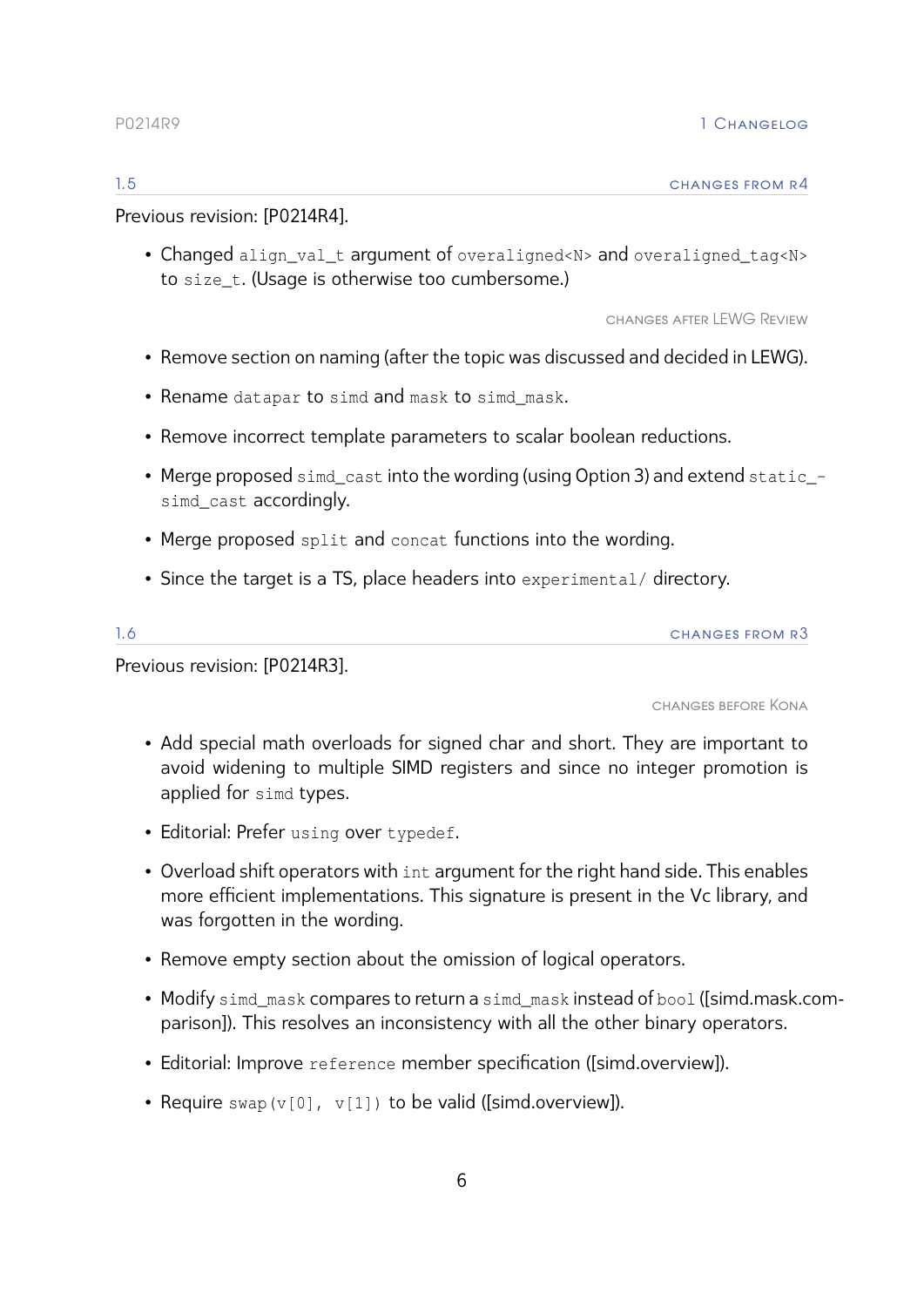### 1.5 Changes from R4

Previous revision: [P0214R4].

- Changed `align_val_t` argument of `overaligned<N>` and `overaligned_tag<N>` to `size_t`. (Usage is otherwise too cumbersome.)

#### Changes after LEWG Review

- Remove section on naming (after the topic was discussed and decided in LEWG).
- Rename `datapar` to `simd` and `mask` to `simd_mask`.
- Remove incorrect template parameters to scalar boolean reductions.
- Merge proposed `simd_cast` into the wording (using Option 3) and extend `static_simd_cast` accordingly.
- Merge proposed `split` and `concat` functions into the wording.
- Since the target is a TS, place headers into `experimental/` directory.

### 1.6 Changes from R3

Previous revision: [P0214R3].

#### Changes before Kona

- Add special math overloads for signed char and short. They are important to avoid widening to multiple SIMD registers and since no integer promotion is applied for `simd` types.
- Editorial: Prefer `using` over `typedef`.
- Overload shift operators with `int` argument for the right hand side. This enables more efficient implementations. This signature is present in the Vc library, and was forgotten in the wording.
- Remove empty section about the omission of logical operators.
- Modify `simd_mask` compares to return a `simd_mask` instead of `bool` ([simd.mask.comparison]). This resolves an inconsistency with all the other binary operators.
- Editorial: Improve `reference` member specification ([simd.overview]).
- Require `swap(v[0], v[1])` to be valid ([simd.overview]).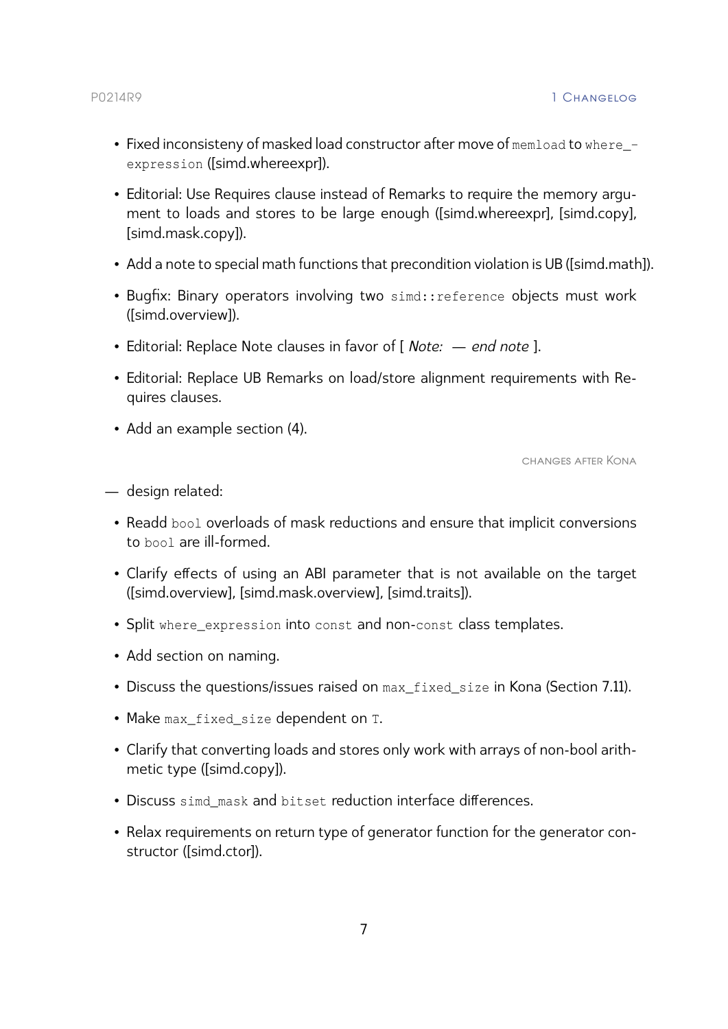- Fixed inconsisteny of masked load constructor after move of `memload` to `where_expression` ([simd.whereexpr]).
- Editorial: Use Requires clause instead of Remarks to require the memory argument to loads and stores to be large enough ([simd.whereexpr], [simd.copy], [simd.mask.copy]).
- Add a note to special math functions that precondition violation is UB ([simd.math]).
- Bugfix: Binary operators involving two `simd::reference` objects must work ([simd.overview]).
- Editorial: Replace Note clauses in favor of [ *Note:* — *end note* ].
- Editorial: Replace UB Remarks on load/store alignment requirements with Requires clauses.
- Add an example section (4).

CHANGES AFTER KONA

— design related:

- Readd `bool` overloads of mask reductions and ensure that implicit conversions to `bool` are ill-formed.
- Clarify effects of using an ABI parameter that is not available on the target ([simd.overview], [simd.mask.overview], [simd.traits]).
- Split `where_expression` into `const` and non-`const` class templates.
- Add section on naming.
- Discuss the questions/issues raised on `max_fixed_size` in Kona (Section 7.11).
- Make `max_fixed_size` dependent on `T`.
- Clarify that converting loads and stores only work with arrays of non-bool arithmetic type ([simd.copy]).
- Discuss `simd_mask` and `bitset` reduction interface differences.
- Relax requirements on return type of generator function for the generator constructor ([simd.ctor]).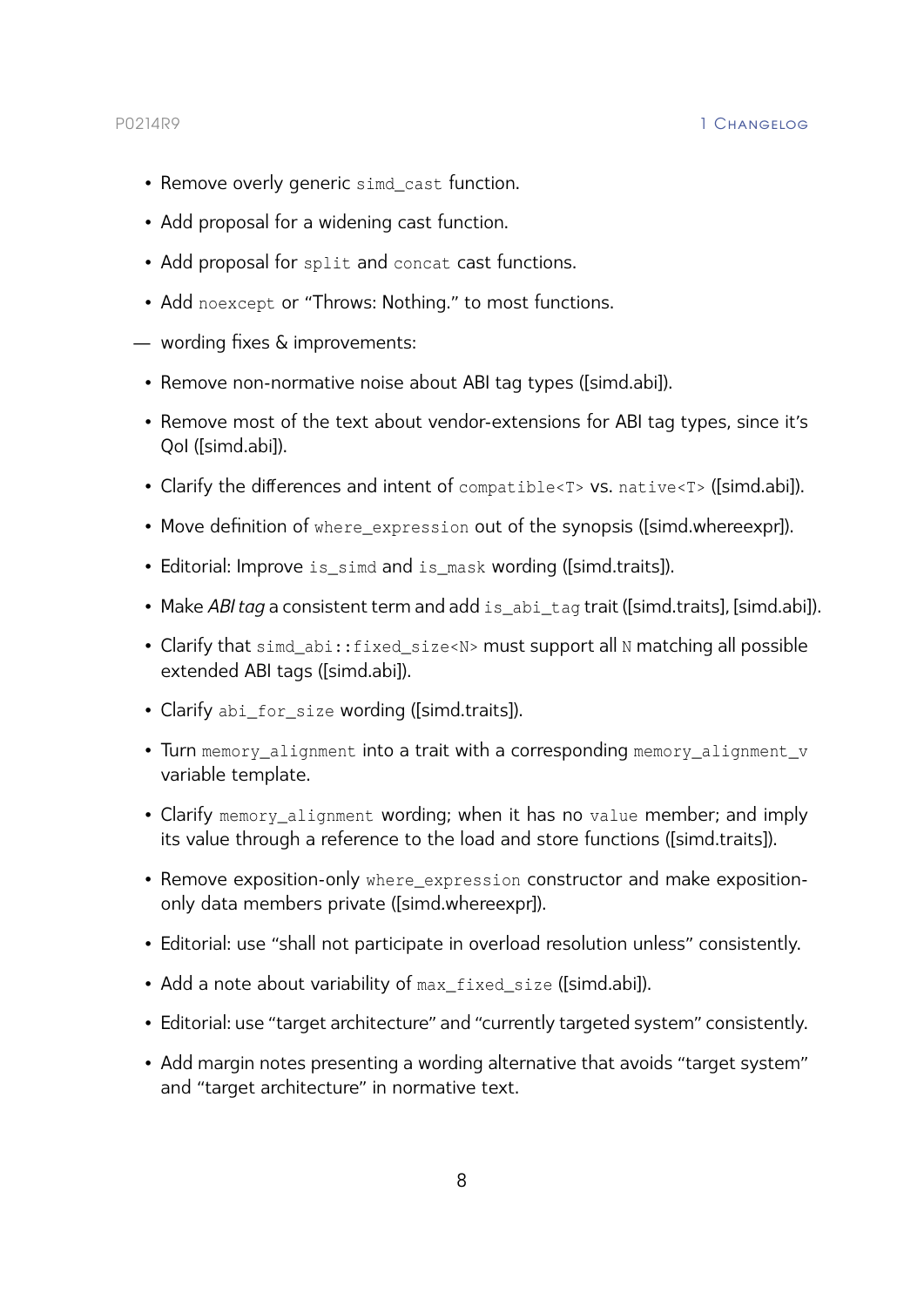- Remove overly generic `simd_cast` function.
  - Add proposal for a widening cast function.
  - Add proposal for `split` and `concat` cast functions.
  - Add `noexcept` or "Throws: Nothing." to most functions.

— wording fixes & improvements:

  - Remove non-normative noise about ABI tag types ([simd.abi]).
  - Remove most of the text about vendor-extensions for ABI tag types, since it's QoI ([simd.abi]).
  - Clarify the differences and intent of `compatible<T>` vs. `native<T>` ([simd.abi]).
  - Move definition of `where_expression` out of the synopsis ([simd.whereexpr]).
  - Editorial: Improve `is_simd` and `is_mask` wording ([simd.traits]).
  - Make *ABI tag* a consistent term and add `is_abi_tag` trait ([simd.traits], [simd.abi]).
  - Clarify that `simd_abi::fixed_size<N>` must support all `N` matching all possible extended ABI tags ([simd.abi]).
  - Clarify `abi_for_size` wording ([simd.traits]).
  - Turn `memory_alignment` into a trait with a corresponding `memory_alignment_v` variable template.
  - Clarify `memory_alignment` wording; when it has no `value` member; and imply its value through a reference to the load and store functions ([simd.traits]).
  - Remove exposition-only `where_expression` constructor and make exposition-only data members private ([simd.whereexpr]).
  - Editorial: use "shall not participate in overload resolution unless" consistently.
  - Add a note about variability of `max_fixed_size` ([simd.abi]).
  - Editorial: use "target architecture" and "currently targeted system" consistently.
  - Add margin notes presenting a wording alternative that avoids "target system" and "target architecture" in normative text.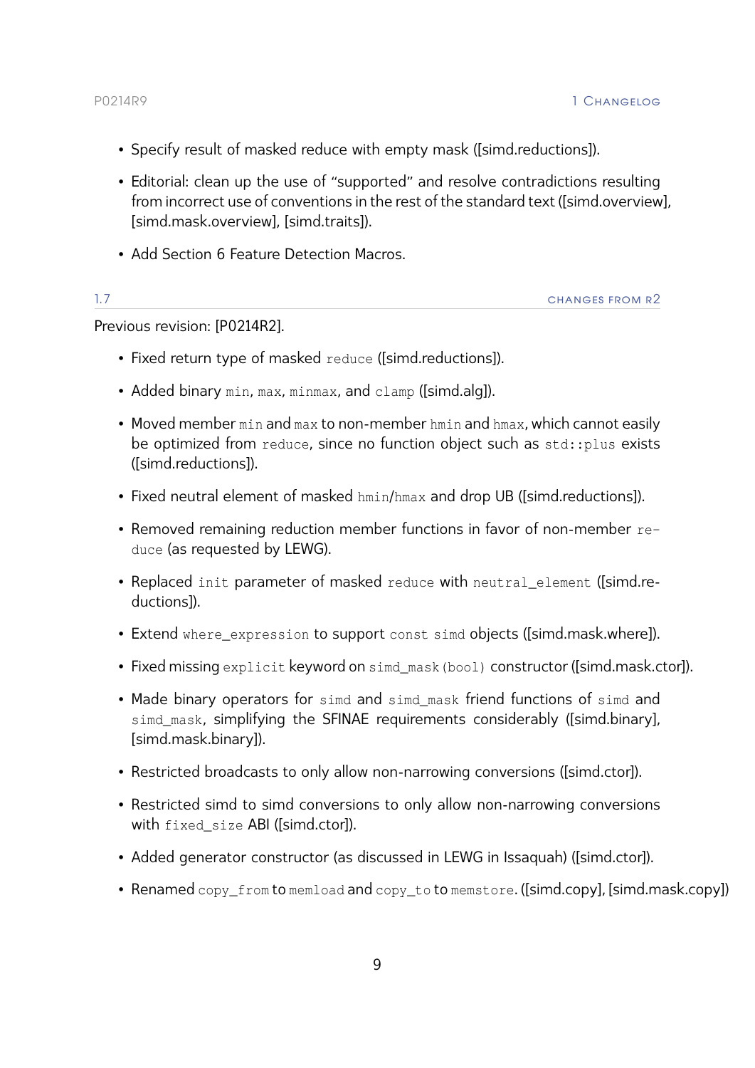- Specify result of masked reduce with empty mask ([simd.reductions]).
- Editorial: clean up the use of "supported" and resolve contradictions resulting from incorrect use of conventions in the rest of the standard text ([simd.overview], [simd.mask.overview], [simd.traits]).
- Add Section 6 Feature Detection Macros.

### 1.7 CHANGES FROM R2

Previous revision: [P0214R2].

- Fixed return type of masked `reduce` ([simd.reductions]).
- Added binary `min`, `max`, `minmax`, and `clamp` ([simd.alg]).
- Moved member `min` and `max` to non-member `hmin` and `hmax`, which cannot easily be optimized from `reduce`, since no function object such as `std::plus` exists ([simd.reductions]).
- Fixed neutral element of masked `hmin`/`hmax` and drop UB ([simd.reductions]).
- Removed remaining reduction member functions in favor of non-member `reduce` (as requested by LEWG).
- Replaced `init` parameter of masked `reduce` with `neutral_element` ([simd.reductions]).
- Extend `where_expression` to support `const simd` objects ([simd.mask.where]).
- Fixed missing `explicit` keyword on `simd_mask(bool)` constructor ([simd.mask.ctor]).
- Made binary operators for `simd` and `simd_mask` friend functions of `simd` and `simd_mask`, simplifying the SFINAE requirements considerably ([simd.binary], [simd.mask.binary]).
- Restricted broadcasts to only allow non-narrowing conversions ([simd.ctor]).
- Restricted simd to simd conversions to only allow non-narrowing conversions with `fixed_size` ABI ([simd.ctor]).
- Added generator constructor (as discussed in LEWG in Issaquah) ([simd.ctor]).
- Renamed `copy_from` to `memload` and `copy_to` to `memstore`. ([simd.copy], [simd.mask.copy])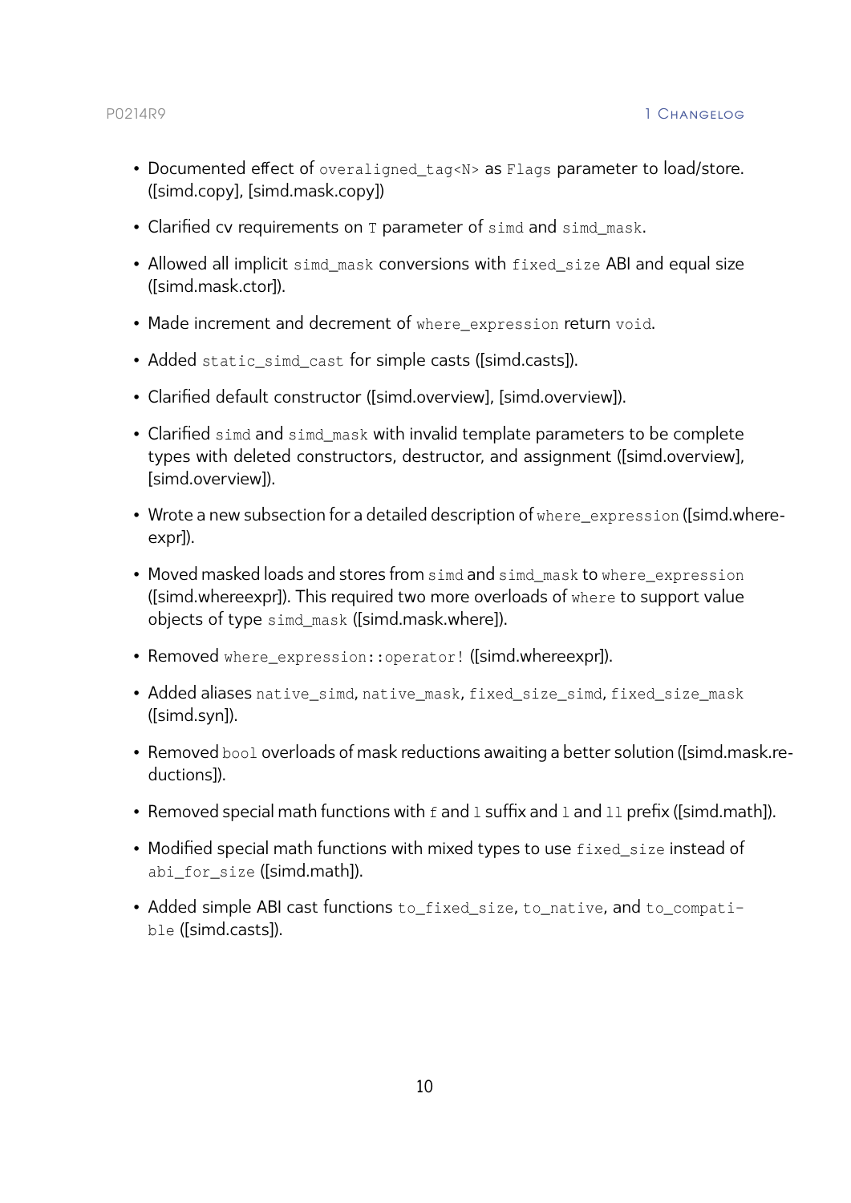- Documented effect of `overaligned_tag<N>` as `Flags` parameter to load/store. ([simd.copy], [simd.mask.copy])

- Clarified cv requirements on `T` parameter of `simd` and `simd_mask`.

- Allowed all implicit `simd_mask` conversions with `fixed_size` ABI and equal size ([simd.mask.ctor]).

- Made increment and decrement of `where_expression` return `void`.

- Added `static_simd_cast` for simple casts ([simd.casts]).

- Clarified default constructor ([simd.overview], [simd.overview]).

- Clarified `simd` and `simd_mask` with invalid template parameters to be complete types with deleted constructors, destructor, and assignment ([simd.overview], [simd.overview]).

- Wrote a new subsection for a detailed description of `where_expression` ([simd.whereexpr]).

- Moved masked loads and stores from `simd` and `simd_mask` to `where_expression` ([simd.whereexpr]). This required two more overloads of `where` to support value objects of type `simd_mask` ([simd.mask.where]).

- Removed `where_expression::operator!` ([simd.whereexpr]).

- Added aliases `native_simd`, `native_mask`, `fixed_size_simd`, `fixed_size_mask` ([simd.syn]).

- Removed `bool` overloads of mask reductions awaiting a better solution ([simd.mask.reductions]).

- Removed special math functions with `f` and `l` suffix and `l` and `ll` prefix ([simd.math]).

- Modified special math functions with mixed types to use `fixed_size` instead of `abi_for_size` ([simd.math]).

- Added simple ABI cast functions `to_fixed_size`, `to_native`, and `to_compatible` ([simd.casts]).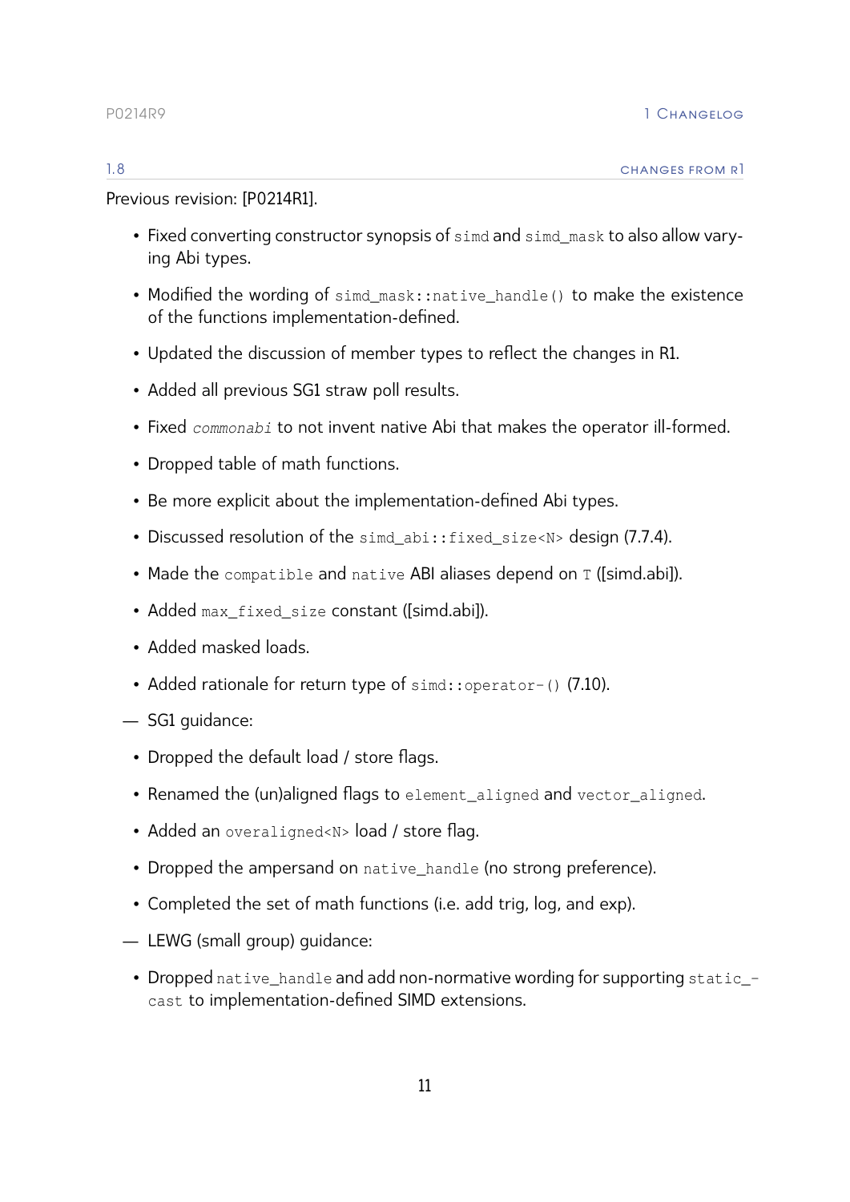### 1.8 Changes from R1

Previous revision: [P0214R1].

- Fixed converting constructor synopsis of `simd` and `simd_mask` to also allow varying Abi types.
- Modified the wording of `simd_mask::native_handle()` to make the existence of the functions implementation-defined.
- Updated the discussion of member types to reflect the changes in R1.
- Added all previous SG1 straw poll results.
- Fixed *`commonabi`* to not invent native Abi that makes the operator ill-formed.
- Dropped table of math functions.
- Be more explicit about the implementation-defined Abi types.
- Discussed resolution of the `simd_abi::fixed_size<N>` design (7.7.4).
- Made the `compatible` and `native` ABI aliases depend on `T` ([simd.abi]).
- Added `max_fixed_size` constant ([simd.abi]).
- Added masked loads.
- Added rationale for return type of `simd::operator-()` (7.10).

— SG1 guidance:

- Dropped the default load / store flags.
- Renamed the (un)aligned flags to `element_aligned` and `vector_aligned`.
- Added an `overaligned<N>` load / store flag.
- Dropped the ampersand on `native_handle` (no strong preference).
- Completed the set of math functions (i.e. add trig, log, and exp).

— LEWG (small group) guidance:

- Dropped `native_handle` and add non-normative wording for supporting `static_cast` to implementation-defined SIMD extensions.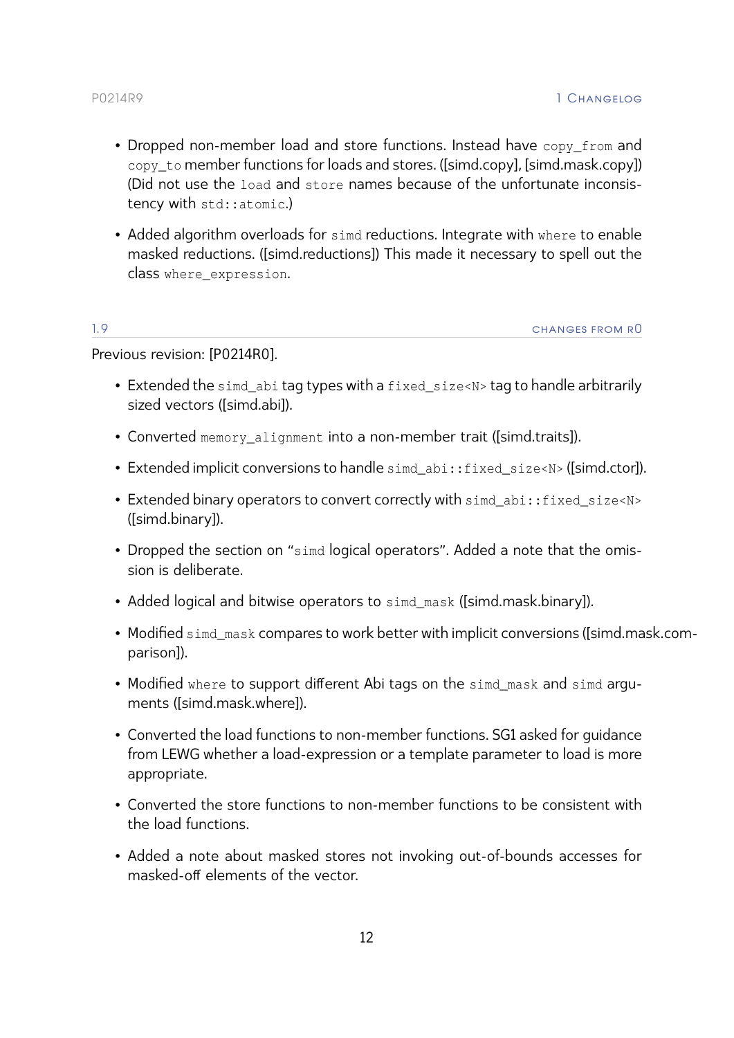- Dropped non-member load and store functions. Instead have `copy_from` and `copy_to` member functions for loads and stores. ([simd.copy], [simd.mask.copy]) (Did not use the `load` and `store` names because of the unfortunate inconsistency with `std::atomic`.)

- Added algorithm overloads for `simd` reductions. Integrate with `where` to enable masked reductions. ([simd.reductions]) This made it necessary to spell out the class `where_expression`.

## 1.9 CHANGES FROM R0

Previous revision: [P0214R0].

- Extended the `simd_abi` tag types with a `fixed_size<N>` tag to handle arbitrarily sized vectors ([simd.abi]).

- Converted `memory_alignment` into a non-member trait ([simd.traits]).

- Extended implicit conversions to handle `simd_abi::fixed_size<N>` ([simd.ctor]).

- Extended binary operators to convert correctly with `simd_abi::fixed_size<N>` ([simd.binary]).

- Dropped the section on "`simd` logical operators". Added a note that the omission is deliberate.

- Added logical and bitwise operators to `simd_mask` ([simd.mask.binary]).

- Modified `simd_mask` compares to work better with implicit conversions ([simd.mask.comparison]).

- Modified `where` to support different Abi tags on the `simd_mask` and `simd` arguments ([simd.mask.where]).

- Converted the load functions to non-member functions. SG1 asked for guidance from LEWG whether a load-expression or a template parameter to load is more appropriate.

- Converted the store functions to non-member functions to be consistent with the load functions.

- Added a note about masked stores not invoking out-of-bounds accesses for masked-off elements of the vector.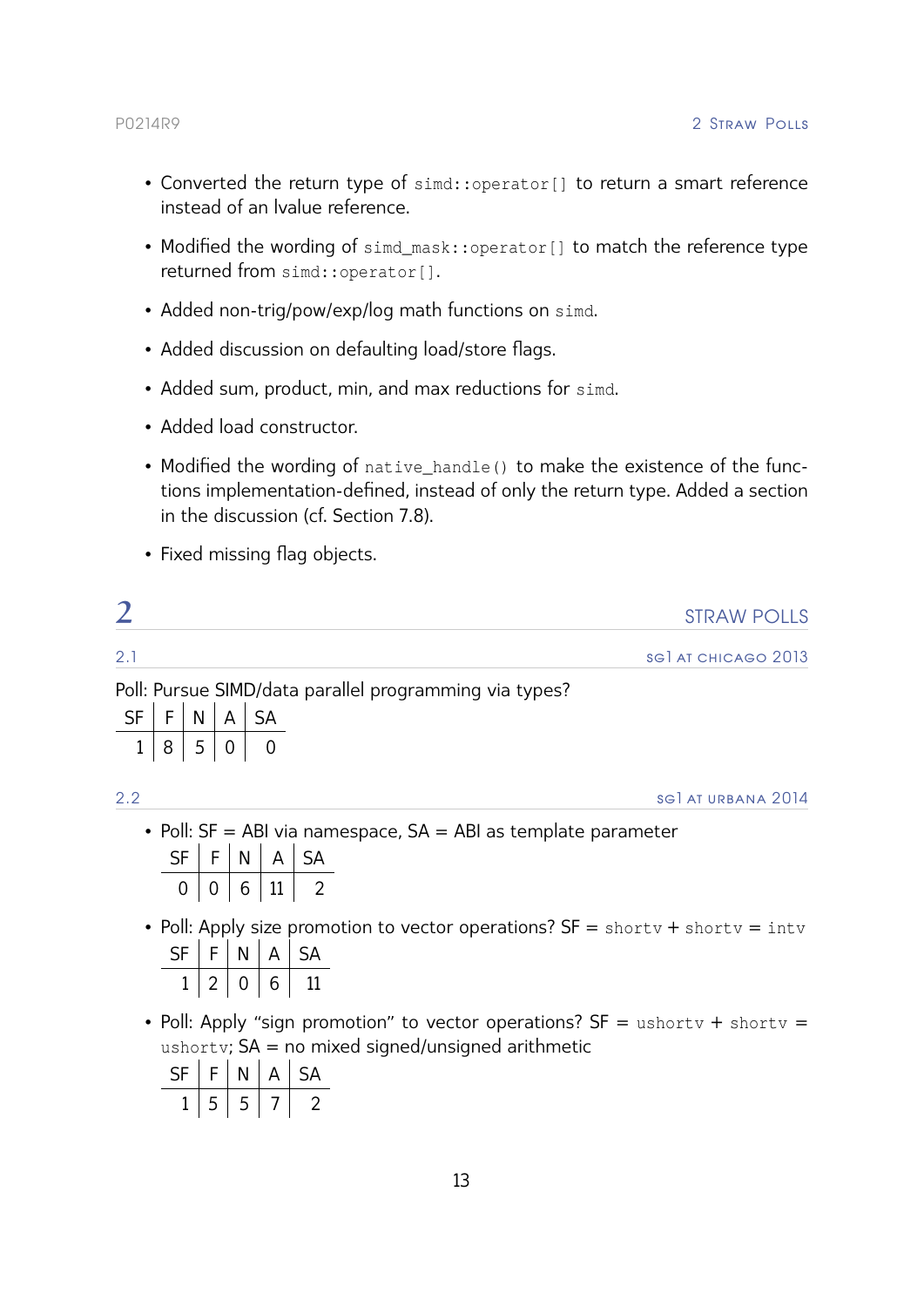- Converted the return type of `simd::operator[]` to return a smart reference instead of an lvalue reference.
- Modified the wording of `simd_mask::operator[]` to match the reference type returned from `simd::operator[]`.
- Added non-trig/pow/exp/log math functions on `simd`.
- Added discussion on defaulting load/store flags.
- Added sum, product, min, and max reductions for `simd`.
- Added load constructor.
- Modified the wording of `native_handle()` to make the existence of the functions implementation-defined, instead of only the return type. Added a section in the discussion (cf. Section 7.8).
- Fixed missing flag objects.

# 2 STRAW POLLS

## 2.1 SG1 AT CHICAGO 2013

Poll: Pursue SIMD/data parallel programming via types?

| SF | F | N | A | SA |
|---|---|---|---|---|
| 1 | 8 | 5 | 0 | 0 |

## 2.2 SG1 AT URBANA 2014

- Poll: SF = ABI via namespace, SA = ABI as template parameter

  | SF | F | N | A | SA |
  |---|---|---|---|---|
  | 0 | 0 | 6 | 11 | 2 |

- Poll: Apply size promotion to vector operations? SF = `shortv` + `shortv` = `intv`

  | SF | F | N | A | SA |
  |---|---|---|---|---|
  | 1 | 2 | 0 | 6 | 11 |

- Poll: Apply “sign promotion” to vector operations? SF = `ushortv` + `shortv` = `ushortv`; SA = no mixed signed/unsigned arithmetic

  | SF | F | N | A | SA |
  |---|---|---|---|---|
  | 1 | 5 | 5 | 7 | 2 |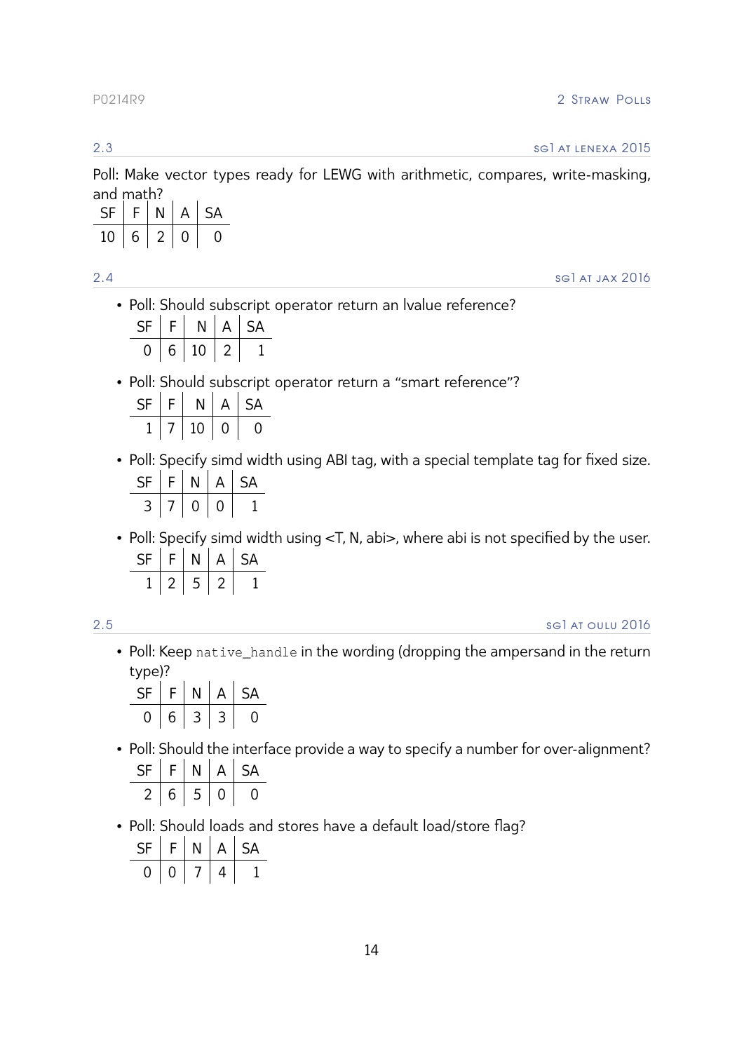### 2.3 SG1 at Lenexa 2015

Poll: Make vector types ready for LEWG with arithmetic, compares, write-masking, and math?

| SF | F | N | A | SA |
|---|---|---|---|---|
| 10 | 6 | 2 | 0 | 0 |

### 2.4 SG1 at Jax 2016

- Poll: Should subscript operator return an lvalue reference?

  | SF | F | N | A | SA |
  |---|---|---|---|---|
  | 0 | 6 | 10 | 2 | 1 |

- Poll: Should subscript operator return a "smart reference"?

  | SF | F | N | A | SA |
  |---|---|---|---|---|
  | 1 | 7 | 10 | 0 | 0 |

- Poll: Specify simd width using ABI tag, with a special template tag for fixed size.

  | SF | F | N | A | SA |
  |---|---|---|---|---|
  | 3 | 7 | 0 | 0 | 1 |

- Poll: Specify simd width using <T, N, abi>, where abi is not specified by the user.

  | SF | F | N | A | SA |
  |---|---|---|---|---|
  | 1 | 2 | 5 | 2 | 1 |

### 2.5 SG1 at Oulu 2016

- Poll: Keep `native_handle` in the wording (dropping the ampersand in the return type)?

  | SF | F | N | A | SA |
  |---|---|---|---|---|
  | 0 | 6 | 3 | 3 | 0 |

- Poll: Should the interface provide a way to specify a number for over-alignment?

  | SF | F | N | A | SA |
  |---|---|---|---|---|
  | 2 | 6 | 5 | 0 | 0 |

- Poll: Should loads and stores have a default load/store flag?

  | SF | F | N | A | SA |
  |---|---|---|---|---|
  | 0 | 0 | 7 | 4 | 1 |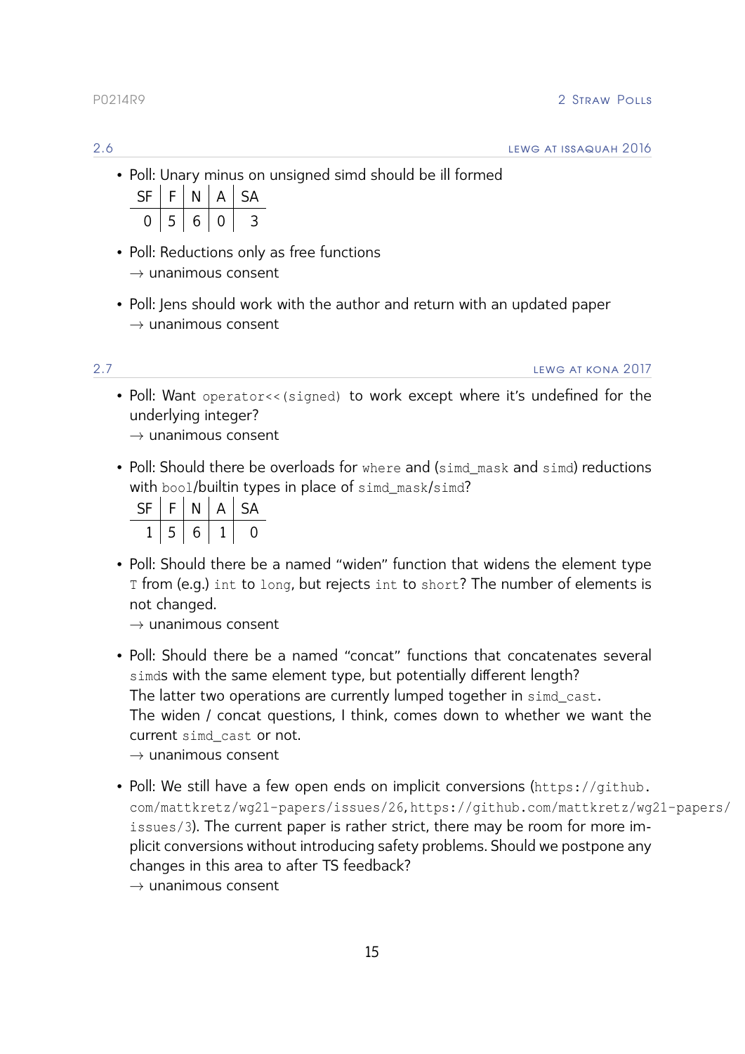### 2.6 LEWG at Issaquah 2016

- Poll: Unary minus on unsigned simd should be ill formed

| SF | F | N | A | SA |
|---|---|---|---|---|
| 0 | 5 | 6 | 0 | 3 |

- Poll: Reductions only as free functions
  → unanimous consent

- Poll: Jens should work with the author and return with an updated paper
  → unanimous consent

### 2.7 LEWG at Kona 2017

- Poll: Want `operator<<(signed)` to work except where it's undefined for the underlying integer?
  → unanimous consent

- Poll: Should there be overloads for `where` and (`simd_mask` and `simd`) reductions with `bool`/builtin types in place of `simd_mask`/`simd`?

| SF | F | N | A | SA |
|---|---|---|---|---|
| 1 | 5 | 6 | 1 | 0 |

- Poll: Should there be a named "widen" function that widens the element type `T` from (e.g.) `int` to `long`, but rejects `int` to `short`? The number of elements is not changed.
  → unanimous consent

- Poll: Should there be a named "concat" functions that concatenates several `simd`s with the same element type, but potentially different length?
  The latter two operations are currently lumped together in `simd_cast`.
  The widen / concat questions, I think, comes down to whether we want the current `simd_cast` or not.
  → unanimous consent

- Poll: We still have a few open ends on implicit conversions (`https://github.com/mattkretz/wg21-papers/issues/26`, `https://github.com/mattkretz/wg21-papers/issues/3`). The current paper is rather strict, there may be room for more implicit conversions without introducing safety problems. Should we postpone any changes in this area to after TS feedback?
  → unanimous consent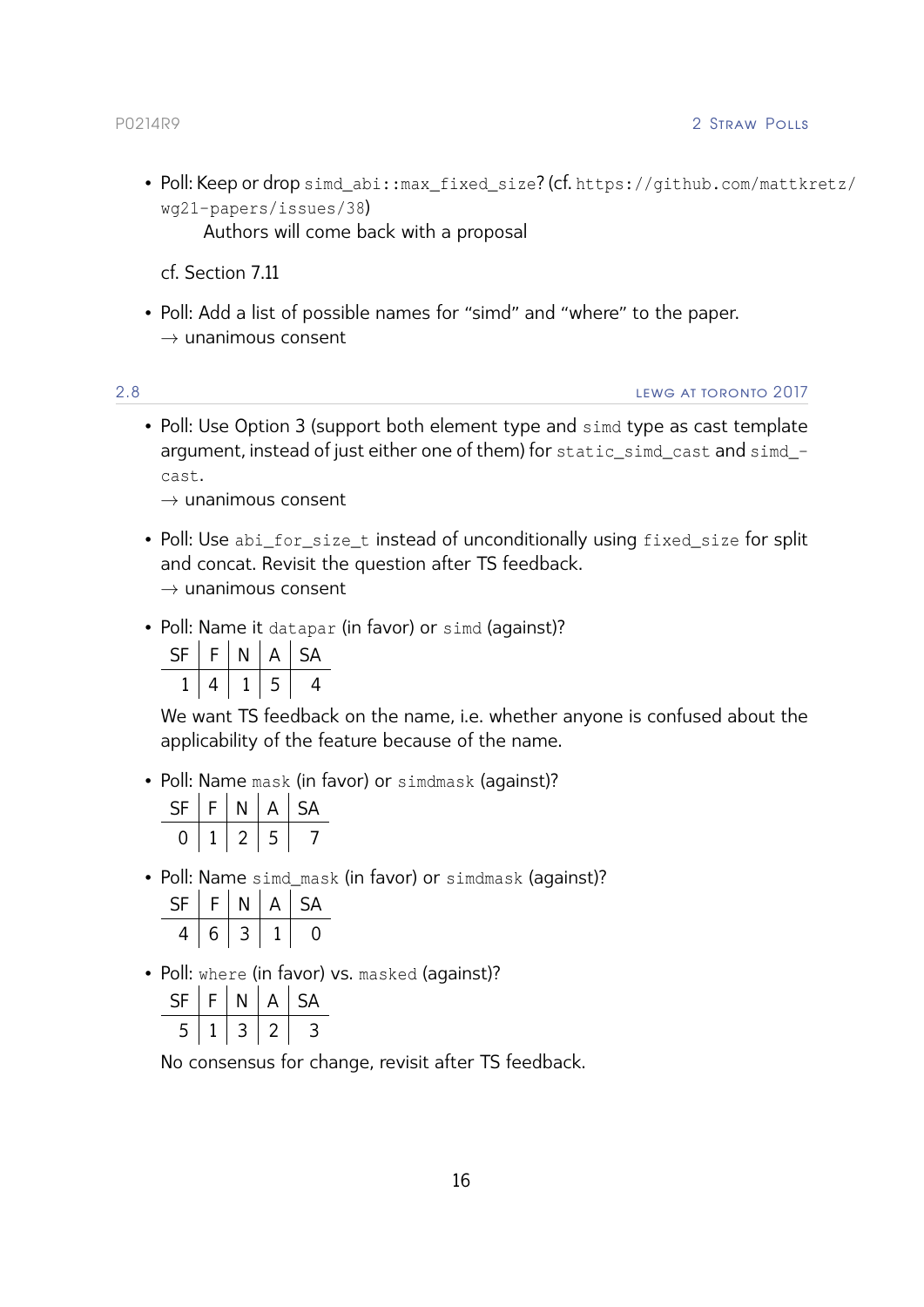- Poll: Keep or drop `simd_abi::max_fixed_size`? (cf. `https://github.com/mattkretz/wg21-papers/issues/38`)

  Authors will come back with a proposal

  cf. Section 7.11

- Poll: Add a list of possible names for "simd" and "where" to the paper.
  → unanimous consent

## 2.8 LEWG at Toronto 2017

- Poll: Use Option 3 (support both element type and `simd` type as cast template argument, instead of just either one of them) for `static_simd_cast` and `simd_cast`.
  → unanimous consent

- Poll: Use `abi_for_size_t` instead of unconditionally using `fixed_size` for split and concat. Revisit the question after TS feedback.
  → unanimous consent

- Poll: Name it `datapar` (in favor) or `simd` (against)?

  | SF | F | N | A | SA |
  |---|---|---|---|---|
  | 1 | 4 | 1 | 5 | 4 |

  We want TS feedback on the name, i.e. whether anyone is confused about the applicability of the feature because of the name.

- Poll: Name `mask` (in favor) or `simdmask` (against)?

  | SF | F | N | A | SA |
  |---|---|---|---|---|
  | 0 | 1 | 2 | 5 | 7 |

- Poll: Name `simd_mask` (in favor) or `simdmask` (against)?

  | SF | F | N | A | SA |
  |---|---|---|---|---|
  | 4 | 6 | 3 | 1 | 0 |

- Poll: `where` (in favor) vs. `masked` (against)?

  | SF | F | N | A | SA |
  |---|---|---|---|---|
  | 5 | 1 | 3 | 2 | 3 |

  No consensus for change, revisit after TS feedback.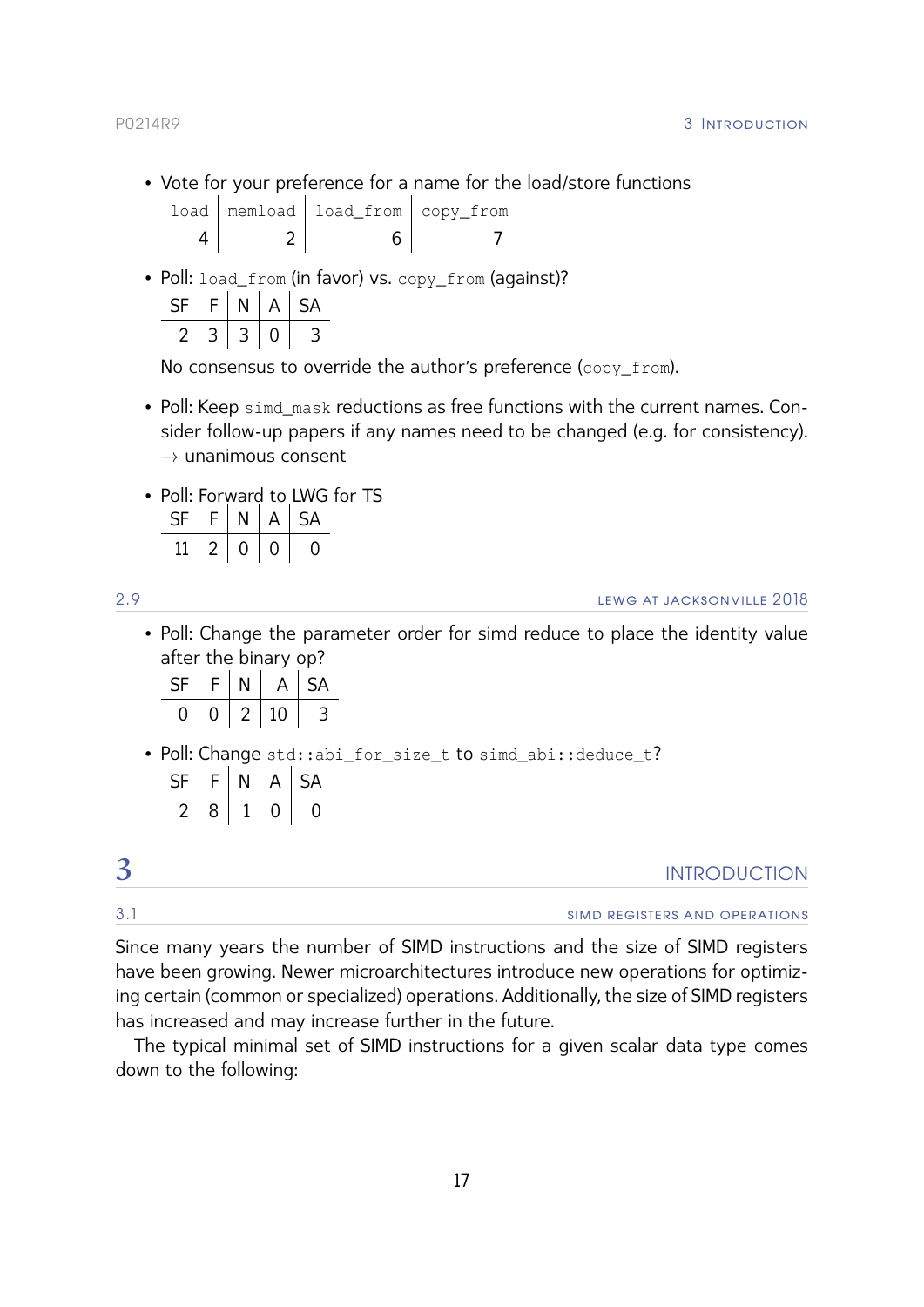- Vote for your preference for a name for the load/store functions

| `load` | `memload` | `load_from` | `copy_from` |
|---|---|---|---|
| 4 | 2 | 6 | 7 |

- Poll: `load_from` (in favor) vs. `copy_from` (against)?

| SF | F | N | A | SA |
|---|---|---|---|---|
| 2 | 3 | 3 | 0 | 3 |

  No consensus to override the author's preference (`copy_from`).

- Poll: Keep `simd_mask` reductions as free functions with the current names. Consider follow-up papers if any names need to be changed (e.g. for consistency).
  → unanimous consent

- Poll: Forward to LWG for TS

| SF | F | N | A | SA |
|---|---|---|---|---|
| 11 | 2 | 0 | 0 | 0 |

### 2.9 LEWG at Jacksonville 2018

- Poll: Change the parameter order for simd reduce to place the identity value after the binary op?

| SF | F | N | A | SA |
|---|---|---|---|---|
| 0 | 0 | 2 | 10 | 3 |

- Poll: Change `std::abi_for_size_t` to `simd_abi::deduce_t`?

| SF | F | N | A | SA |
|---|---|---|---|---|
| 2 | 8 | 1 | 0 | 0 |

# 3 Introduction

## 3.1 SIMD registers and operations

Since many years the number of SIMD instructions and the size of SIMD registers have been growing. Newer microarchitectures introduce new operations for optimizing certain (common or specialized) operations. Additionally, the size of SIMD registers has increased and may increase further in the future.

The typical minimal set of SIMD instructions for a given scalar data type comes down to the following: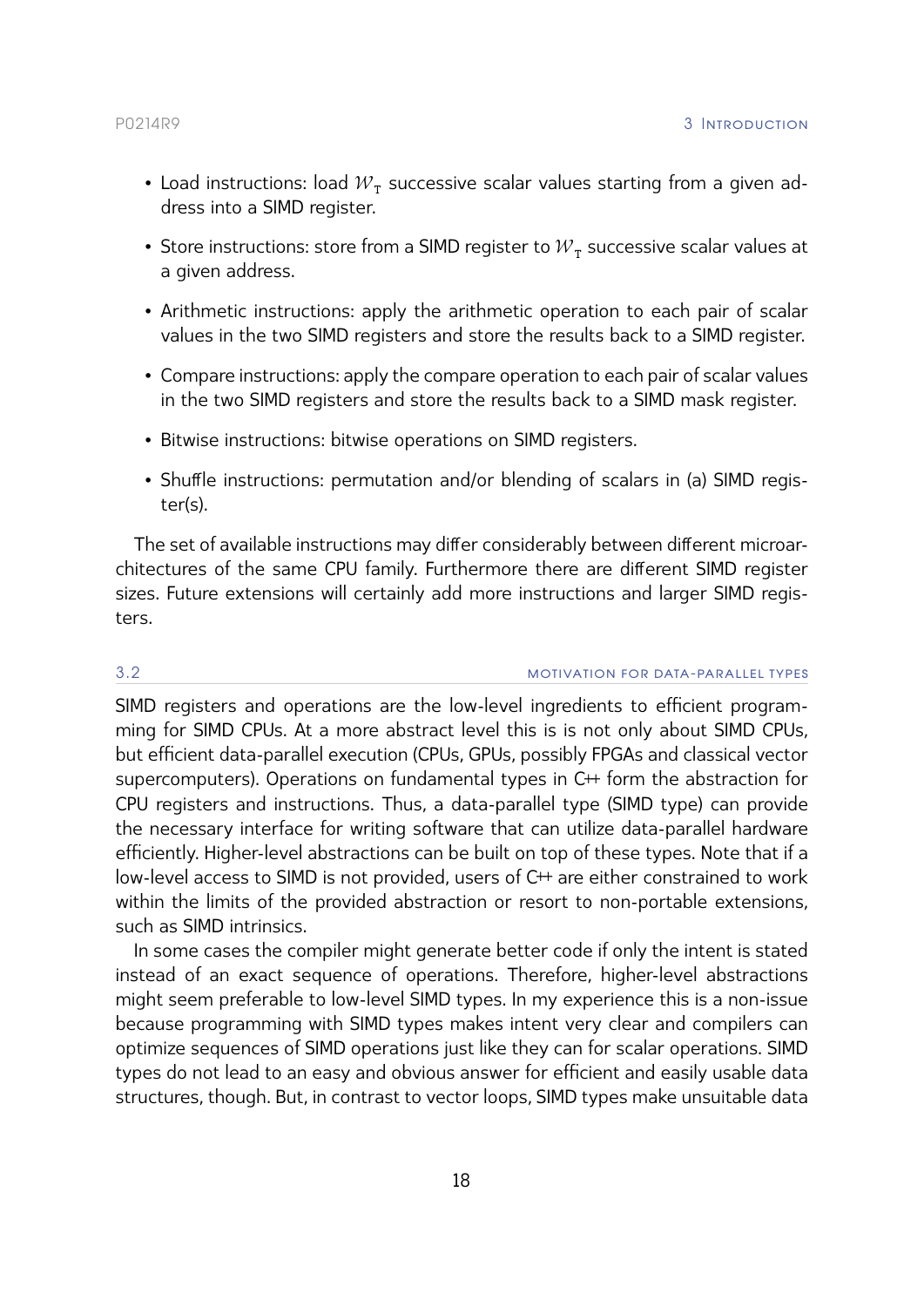- Load instructions: load $\mathcal{W}_T$ successive scalar values starting from a given address into a SIMD register.
- Store instructions: store from a SIMD register to $\mathcal{W}_T$ successive scalar values at a given address.
- Arithmetic instructions: apply the arithmetic operation to each pair of scalar values in the two SIMD registers and store the results back to a SIMD register.
- Compare instructions: apply the compare operation to each pair of scalar values in the two SIMD registers and store the results back to a SIMD mask register.
- Bitwise instructions: bitwise operations on SIMD registers.
- Shuffle instructions: permutation and/or blending of scalars in (a) SIMD register(s).

The set of available instructions may differ considerably between different microarchitectures of the same CPU family. Furthermore there are different SIMD register sizes. Future extensions will certainly add more instructions and larger SIMD registers.

## 3.2 Motivation for data-parallel types

SIMD registers and operations are the low-level ingredients to efficient programming for SIMD CPUs. At a more abstract level this is is not only about SIMD CPUs, but efficient data-parallel execution (CPUs, GPUs, possibly FPGAs and classical vector supercomputers). Operations on fundamental types in C++ form the abstraction for CPU registers and instructions. Thus, a data-parallel type (SIMD type) can provide the necessary interface for writing software that can utilize data-parallel hardware efficiently. Higher-level abstractions can be built on top of these types. Note that if a low-level access to SIMD is not provided, users of C++ are either constrained to work within the limits of the provided abstraction or resort to non-portable extensions, such as SIMD intrinsics.

In some cases the compiler might generate better code if only the intent is stated instead of an exact sequence of operations. Therefore, higher-level abstractions might seem preferable to low-level SIMD types. In my experience this is a non-issue because programming with SIMD types makes intent very clear and compilers can optimize sequences of SIMD operations just like they can for scalar operations. SIMD types do not lead to an easy and obvious answer for efficient and easily usable data structures, though. But, in contrast to vector loops, SIMD types make unsuitable data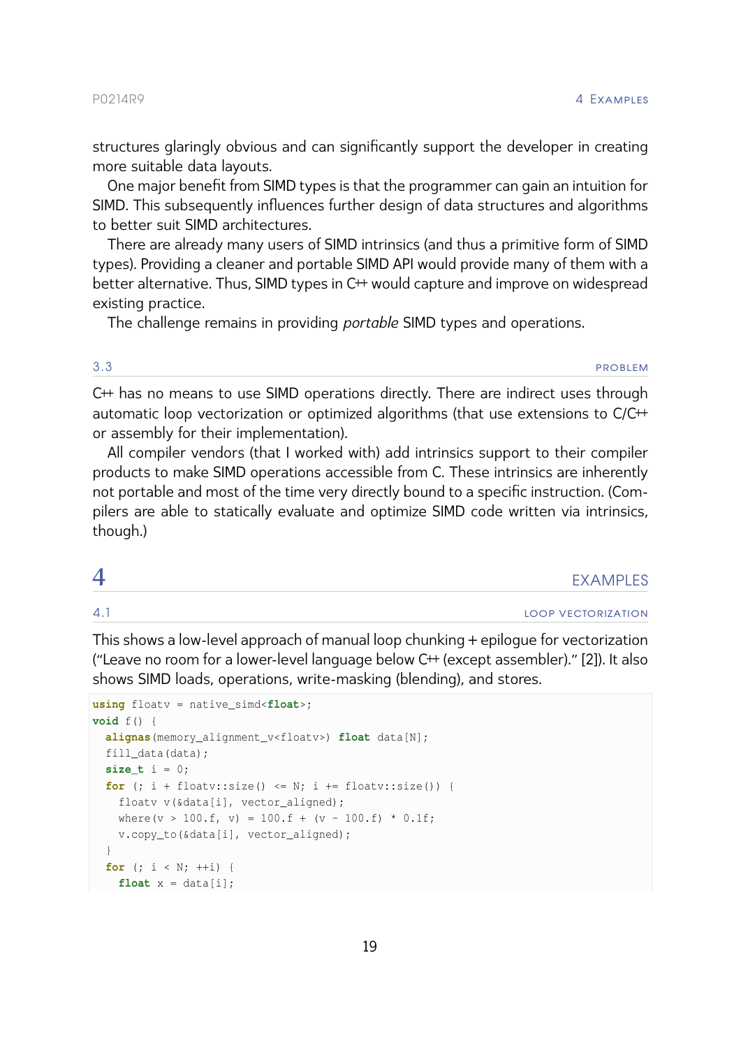structures glaringly obvious and can significantly support the developer in creating more suitable data layouts.

One major benefit from SIMD types is that the programmer can gain an intuition for SIMD. This subsequently influences further design of data structures and algorithms to better suit SIMD architectures.

There are already many users of SIMD intrinsics (and thus a primitive form of SIMD types). Providing a cleaner and portable SIMD API would provide many of them with a better alternative. Thus, SIMD types in C++ would capture and improve on widespread existing practice.

The challenge remains in providing *portable* SIMD types and operations.

### 3.3 PROBLEM

C++ has no means to use SIMD operations directly. There are indirect uses through automatic loop vectorization or optimized algorithms (that use extensions to C/C++ or assembly for their implementation).

All compiler vendors (that I worked with) add intrinsics support to their compiler products to make SIMD operations accessible from C. These intrinsics are inherently not portable and most of the time very directly bound to a specific instruction. (Compilers are able to statically evaluate and optimize SIMD code written via intrinsics, though.)

## 4 EXAMPLES

### 4.1 LOOP VECTORIZATION

This shows a low-level approach of manual loop chunking + epilogue for vectorization ("Leave no room for a lower-level language below C++ (except assembler)." [2]). It also shows SIMD loads, operations, write-masking (blending), and stores.

```
using floatv = native_simd<float>;
void f() {
  alignas(memory_alignment_v<floatv>) float data[N];
  fill_data(data);
  size_t i = 0;
  for (; i + floatv::size() <= N; i += floatv::size()) {
    floatv v(&data[i], vector_aligned);
    where(v > 100.f, v) = 100.f + (v - 100.f) * 0.1f;
    v.copy_to(&data[i], vector_aligned);
  }
  for (; i < N; ++i) {
    float x = data[i];
```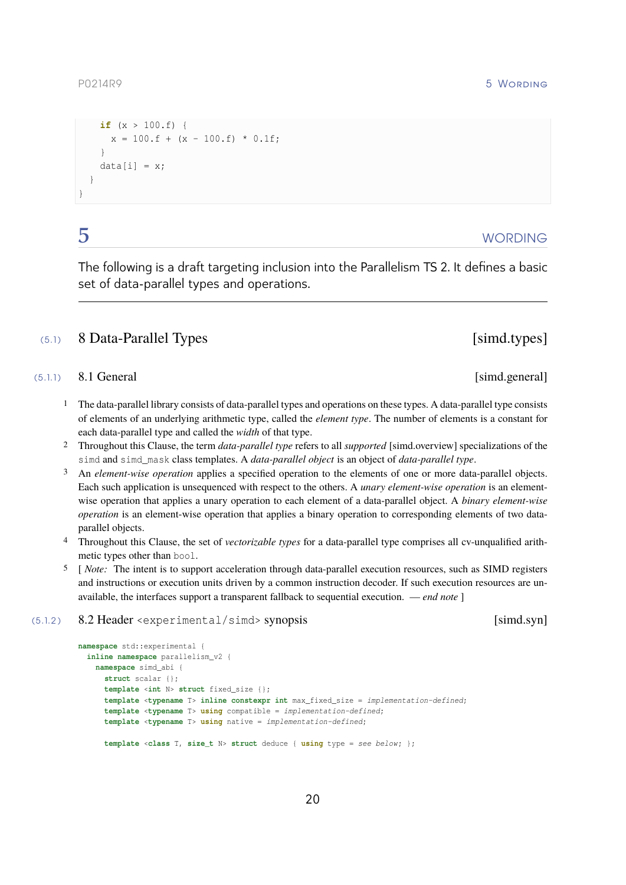```
    if (x > 100.f) {
      x = 100.f + (x - 100.f) * 0.1f;
    }
    data[i] = x;
  }
}
```

# 5 WORDING

The following is a draft targeting inclusion into the Parallelism TS 2. It defines a basic set of data-parallel types and operations.

---

## (5.1) 8 Data-Parallel Types [simd.types]

### (5.1.1) 8.1 General [simd.general]

1 The data-parallel library consists of data-parallel types and operations on these types. A data-parallel type consists of elements of an underlying arithmetic type, called the *element type*. The number of elements is a constant for each data-parallel type and called the *width* of that type.

2 Throughout this Clause, the term *data-parallel type* refers to all *supported* [simd.overview] specializations of the `simd` and `simd_mask` class templates. A *data-parallel object* is an object of *data-parallel type*.

3 An *element-wise operation* applies a specified operation to the elements of one or more data-parallel objects. Each such application is unsequenced with respect to the others. A *unary element-wise operation* is an element-wise operation that applies a unary operation to each element of a data-parallel object. A *binary element-wise operation* is an element-wise operation that applies a binary operation to corresponding elements of two data-parallel objects.

4 Throughout this Clause, the set of *vectorizable types* for a data-parallel type comprises all cv-unqualified arithmetic types other than `bool`.

5 [ *Note:* The intent is to support acceleration through data-parallel execution resources, such as SIMD registers and instructions or execution units driven by a common instruction decoder. If such execution resources are unavailable, the interfaces support a transparent fallback to sequential execution. — *end note* ]

### (5.1.2) 8.2 Header `<experimental/simd>` synopsis [simd.syn]

```
namespace std::experimental {
  inline namespace parallelism_v2 {
    namespace simd_abi {
      struct scalar {};
      template <int N> struct fixed_size {};
      template <typename T> inline constexpr int max_fixed_size = implementation-defined;
      template <typename T> using compatible = implementation-defined;
      template <typename T> using native = implementation-defined;

      template <class T, size_t N> struct deduce { using type = see below; };
```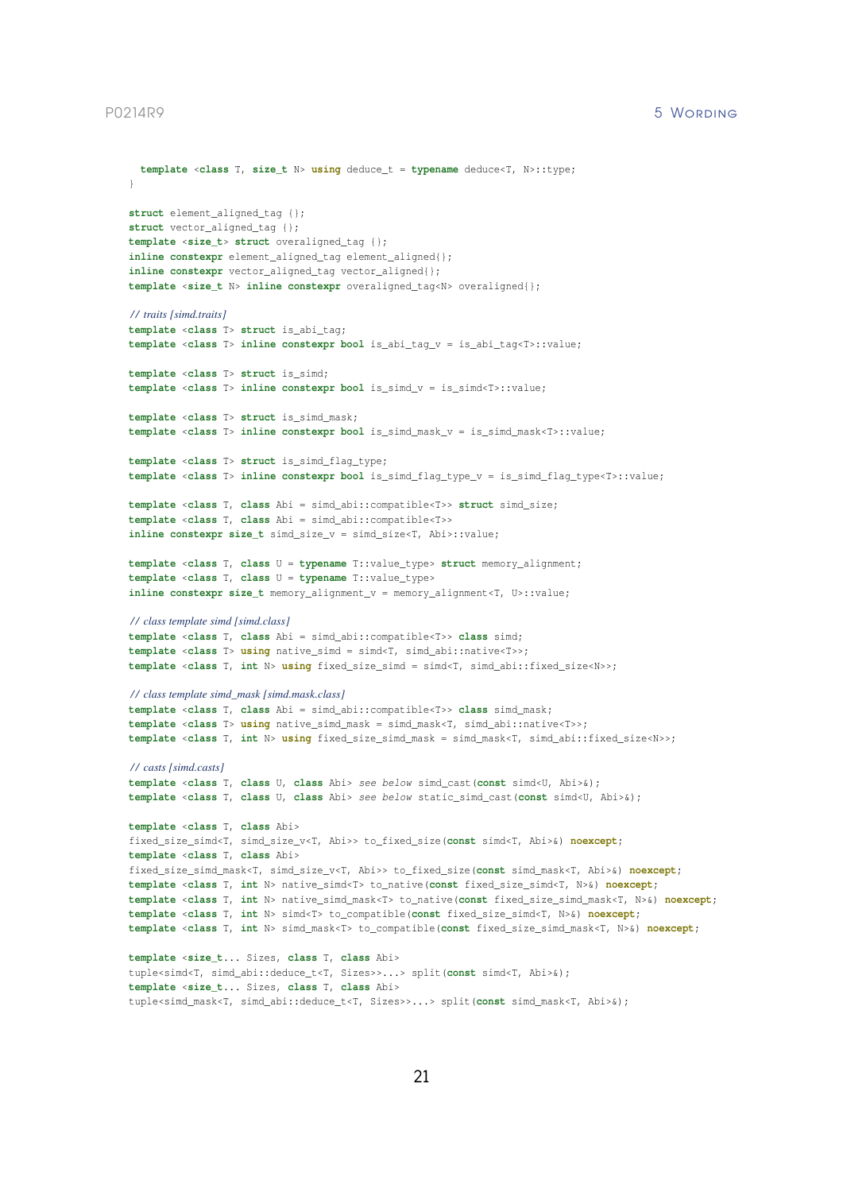```
  template <class T, size_t N> using deduce_t = typename deduce<T, N>::type;
}

struct element_aligned_tag {};
struct vector_aligned_tag {};
template <size_t> struct overaligned_tag {};
inline constexpr element_aligned_tag element_aligned{};
inline constexpr vector_aligned_tag vector_aligned{};
template <size_t N> inline constexpr overaligned_tag<N> overaligned{};

// traits [simd.traits]
template <class T> struct is_abi_tag;
template <class T> inline constexpr bool is_abi_tag_v = is_abi_tag<T>::value;

template <class T> struct is_simd;
template <class T> inline constexpr bool is_simd_v = is_simd<T>::value;

template <class T> struct is_simd_mask;
template <class T> inline constexpr bool is_simd_mask_v = is_simd_mask<T>::value;

template <class T> struct is_simd_flag_type;
template <class T> inline constexpr bool is_simd_flag_type_v = is_simd_flag_type<T>::value;

template <class T, class Abi = simd_abi::compatible<T>> struct simd_size;
template <class T, class Abi = simd_abi::compatible<T>>
inline constexpr size_t simd_size_v = simd_size<T, Abi>::value;

template <class T, class U = typename T::value_type> struct memory_alignment;
template <class T, class U = typename T::value_type>
inline constexpr size_t memory_alignment_v = memory_alignment<T, U>::value;

// class template simd [simd.class]
template <class T, class Abi = simd_abi::compatible<T>> class simd;
template <class T> using native_simd = simd<T, simd_abi::native<T>>;
template <class T, int N> using fixed_size_simd = simd<T, simd_abi::fixed_size<N>>;

// class template simd_mask [simd.mask.class]
template <class T, class Abi = simd_abi::compatible<T>> class simd_mask;
template <class T> using native_simd_mask = simd_mask<T, simd_abi::native<T>>;
template <class T, int N> using fixed_size_simd_mask = simd_mask<T, simd_abi::fixed_size<N>>;

// casts [simd.casts]
template <class T, class U, class Abi> see below simd_cast(const simd<U, Abi>&);
template <class T, class U, class Abi> see below static_simd_cast(const simd<U, Abi>&);

template <class T, class Abi>
fixed_size_simd<T, simd_size_v<T, Abi>> to_fixed_size(const simd<T, Abi>&) noexcept;
template <class T, class Abi>
fixed_size_simd_mask<T, simd_size_v<T, Abi>> to_fixed_size(const simd_mask<T, Abi>&) noexcept;
template <class T, int N> native_simd<T> to_native(const fixed_size_simd<T, N>&) noexcept;
template <class T, int N> native_simd_mask<T> to_native(const fixed_size_simd_mask<T, N>&) noexcept;
template <class T, int N> simd<T> to_compatible(const fixed_size_simd<T, N>&) noexcept;
template <class T, int N> simd_mask<T> to_compatible(const fixed_size_simd_mask<T, N>&) noexcept;

template <size_t... Sizes, class T, class Abi>
tuple<simd<T, simd_abi::deduce_t<T, Sizes>>...> split(const simd<T, Abi>&);
template <size_t... Sizes, class T, class Abi>
tuple<simd_mask<T, simd_abi::deduce_t<T, Sizes>>...> split(const simd_mask<T, Abi>&);
```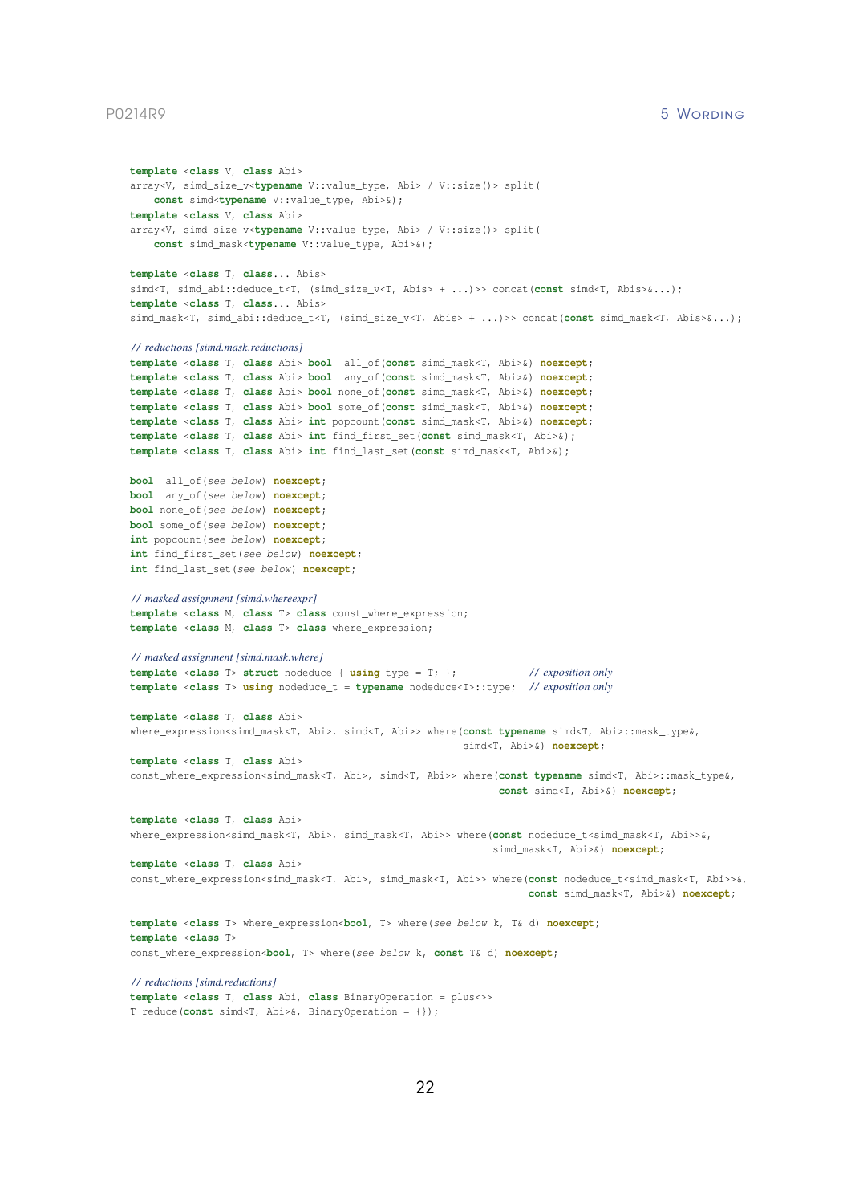```
template <class V, class Abi>
array<V, simd_size_v<typename V::value_type, Abi> / V::size()> split(
    const simd<typename V::value_type, Abi>&);
template <class V, class Abi>
array<V, simd_size_v<typename V::value_type, Abi> / V::size()> split(
    const simd_mask<typename V::value_type, Abi>&);

template <class T, class... Abis>
simd<T, simd_abi::deduce_t<T, (simd_size_v<T, Abis> + ...)>> concat(const simd<T, Abis>&...);
template <class T, class... Abis>
simd_mask<T, simd_abi::deduce_t<T, (simd_size_v<T, Abis> + ...)>> concat(const simd_mask<T, Abis>&...);

// reductions [simd.mask.reductions]
template <class T, class Abi> bool  all_of(const simd_mask<T, Abi>&) noexcept;
template <class T, class Abi> bool  any_of(const simd_mask<T, Abi>&) noexcept;
template <class T, class Abi> bool none_of(const simd_mask<T, Abi>&) noexcept;
template <class T, class Abi> bool some_of(const simd_mask<T, Abi>&) noexcept;
template <class T, class Abi> int popcount(const simd_mask<T, Abi>&) noexcept;
template <class T, class Abi> int find_first_set(const simd_mask<T, Abi>&);
template <class T, class Abi> int find_last_set(const simd_mask<T, Abi>&);

bool  all_of(see below) noexcept;
bool  any_of(see below) noexcept;
bool none_of(see below) noexcept;
bool some_of(see below) noexcept;
int popcount(see below) noexcept;
int find_first_set(see below) noexcept;
int find_last_set(see below) noexcept;

// masked assignment [simd.whereexpr]
template <class M, class T> class const_where_expression;
template <class M, class T> class where_expression;

// masked assignment [simd.mask.where]
template <class T> struct nodeduce { using type = T; };             // exposition only
template <class T> using nodeduce_t = typename nodeduce<T>::type;   // exposition only

template <class T, class Abi>
where_expression<simd_mask<T, Abi>, simd<T, Abi>> where(const typename simd<T, Abi>::mask_type&,
                                                        simd<T, Abi>&) noexcept;
template <class T, class Abi>
const_where_expression<simd_mask<T, Abi>, simd<T, Abi>> where(const typename simd<T, Abi>::mask_type&,
                                                              const simd<T, Abi>&) noexcept;

template <class T, class Abi>
where_expression<simd_mask<T, Abi>, simd_mask<T, Abi>> where(const nodeduce_t<simd_mask<T, Abi>>&,
                                                             simd_mask<T, Abi>&) noexcept;
template <class T, class Abi>
const_where_expression<simd_mask<T, Abi>, simd_mask<T, Abi>> where(const nodeduce_t<simd_mask<T, Abi>>&,
                                                                   const simd_mask<T, Abi>&) noexcept;

template <class T> where_expression<bool, T> where(see below k, T& d) noexcept;
template <class T>
const_where_expression<bool, T> where(see below k, const T& d) noexcept;

// reductions [simd.reductions]
template <class T, class Abi, class BinaryOperation = plus<>>
T reduce(const simd<T, Abi>&, BinaryOperation = {});
```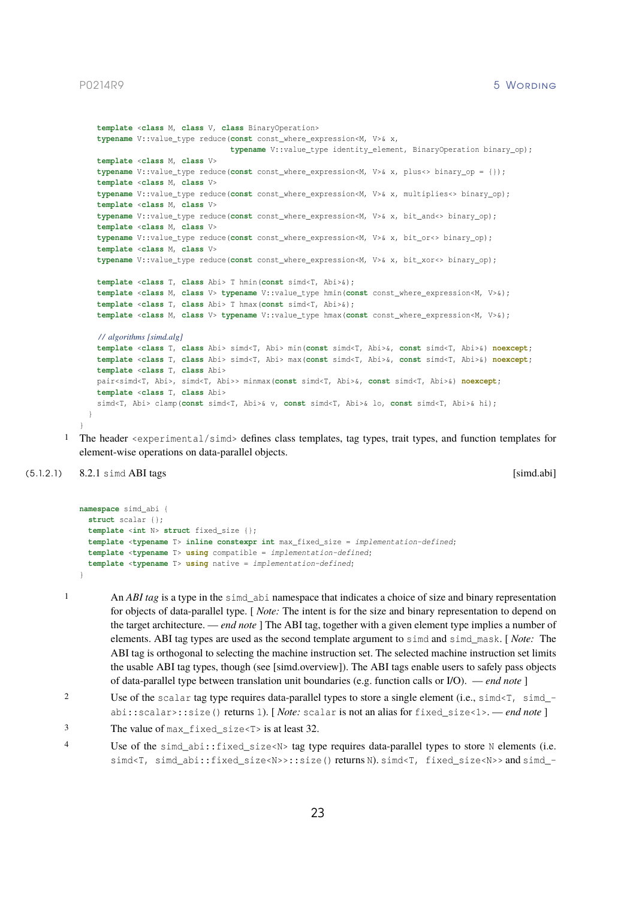```
    template <class M, class V, class BinaryOperation>
    typename V::value_type reduce(const const_where_expression<M, V>& x,
                                  typename V::value_type identity_element, BinaryOperation binary_op);
    template <class M, class V>
    typename V::value_type reduce(const const_where_expression<M, V>& x, plus<> binary_op = {});
    template <class M, class V>
    typename V::value_type reduce(const const_where_expression<M, V>& x, multiplies<> binary_op);
    template <class M, class V>
    typename V::value_type reduce(const const_where_expression<M, V>& x, bit_and<> binary_op);
    template <class M, class V>
    typename V::value_type reduce(const const_where_expression<M, V>& x, bit_or<> binary_op);
    template <class M, class V>
    typename V::value_type reduce(const const_where_expression<M, V>& x, bit_xor<> binary_op);

    template <class T, class Abi> T hmin(const simd<T, Abi>&);
    template <class M, class V> typename V::value_type hmin(const const_where_expression<M, V>&);
    template <class T, class Abi> T hmax(const simd<T, Abi>&);
    template <class M, class V> typename V::value_type hmax(const const_where_expression<M, V>&);

    // algorithms [simd.alg]
    template <class T, class Abi> simd<T, Abi> min(const simd<T, Abi>&, const simd<T, Abi>&) noexcept;
    template <class T, class Abi> simd<T, Abi> max(const simd<T, Abi>&, const simd<T, Abi>&) noexcept;
    template <class T, class Abi>
    pair<simd<T, Abi>, simd<T, Abi>> minmax(const simd<T, Abi>&, const simd<T, Abi>&) noexcept;
    template <class T, class Abi>
    simd<T, Abi> clamp(const simd<T, Abi>& v, const simd<T, Abi>& lo, const simd<T, Abi>& hi);
  }
}
```

1 The header `<experimental/simd>` defines class templates, tag types, trait types, and function templates for element-wise operations on data-parallel objects.

### (5.1.2.1) 8.2.1 `simd` ABI tags [simd.abi]

```
namespace simd_abi {
  struct scalar {};
  template <int N> struct fixed_size {};
  template <typename T> inline constexpr int max_fixed_size = implementation-defined;
  template <typename T> using compatible = implementation-defined;
  template <typename T> using native = implementation-defined;
}
```

1 An *ABI tag* is a type in the `simd_abi` namespace that indicates a choice of size and binary representation for objects of data-parallel type. [ *Note:* The intent is for the size and binary representation to depend on the target architecture. — *end note* ] The ABI tag, together with a given element type implies a number of elements. ABI tag types are used as the second template argument to `simd` and `simd_mask`. [ *Note:* The ABI tag is orthogonal to selecting the machine instruction set. The selected machine instruction set limits the usable ABI tag types, though (see [simd.overview]). The ABI tags enable users to safely pass objects of data-parallel type between translation unit boundaries (e.g. function calls or I/O). — *end note* ]

2 Use of the `scalar` tag type requires data-parallel types to store a single element (i.e., `simd<T, simd_abi::scalar>::size()` returns `1`). [ *Note:* `scalar` is not an alias for `fixed_size<1>`. — *end note* ]

3 The value of `max_fixed_size<T>` is at least 32.

4 Use of the `simd_abi::fixed_size<N>` tag type requires data-parallel types to store `N` elements (i.e. `simd<T, simd_abi::fixed_size<N>>::size()` returns `N`). `simd<T, fixed_size<N>>` and `simd_-`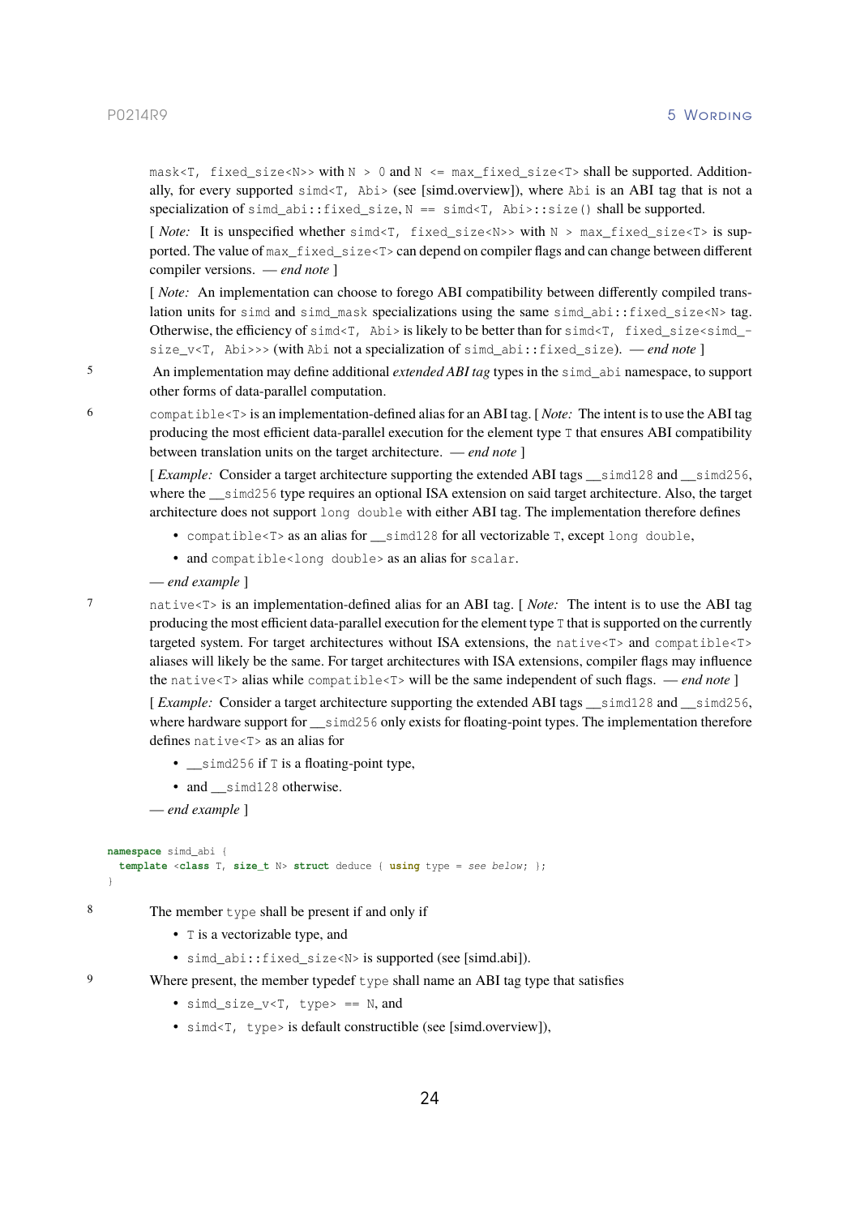mask<T, fixed_size<N>> with N > 0 and N <= max_fixed_size<T> shall be supported. Additionally, for every supported simd<T, Abi> (see [simd.overview]), where Abi is an ABI tag that is not a specialization of simd_abi::fixed_size, N == simd<T, Abi>::size() shall be supported.

[ *Note:* It is unspecified whether simd<T, fixed_size<N>> with N > max_fixed_size<T> is supported. The value of max_fixed_size<T> can depend on compiler flags and can change between different compiler versions. — *end note* ]

[ *Note:* An implementation can choose to forego ABI compatibility between differently compiled translation units for simd and simd_mask specializations using the same simd_abi::fixed_size<N> tag. Otherwise, the efficiency of simd<T, Abi> is likely to be better than for simd<T, fixed_size<simd_size_v<T, Abi>>> (with Abi not a specialization of simd_abi::fixed_size). — *end note* ]

5 An implementation may define additional *extended ABI tag* types in the simd_abi namespace, to support other forms of data-parallel computation.

6 compatible<T> is an implementation-defined alias for an ABI tag. [ *Note:* The intent is to use the ABI tag producing the most efficient data-parallel execution for the element type T that ensures ABI compatibility between translation units on the target architecture. — *end note* ]

[ *Example:* Consider a target architecture supporting the extended ABI tags __simd128 and __simd256, where the __simd256 type requires an optional ISA extension on said target architecture. Also, the target architecture does not support long double with either ABI tag. The implementation therefore defines

- compatible<T> as an alias for __simd128 for all vectorizable T, except long double,
- and compatible<long double> as an alias for scalar.

— *end example* ]

7 native<T> is an implementation-defined alias for an ABI tag. [ *Note:* The intent is to use the ABI tag producing the most efficient data-parallel execution for the element type T that is supported on the currently targeted system. For target architectures without ISA extensions, the native<T> and compatible<T> aliases will likely be the same. For target architectures with ISA extensions, compiler flags may influence the native<T> alias while compatible<T> will be the same independent of such flags. — *end note* ]

[ *Example:* Consider a target architecture supporting the extended ABI tags __simd128 and __simd256, where hardware support for __simd256 only exists for floating-point types. The implementation therefore defines native<T> as an alias for

- __simd256 if T is a floating-point type,
- and __simd128 otherwise.

— *end example* ]

```
namespace simd_abi {
  template <class T, size_t N> struct deduce { using type = see below; };
}
```

8 The member type shall be present if and only if

- T is a vectorizable type, and
- simd_abi::fixed_size<N> is supported (see [simd.abi]).

9 Where present, the member typedef type shall name an ABI tag type that satisfies

- simd_size_v<T, type> == N, and
- simd<T, type> is default constructible (see [simd.overview]),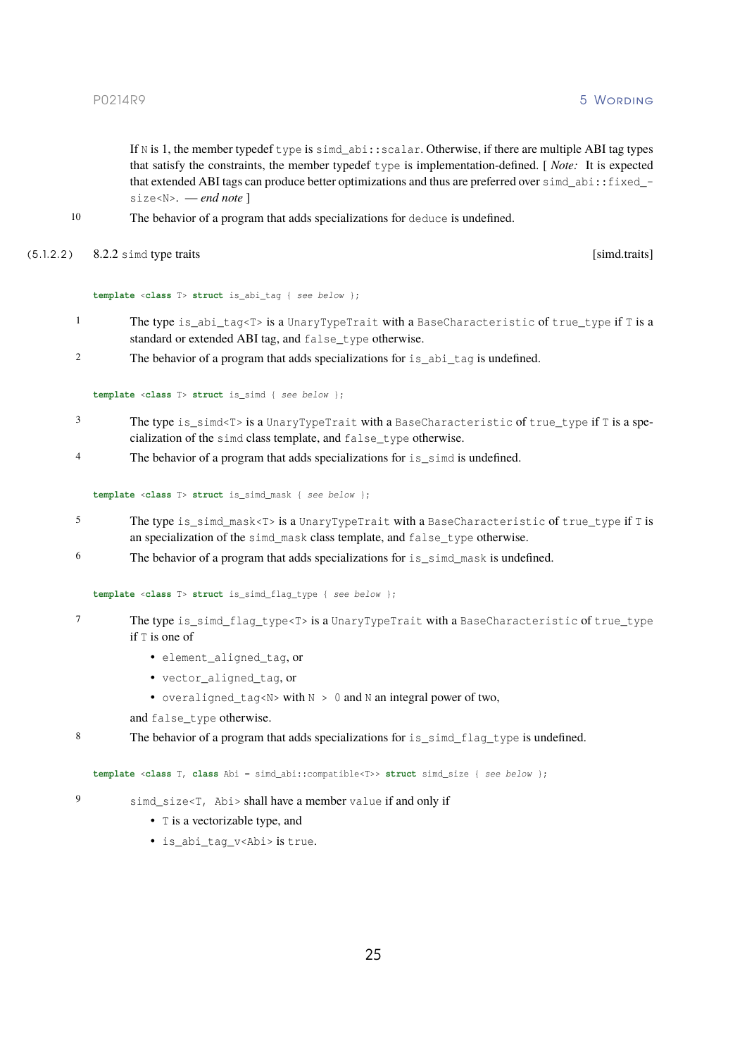If `N` is 1, the member typedef `type` is `simd_abi::scalar`. Otherwise, if there are multiple ABI tag types that satisfy the constraints, the member typedef `type` is implementation-defined. [ *Note:* It is expected that extended ABI tags can produce better optimizations and thus are preferred over `simd_abi::fixed_size<N>`. — *end note* ]

10 The behavior of a program that adds specializations for `deduce` is undefined.

### (5.1.2.2) 8.2.2 `simd` type traits [simd.traits]

```
template <class T> struct is_abi_tag { see below };
```

1 The type `is_abi_tag<T>` is a `UnaryTypeTrait` with a `BaseCharacteristic` of `true_type` if `T` is a standard or extended ABI tag, and `false_type` otherwise.

2 The behavior of a program that adds specializations for `is_abi_tag` is undefined.

```
template <class T> struct is_simd { see below };
```

3 The type `is_simd<T>` is a `UnaryTypeTrait` with a `BaseCharacteristic` of `true_type` if `T` is a specialization of the `simd` class template, and `false_type` otherwise.

4 The behavior of a program that adds specializations for `is_simd` is undefined.

```
template <class T> struct is_simd_mask { see below };
```

5 The type `is_simd_mask<T>` is a `UnaryTypeTrait` with a `BaseCharacteristic` of `true_type` if `T` is an specialization of the `simd_mask` class template, and `false_type` otherwise.

6 The behavior of a program that adds specializations for `is_simd_mask` is undefined.

```
template <class T> struct is_simd_flag_type { see below };
```

7 The type `is_simd_flag_type<T>` is a `UnaryTypeTrait` with a `BaseCharacteristic` of `true_type` if `T` is one of

- `element_aligned_tag`, or
- `vector_aligned_tag`, or
- `overaligned_tag<N>` with `N > 0` and `N` an integral power of two,

and `false_type` otherwise.

8 The behavior of a program that adds specializations for `is_simd_flag_type` is undefined.

```
template <class T, class Abi = simd_abi::compatible<T>> struct simd_size { see below };
```

9 `simd_size<T, Abi>` shall have a member `value` if and only if

- `T` is a vectorizable type, and
- `is_abi_tag_v<Abi>` is `true`.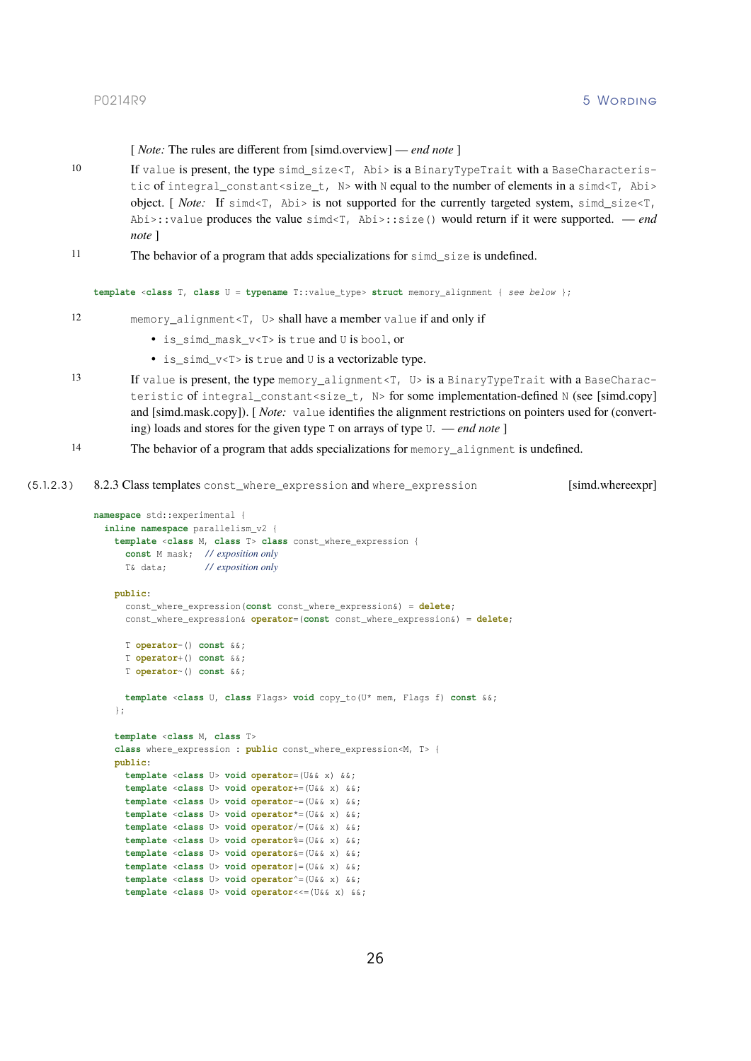[ *Note:* The rules are different from [simd.overview] — *end note* ]

10 If `value` is present, the type `simd_size<T, Abi>` is a `BinaryTypeTrait` with a `BaseCharacteristic` of `integral_constant<size_t, N>` with `N` equal to the number of elements in a `simd<T, Abi>` object. [ *Note:* If `simd<T, Abi>` is not supported for the currently targeted system, `simd_size<T, Abi>::value` produces the value `simd<T, Abi>::size()` would return if it were supported. — *end note* ]

11 The behavior of a program that adds specializations for `simd_size` is undefined.

```
template <class T, class U = typename T::value_type> struct memory_alignment { see below };
```

12 `memory_alignment<T, U>` shall have a member `value` if and only if

- `is_simd_mask_v<T>` is `true` and `U` is `bool`, or
- `is_simd_v<T>` is `true` and `U` is a vectorizable type.

13 If `value` is present, the type `memory_alignment<T, U>` is a `BinaryTypeTrait` with a `BaseCharacteristic` of `integral_constant<size_t, N>` for some implementation-defined `N` (see [simd.copy] and [simd.mask.copy]). [ *Note:* `value` identifies the alignment restrictions on pointers used for (converting) loads and stores for the given type `T` on arrays of type `U`. — *end note* ]

14 The behavior of a program that adds specializations for `memory_alignment` is undefined.

### (5.1.2.3) 8.2.3 Class templates `const_where_expression` and `where_expression` [simd.whereexpr]

```
namespace std::experimental {
  inline namespace parallelism_v2 {
    template <class M, class T> class const_where_expression {
      const M mask;   // exposition only
      T& data;        // exposition only

    public:
      const_where_expression(const const_where_expression&) = delete;
      const_where_expression& operator=(const const_where_expression&) = delete;

      T operator-() const &&;
      T operator+() const &&;
      T operator~() const &&;

      template <class U, class Flags> void copy_to(U* mem, Flags f) const &&;
    };

    template <class M, class T>
    class where_expression : public const_where_expression<M, T> {
    public:
      template <class U> void operator=(U&& x) &&;
      template <class U> void operator+=(U&& x) &&;
      template <class U> void operator-=(U&& x) &&;
      template <class U> void operator*=(U&& x) &&;
      template <class U> void operator/=(U&& x) &&;
      template <class U> void operator%=(U&& x) &&;
      template <class U> void operator&=(U&& x) &&;
      template <class U> void operator|=(U&& x) &&;
      template <class U> void operator^=(U&& x) &&;
      template <class U> void operator<<=(U&& x) &&;
```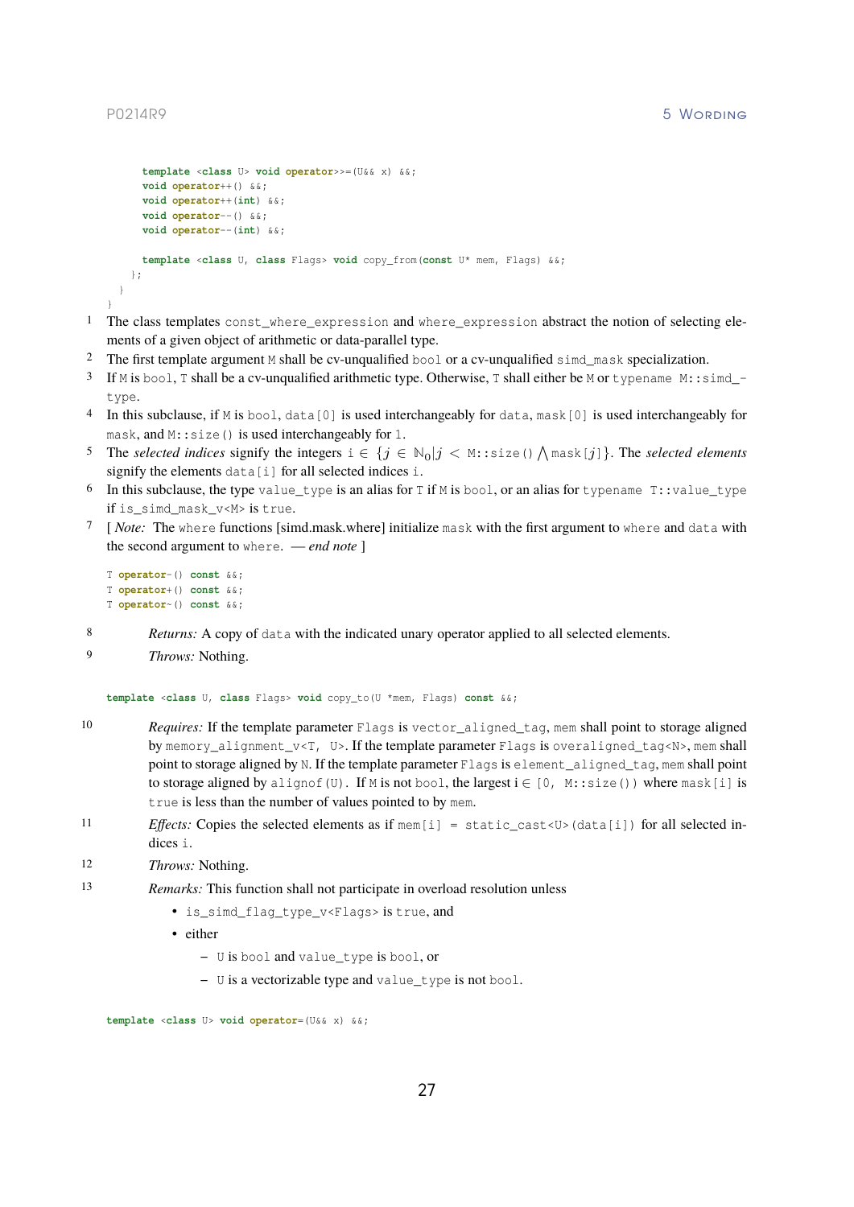```
    template <class U> void operator>>=(U&& x) &&;
    void operator++() &&;
    void operator++(int) &&;
    void operator--() &&;
    void operator--(int) &&;

    template <class U, class Flags> void copy_from(const U* mem, Flags) &&;
  };
 }
}
```

1 The class templates `const_where_expression` and `where_expression` abstract the notion of selecting elements of a given object of arithmetic or data-parallel type.

2 The first template argument `M` shall be cv-unqualified `bool` or a cv-unqualified `simd_mask` specialization.

3 If `M` is `bool`, `T` shall be a cv-unqualified arithmetic type. Otherwise, `T` shall either be `M` or `typename M::simd_type`.

4 In this subclause, if `M` is `bool`, `data[0]` is used interchangeably for `data`, `mask[0]` is used interchangeably for `mask`, and `M::size()` is used interchangeably for `1`.

5 The *selected indices* signify the integers $\mathtt{i} \in \{j \in \mathbb{N}_0 | j < \mathtt{M::size()} \bigwedge \mathtt{mask}[j]\}$. The *selected elements* signify the elements `data[i]` for all selected indices `i`.

6 In this subclause, the type `value_type` is an alias for `T` if `M` is `bool`, or an alias for `typename T::value_type` if `is_simd_mask_v<M>` is `true`.

7 [ *Note:* The `where` functions [simd.mask.where] initialize `mask` with the first argument to `where` and `data` with the second argument to `where`. — *end note* ]

```
T operator-() const &&;
T operator+() const &&;
T operator~() const &&;
```

8 *Returns:* A copy of `data` with the indicated unary operator applied to all selected elements.

9 *Throws:* Nothing.

```
template <class U, class Flags> void copy_to(U *mem, Flags) const &&;
```

10 *Requires:* If the template parameter `Flags` is `vector_aligned_tag`, `mem` shall point to storage aligned by `memory_alignment_v<T, U>`. If the template parameter `Flags` is `overaligned_tag<N>`, `mem` shall point to storage aligned by `N`. If the template parameter `Flags` is `element_aligned_tag`, `mem` shall point to storage aligned by `alignof(U)`. If `M` is not `bool`, the largest i ∈ `[0, M::size())` where `mask[i]` is `true` is less than the number of values pointed to by `mem`.

11 *Effects:* Copies the selected elements as if `mem[i] = static_cast<U>(data[i])` for all selected indices `i`.

12 *Throws:* Nothing.

13 *Remarks:* This function shall not participate in overload resolution unless

- `is_simd_flag_type_v<Flags>` is `true`, and
- either
  - `U` is `bool` and `value_type` is `bool`, or
  - `U` is a vectorizable type and `value_type` is not `bool`.

```
template <class U> void operator=(U&& x) &&;
```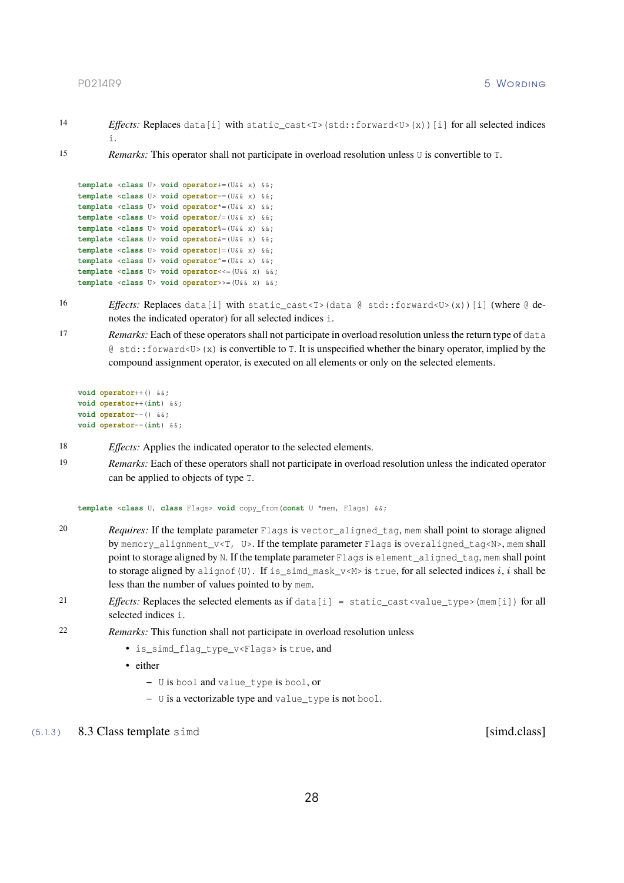14 *Effects:* Replaces `data[i]` with `static_cast<T>(std::forward<U>(x))[i]` for all selected indices `i`.

15 *Remarks:* This operator shall not participate in overload resolution unless `U` is convertible to `T`.

```
template <class U> void operator+=(U&& x) &&;
template <class U> void operator-=(U&& x) &&;
template <class U> void operator*=(U&& x) &&;
template <class U> void operator/=(U&& x) &&;
template <class U> void operator%=(U&& x) &&;
template <class U> void operator&=(U&& x) &&;
template <class U> void operator|=(U&& x) &&;
template <class U> void operator^=(U&& x) &&;
template <class U> void operator<<=(U&& x) &&;
template <class U> void operator>>=(U&& x) &&;
```

16 *Effects:* Replaces `data[i]` with `static_cast<T>(data @ std::forward<U>(x))[i]` (where `@` denotes the indicated operator) for all selected indices `i`.

17 *Remarks:* Each of these operators shall not participate in overload resolution unless the return type of `data @ std::forward<U>(x)` is convertible to `T`. It is unspecified whether the binary operator, implied by the compound assignment operator, is executed on all elements or only on the selected elements.

```
void operator++() &&;
void operator++(int) &&;
void operator--() &&;
void operator--(int) &&;
```

18 *Effects:* Applies the indicated operator to the selected elements.

19 *Remarks:* Each of these operators shall not participate in overload resolution unless the indicated operator can be applied to objects of type `T`.

```
template <class U, class Flags> void copy_from(const U *mem, Flags) &&;
```

20 *Requires:* If the template parameter `Flags` is `vector_aligned_tag`, `mem` shall point to storage aligned by `memory_alignment_v<T, U>`. If the template parameter `Flags` is `overaligned_tag<N>`, `mem` shall point to storage aligned by `N`. If the template parameter `Flags` is `element_aligned_tag`, `mem` shall point to storage aligned by `alignof(U)`. If `is_simd_mask_v<M>` is `true`, for all selected indices $i$, $i$ shall be less than the number of values pointed to by `mem`.

21 *Effects:* Replaces the selected elements as if `data[i] = static_cast<value_type>(mem[i])` for all selected indices `i`.

22 *Remarks:* This function shall not participate in overload resolution unless

- `is_simd_flag_type_v<Flags>` is `true`, and
- either
  - `U` is `bool` and `value_type` is `bool`, or
  - `U` is a vectorizable type and `value_type` is not `bool`.

## (5.1.3) 8.3 Class template `simd` [simd.class]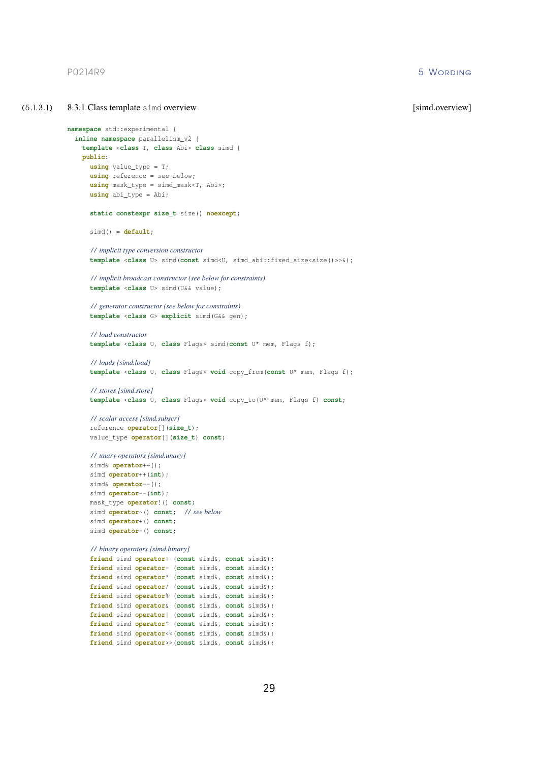### (5.1.3.1) 8.3.1 Class template `simd` overview [simd.overview]

```
namespace std::experimental {
  inline namespace parallelism_v2 {
    template <class T, class Abi> class simd {
    public:
      using value_type = T;
      using reference = see below;
      using mask_type = simd_mask<T, Abi>;
      using abi_type = Abi;

      static constexpr size_t size() noexcept;

      simd() = default;

      // implicit type conversion constructor
      template <class U> simd(const simd<U, simd_abi::fixed_size<size()>>&);

      // implicit broadcast constructor (see below for constraints)
      template <class U> simd(U&& value);

      // generator constructor (see below for constraints)
      template <class G> explicit simd(G&& gen);

      // load constructor
      template <class U, class Flags> simd(const U* mem, Flags f);

      // loads [simd.load]
      template <class U, class Flags> void copy_from(const U* mem, Flags f);

      // stores [simd.store]
      template <class U, class Flags> void copy_to(U* mem, Flags f) const;

      // scalar access [simd.subscr]
      reference operator[](size_t);
      value_type operator[](size_t) const;

      // unary operators [simd.unary]
      simd& operator++();
      simd operator++(int);
      simd& operator--();
      simd operator--(int);
      mask_type operator!() const;
      simd operator~() const;  // see below
      simd operator+() const;
      simd operator-() const;

      // binary operators [simd.binary]
      friend simd operator+ (const simd&, const simd&);
      friend simd operator- (const simd&, const simd&);
      friend simd operator* (const simd&, const simd&);
      friend simd operator/ (const simd&, const simd&);
      friend simd operator% (const simd&, const simd&);
      friend simd operator& (const simd&, const simd&);
      friend simd operator| (const simd&, const simd&);
      friend simd operator^ (const simd&, const simd&);
      friend simd operator<<(const simd&, const simd&);
      friend simd operator>>(const simd&, const simd&);
```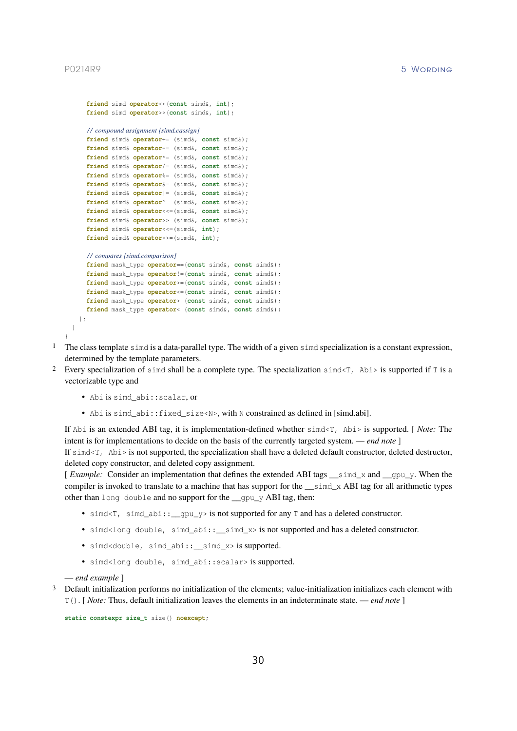```cpp
      friend simd operator<<(const simd&, int);
      friend simd operator>>(const simd&, int);

      // compound assignment [simd.cassign]
      friend simd& operator+= (simd&, const simd&);
      friend simd& operator-= (simd&, const simd&);
      friend simd& operator*= (simd&, const simd&);
      friend simd& operator/= (simd&, const simd&);
      friend simd& operator%= (simd&, const simd&);
      friend simd& operator&= (simd&, const simd&);
      friend simd& operator|= (simd&, const simd&);
      friend simd& operator^= (simd&, const simd&);
      friend simd& operator<<=(simd&, const simd&);
      friend simd& operator>>=(simd&, const simd&);
      friend simd& operator<<=(simd&, int);
      friend simd& operator>>=(simd&, int);

      // compares [simd.comparison]
      friend mask_type operator==(const simd&, const simd&);
      friend mask_type operator!=(const simd&, const simd&);
      friend mask_type operator>=(const simd&, const simd&);
      friend mask_type operator<=(const simd&, const simd&);
      friend mask_type operator> (const simd&, const simd&);
      friend mask_type operator< (const simd&, const simd&);
    };
  }
}
```

1 The class template `simd` is a data-parallel type. The width of a given `simd` specialization is a constant expression, determined by the template parameters.

2 Every specialization of `simd` shall be a complete type. The specialization `simd<T, Abi>` is supported if `T` is a vectorizable type and

- `Abi` is `simd_abi::scalar`, or
- `Abi` is `simd_abi::fixed_size<N>`, with `N` constrained as defined in [simd.abi].

If `Abi` is an extended ABI tag, it is implementation-defined whether `simd<T, Abi>` is supported. [ *Note:* The intent is for implementations to decide on the basis of the currently targeted system. — *end note* ]
If `simd<T, Abi>` is not supported, the specialization shall have a deleted default constructor, deleted destructor, deleted copy constructor, and deleted copy assignment.
[ *Example:* Consider an implementation that defines the extended ABI tags `__simd_x` and `__gpu_y`. When the compiler is invoked to translate to a machine that has support for the `__simd_x` ABI tag for all arithmetic types other than `long double` and no support for the `__gpu_y` ABI tag, then:

- `simd<T, simd_abi::__gpu_y>` is not supported for any `T` and has a deleted constructor.
- `simd<long double, simd_abi::__simd_x>` is not supported and has a deleted constructor.
- `simd<double, simd_abi::__simd_x>` is supported.
- `simd<long double, simd_abi::scalar>` is supported.

— *end example* ]

3 Default initialization performs no initialization of the elements; value-initialization initializes each element with `T()`. [ *Note:* Thus, default initialization leaves the elements in an indeterminate state. — *end note* ]

```cpp
static constexpr size_t size() noexcept;
```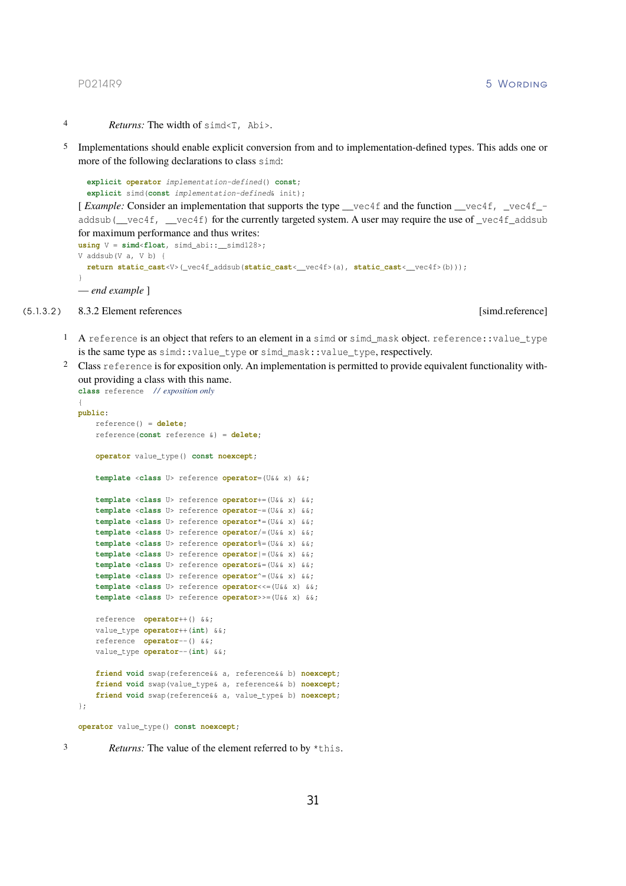4 *Returns:* The width of `simd<T, Abi>`.

5 Implementations should enable explicit conversion from and to implementation-defined types. This adds one or more of the following declarations to class `simd`:

```
explicit operator implementation-defined() const;
explicit simd(const implementation-defined& init);
```

[ *Example:* Consider an implementation that supports the type `__vec4f` and the function `__vec4f, _vec4f_addsub(__vec4f, __vec4f)` for the currently targeted system. A user may require the use of `_vec4f_addsub` for maximum performance and thus writes:

```
using V = simd<float, simd_abi::__simd128>;
V addsub(V a, V b) {
  return static_cast<V>(_vec4f_addsub(static_cast<__vec4f>(a), static_cast<__vec4f>(b)));
}
```

— *end example* ]

### (5.1.3.2) 8.3.2 Element references [simd.reference]

1 A `reference` is an object that refers to an element in a `simd` or `simd_mask` object. `reference::value_type` is the same type as `simd::value_type` or `simd_mask::value_type`, respectively.

2 Class `reference` is for exposition only. An implementation is permitted to provide equivalent functionality without providing a class with this name.

```
class reference  // exposition only
{
public:
    reference() = delete;
    reference(const reference &) = delete;

    operator value_type() const noexcept;

    template <class U> reference operator=(U&& x) &&;

    template <class U> reference operator+=(U&& x) &&;
    template <class U> reference operator-=(U&& x) &&;
    template <class U> reference operator*=(U&& x) &&;
    template <class U> reference operator/=(U&& x) &&;
    template <class U> reference operator%=(U&& x) &&;
    template <class U> reference operator|=(U&& x) &&;
    template <class U> reference operator&=(U&& x) &&;
    template <class U> reference operator^=(U&& x) &&;
    template <class U> reference operator<<=(U&& x) &&;
    template <class U> reference operator>>=(U&& x) &&;

    reference  operator++() &&;
    value_type operator++(int) &&;
    reference  operator--() &&;
    value_type operator--(int) &&;

    friend void swap(reference&& a, reference&& b) noexcept;
    friend void swap(value_type& a, reference&& b) noexcept;
    friend void swap(reference&& a, value_type& b) noexcept;
};
```

```
operator value_type() const noexcept;
```

3 *Returns:* The value of the element referred to by `*this`.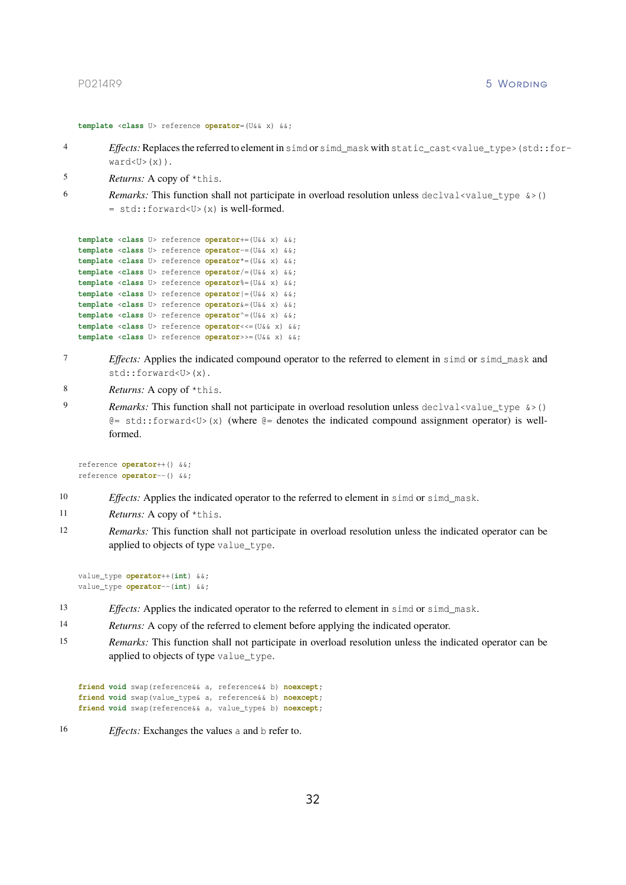```
template <class U> reference operator=(U&& x) &&;
```

4 *Effects:* Replaces the referred to element in `simd` or `simd_mask` with `static_cast<value_type>(std::forward<U>(x))`.

5 *Returns:* A copy of `*this`.

6 *Remarks:* This function shall not participate in overload resolution unless `declval<value_type &>() = std::forward<U>(x)` is well-formed.

```
template <class U> reference operator+=(U&& x) &&;
template <class U> reference operator-=(U&& x) &&;
template <class U> reference operator*=(U&& x) &&;
template <class U> reference operator/=(U&& x) &&;
template <class U> reference operator%=(U&& x) &&;
template <class U> reference operator|=(U&& x) &&;
template <class U> reference operator&=(U&& x) &&;
template <class U> reference operator^=(U&& x) &&;
template <class U> reference operator<<=(U&& x) &&;
template <class U> reference operator>>=(U&& x) &&;
```

7 *Effects:* Applies the indicated compound operator to the referred to element in `simd` or `simd_mask` and `std::forward<U>(x)`.

8 *Returns:* A copy of `*this`.

9 *Remarks:* This function shall not participate in overload resolution unless `declval<value_type &>() @= std::forward<U>(x)` (where `@=` denotes the indicated compound assignment operator) is well-formed.

```
reference operator++() &&;
reference operator--() &&;
```

10 *Effects:* Applies the indicated operator to the referred to element in `simd` or `simd_mask`.

11 *Returns:* A copy of `*this`.

12 *Remarks:* This function shall not participate in overload resolution unless the indicated operator can be applied to objects of type `value_type`.

```
value_type operator++(int) &&;
value_type operator--(int) &&;
```

13 *Effects:* Applies the indicated operator to the referred to element in `simd` or `simd_mask`.

14 *Returns:* A copy of the referred to element before applying the indicated operator.

15 *Remarks:* This function shall not participate in overload resolution unless the indicated operator can be applied to objects of type `value_type`.

```
friend void swap(reference&& a, reference&& b) noexcept;
friend void swap(value_type& a, reference&& b) noexcept;
friend void swap(reference&& a, value_type& b) noexcept;
```

16 *Effects:* Exchanges the values `a` and `b` refer to.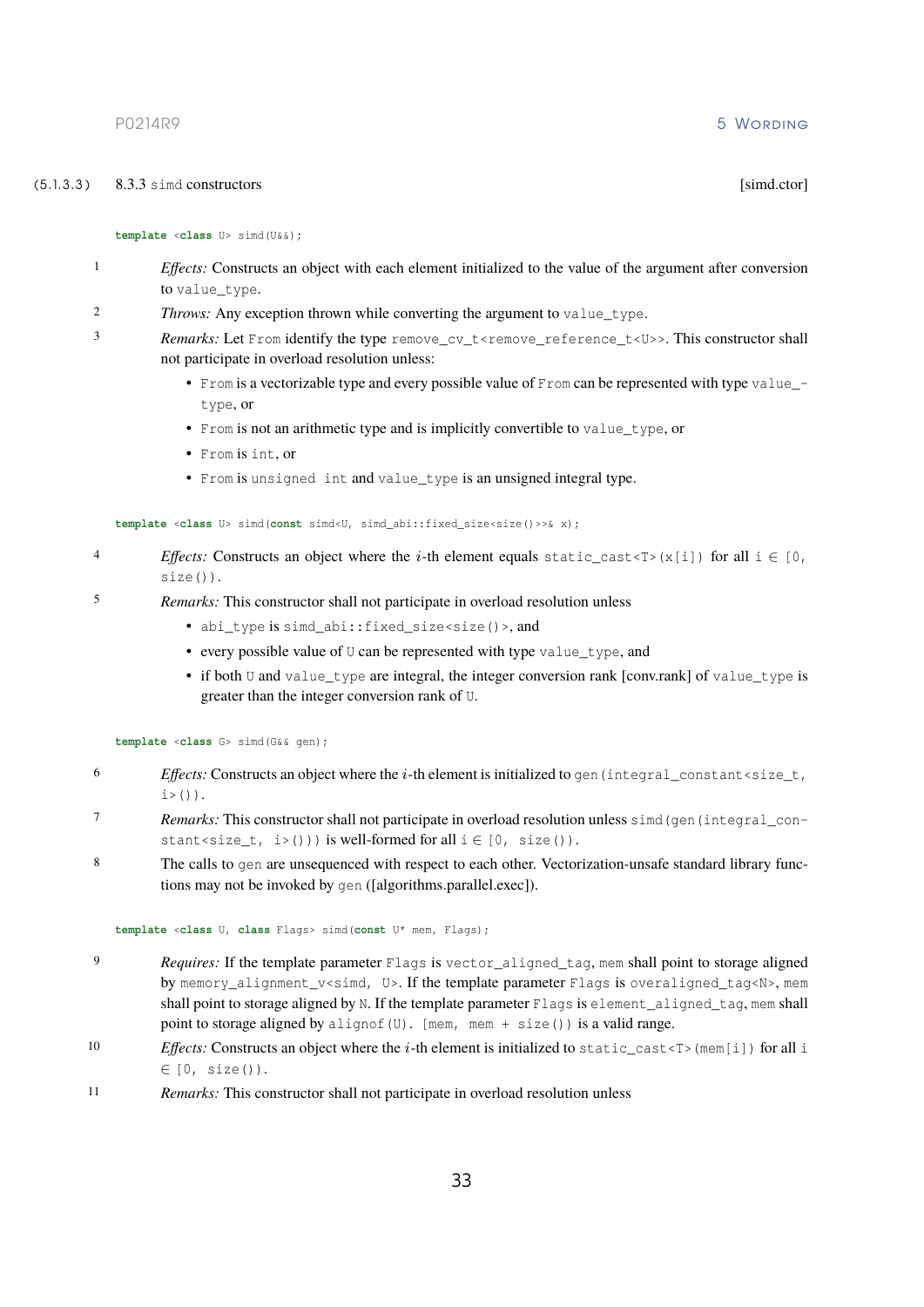### (5.1.3.3) 8.3.3 `simd` constructors [simd.ctor]

```
template <class U> simd(U&&);
```

1 *Effects:* Constructs an object with each element initialized to the value of the argument after conversion to `value_type`.

2 *Throws:* Any exception thrown while converting the argument to `value_type`.

3 *Remarks:* Let `From` identify the type `remove_cv_t<remove_reference_t<U>>`. This constructor shall not participate in overload resolution unless:

- `From` is a vectorizable type and every possible value of `From` can be represented with type `value_type`, or
- `From` is not an arithmetic type and is implicitly convertible to `value_type`, or
- `From` is `int`, or
- `From` is `unsigned int` and `value_type` is an unsigned integral type.

```
template <class U> simd(const simd<U, simd_abi::fixed_size<size()>>& x);
```

4 *Effects:* Constructs an object where the $i$-th element equals `static_cast<T>(x[i])` for all `i` ∈ `[0, size())`.

5 *Remarks:* This constructor shall not participate in overload resolution unless

- `abi_type` is `simd_abi::fixed_size<size()>`, and
- every possible value of `U` can be represented with type `value_type`, and
- if both `U` and `value_type` are integral, the integer conversion rank [conv.rank] of `value_type` is greater than the integer conversion rank of `U`.

```
template <class G> simd(G&& gen);
```

6 *Effects:* Constructs an object where the $i$-th element is initialized to `gen(integral_constant<size_t, i>())`.

7 *Remarks:* This constructor shall not participate in overload resolution unless `simd(gen(integral_constant<size_t, i>()))` is well-formed for all `i` ∈ `[0, size())`.

8 The calls to `gen` are unsequenced with respect to each other. Vectorization-unsafe standard library functions may not be invoked by `gen` ([algorithms.parallel.exec]).

```
template <class U, class Flags> simd(const U* mem, Flags);
```

9 *Requires:* If the template parameter `Flags` is `vector_aligned_tag`, `mem` shall point to storage aligned by `memory_alignment_v<simd, U>`. If the template parameter `Flags` is `overaligned_tag<N>`, `mem` shall point to storage aligned by `N`. If the template parameter `Flags` is `element_aligned_tag`, `mem` shall point to storage aligned by `alignof(U)`. `[mem, mem + size())` is a valid range.

10 *Effects:* Constructs an object where the $i$-th element is initialized to `static_cast<T>(mem[i])` for all `i` ∈ `[0, size())`.

11 *Remarks:* This constructor shall not participate in overload resolution unless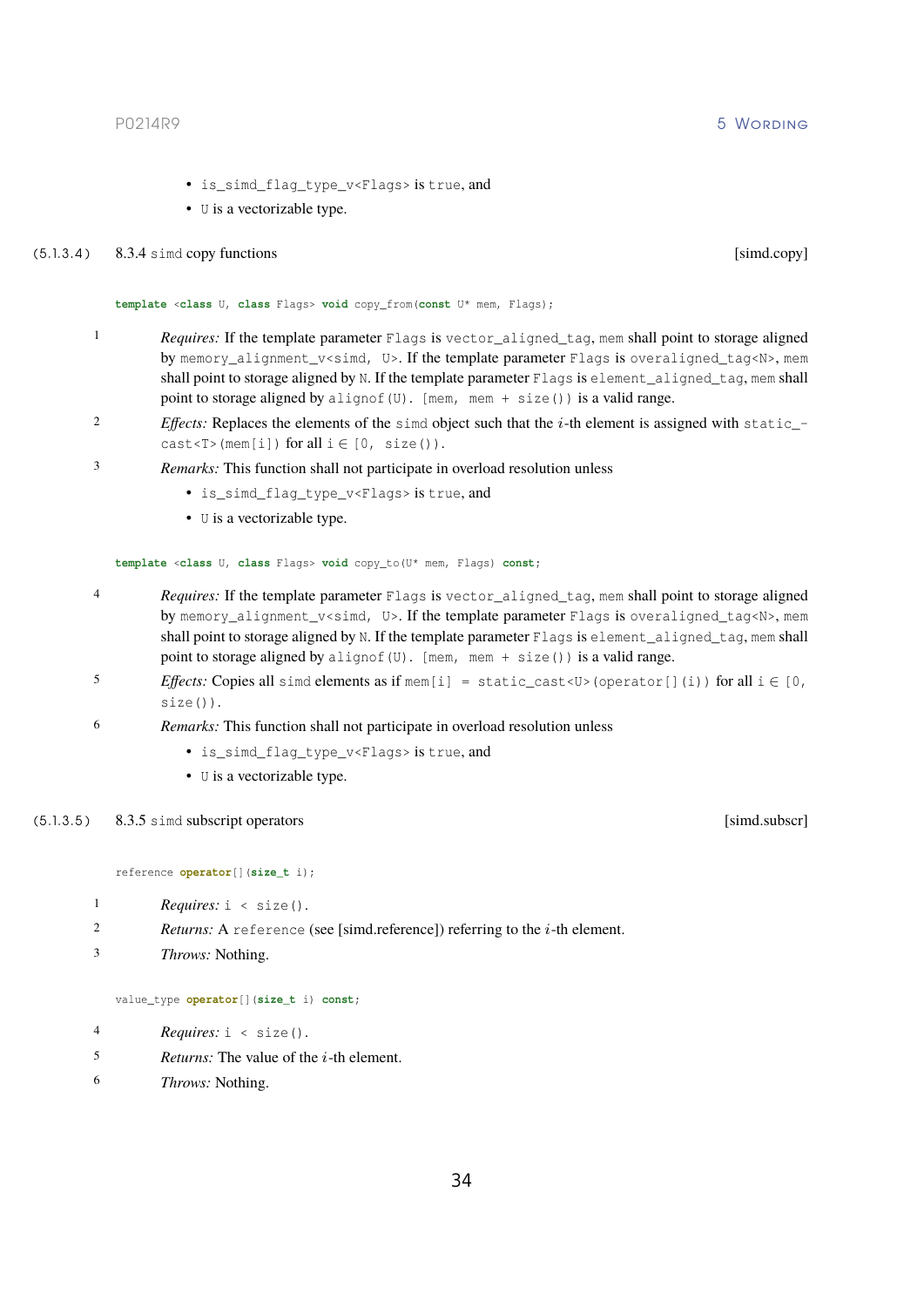- `is_simd_flag_type_v<Flags>` is `true`, and
- `U` is a vectorizable type.

### (5.1.3.4) 8.3.4 `simd` copy functions [simd.copy]

```
template <class U, class Flags> void copy_from(const U* mem, Flags);
```

1 *Requires:* If the template parameter `Flags` is `vector_aligned_tag`, `mem` shall point to storage aligned by `memory_alignment_v<simd, U>`. If the template parameter `Flags` is `overaligned_tag<N>`, `mem` shall point to storage aligned by `N`. If the template parameter `Flags` is `element_aligned_tag`, `mem` shall point to storage aligned by `alignof(U)`. `[mem, mem + size())` is a valid range.

2 *Effects:* Replaces the elements of the `simd` object such that the $i$-th element is assigned with `static_cast<T>(mem[i])` for all `i` ∈ `[0, size())`.

3 *Remarks:* This function shall not participate in overload resolution unless

- `is_simd_flag_type_v<Flags>` is `true`, and
- `U` is a vectorizable type.

```
template <class U, class Flags> void copy_to(U* mem, Flags) const;
```

4 *Requires:* If the template parameter `Flags` is `vector_aligned_tag`, `mem` shall point to storage aligned by `memory_alignment_v<simd, U>`. If the template parameter `Flags` is `overaligned_tag<N>`, `mem` shall point to storage aligned by `N`. If the template parameter `Flags` is `element_aligned_tag`, `mem` shall point to storage aligned by `alignof(U)`. `[mem, mem + size())` is a valid range.

5 *Effects:* Copies all `simd` elements as if `mem[i] = static_cast<U>(operator[](i))` for all `i` ∈ `[0, size())`.

6 *Remarks:* This function shall not participate in overload resolution unless

- `is_simd_flag_type_v<Flags>` is `true`, and
- `U` is a vectorizable type.

### (5.1.3.5) 8.3.5 `simd` subscript operators [simd.subscr]

```
reference operator[](size_t i);
```

1 *Requires:* `i < size()`.

2 *Returns:* A `reference` (see [simd.reference]) referring to the $i$-th element.

3 *Throws:* Nothing.

```
value_type operator[](size_t i) const;
```

4 *Requires:* `i < size()`.

5 *Returns:* The value of the $i$-th element.

6 *Throws:* Nothing.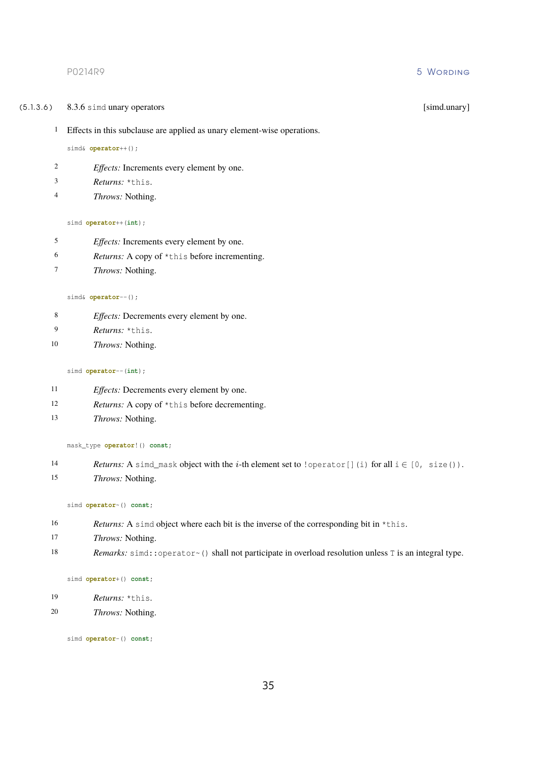### (5.1.3.6) 8.3.6 simd unary operators [simd.unary]

1 Effects in this subclause are applied as unary element-wise operations.

```
simd& operator++();
```

2 *Effects:* Increments every element by one.

3 *Returns:* `*this`.

4 *Throws:* Nothing.

```
simd operator++(int);
```

5 *Effects:* Increments every element by one.

6 *Returns:* A copy of `*this` before incrementing.

7 *Throws:* Nothing.

```
simd& operator--();
```

8 *Effects:* Decrements every element by one.

9 *Returns:* `*this`.

10 *Throws:* Nothing.

```
simd operator--(int);
```

11 *Effects:* Decrements every element by one.

12 *Returns:* A copy of `*this` before decrementing.

13 *Throws:* Nothing.

```
mask_type operator!() const;
```

14 *Returns:* A `simd_mask` object with the $i$-th element set to `!operator[](i)` for all `i` ∈ `[0, size())`.

15 *Throws:* Nothing.

```
simd operator~() const;
```

16 *Returns:* A `simd` object where each bit is the inverse of the corresponding bit in `*this`.

17 *Throws:* Nothing.

18 *Remarks:* `simd::operator~()` shall not participate in overload resolution unless `T` is an integral type.

```
simd operator+() const;
```

19 *Returns:* `*this`.

20 *Throws:* Nothing.

```
simd operator-() const;
```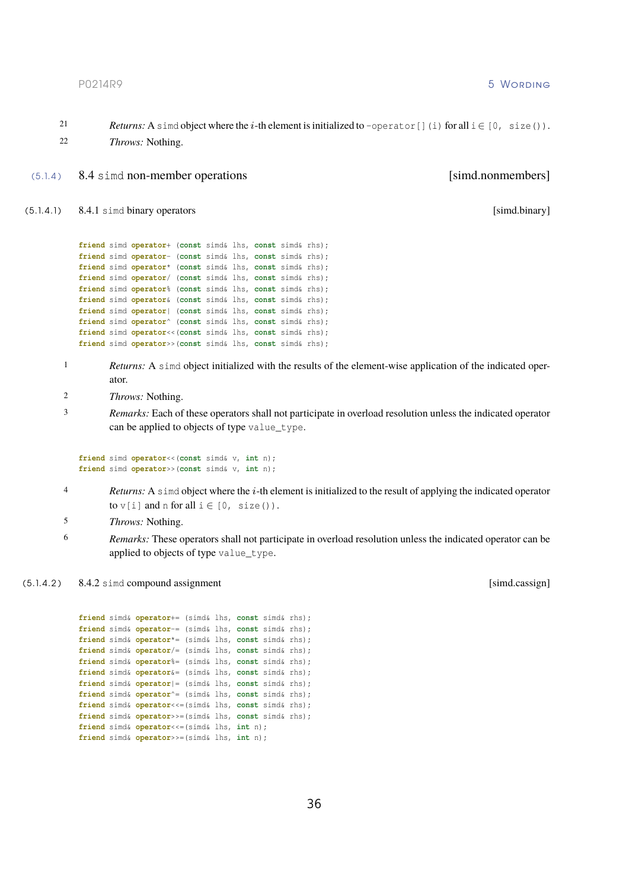21 *Returns:* A `simd` object where the $i$-th element is initialized to `-operator[](i)` for all `i` ∈ `[0, size())`.

22 *Throws:* Nothing.

## (5.1.4) 8.4 `simd` non-member operations [simd.nonmembers]

### (5.1.4.1) 8.4.1 `simd` binary operators [simd.binary]

```
friend simd operator+ (const simd& lhs, const simd& rhs);
friend simd operator- (const simd& lhs, const simd& rhs);
friend simd operator* (const simd& lhs, const simd& rhs);
friend simd operator/ (const simd& lhs, const simd& rhs);
friend simd operator% (const simd& lhs, const simd& rhs);
friend simd operator& (const simd& lhs, const simd& rhs);
friend simd operator| (const simd& lhs, const simd& rhs);
friend simd operator^ (const simd& lhs, const simd& rhs);
friend simd operator<<(const simd& lhs, const simd& rhs);
friend simd operator>>(const simd& lhs, const simd& rhs);
```

1 *Returns:* A `simd` object initialized with the results of the element-wise application of the indicated operator.

2 *Throws:* Nothing.

3 *Remarks:* Each of these operators shall not participate in overload resolution unless the indicated operator can be applied to objects of type `value_type`.

```
friend simd operator<<(const simd& v, int n);
friend simd operator>>(const simd& v, int n);
```

4 *Returns:* A `simd` object where the $i$-th element is initialized to the result of applying the indicated operator to `v[i]` and `n` for all `i` ∈ `[0, size())`.

5 *Throws:* Nothing.

6 *Remarks:* These operators shall not participate in overload resolution unless the indicated operator can be applied to objects of type `value_type`.

### (5.1.4.2) 8.4.2 `simd` compound assignment [simd.cassign]

```
friend simd& operator+= (simd& lhs, const simd& rhs);
friend simd& operator-= (simd& lhs, const simd& rhs);
friend simd& operator*= (simd& lhs, const simd& rhs);
friend simd& operator/= (simd& lhs, const simd& rhs);
friend simd& operator%= (simd& lhs, const simd& rhs);
friend simd& operator&= (simd& lhs, const simd& rhs);
friend simd& operator|= (simd& lhs, const simd& rhs);
friend simd& operator^= (simd& lhs, const simd& rhs);
friend simd& operator<<=(simd& lhs, const simd& rhs);
friend simd& operator>>=(simd& lhs, const simd& rhs);
friend simd& operator<<=(simd& lhs, int n);
friend simd& operator>>=(simd& lhs, int n);
```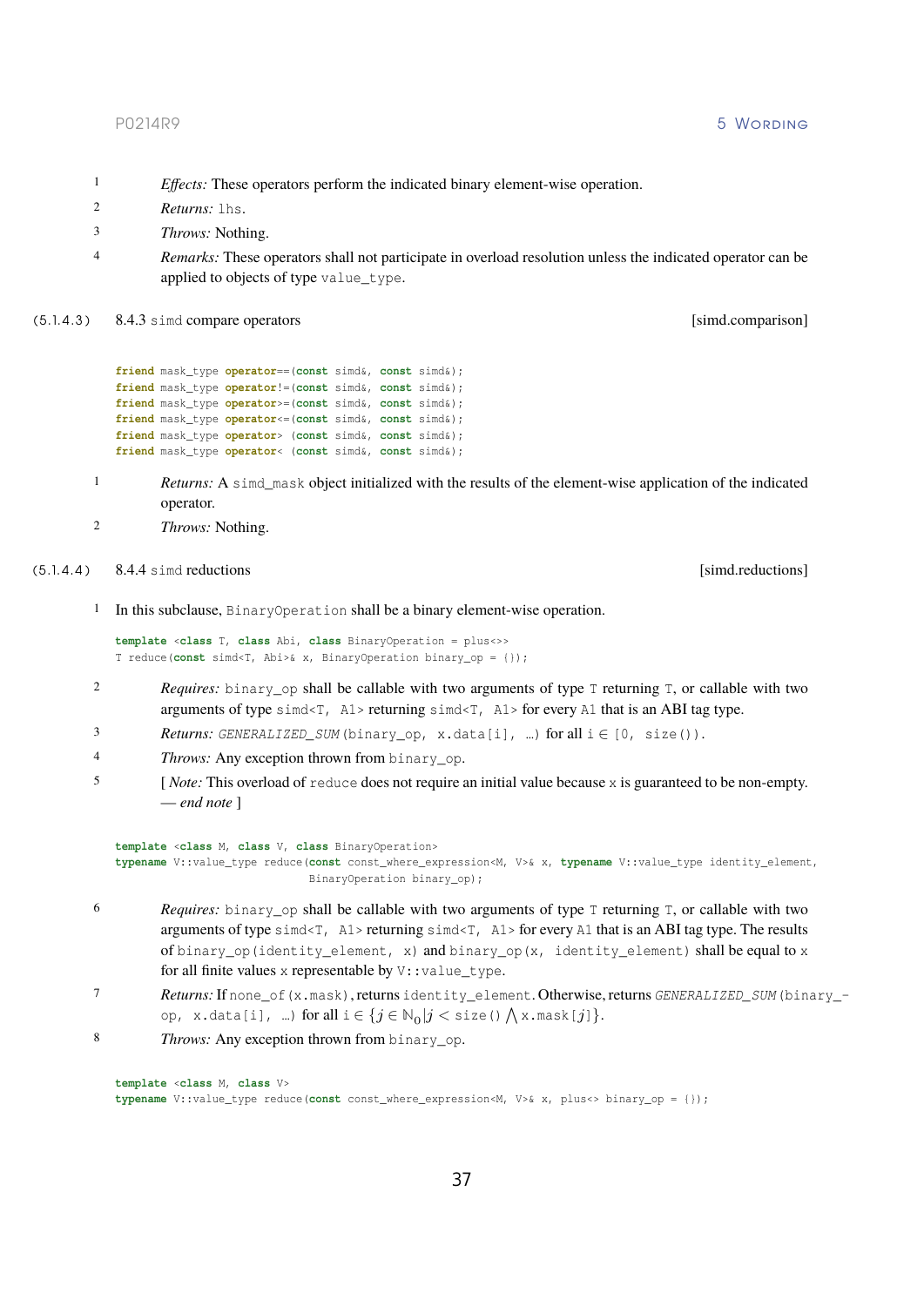1 *Effects:* These operators perform the indicated binary element-wise operation.

2 *Returns:* `lhs`.

3 *Throws:* Nothing.

4 *Remarks:* These operators shall not participate in overload resolution unless the indicated operator can be applied to objects of type `value_type`.

### (5.1.4.3) 8.4.3 `simd` compare operators [simd.comparison]

```
friend mask_type operator==(const simd&, const simd&);
friend mask_type operator!=(const simd&, const simd&);
friend mask_type operator>=(const simd&, const simd&);
friend mask_type operator<=(const simd&, const simd&);
friend mask_type operator> (const simd&, const simd&);
friend mask_type operator< (const simd&, const simd&);
```

1 *Returns:* A `simd_mask` object initialized with the results of the element-wise application of the indicated operator.

2 *Throws:* Nothing.

### (5.1.4.4) 8.4.4 `simd` reductions [simd.reductions]

1 In this subclause, `BinaryOperation` shall be a binary element-wise operation.

```
template <class T, class Abi, class BinaryOperation = plus<>>
T reduce(const simd<T, Abi>& x, BinaryOperation binary_op = {});
```

2 *Requires:* `binary_op` shall be callable with two arguments of type `T` returning `T`, or callable with two arguments of type `simd<T, A1>` returning `simd<T, A1>` for every `A1` that is an ABI tag type.

3 *Returns:* *`GENERALIZED_SUM`*`(binary_op, x.data[i], …)` for all `i` ∈ `[0, size())`.

4 *Throws:* Any exception thrown from `binary_op`.

5 [ *Note:* This overload of `reduce` does not require an initial value because `x` is guaranteed to be non-empty. — *end note* ]

```
template <class M, class V, class BinaryOperation>
typename V::value_type reduce(const const_where_expression<M, V>& x, typename V::value_type identity_element,
                              BinaryOperation binary_op);
```

6 *Requires:* `binary_op` shall be callable with two arguments of type `T` returning `T`, or callable with two arguments of type `simd<T, A1>` returning `simd<T, A1>` for every `A1` that is an ABI tag type. The results of `binary_op(identity_element, x)` and `binary_op(x, identity_element)` shall be equal to `x` for all finite values `x` representable by `V::value_type`.

7 *Returns:* If `none_of(x.mask)`, returns `identity_element`. Otherwise, returns *`GENERALIZED_SUM`*`(binary_op, x.data[i], …)` for all `i` $\in \{j \in \mathbb{N}_0 | j <$ `size()` $\bigwedge$ `x.mask[`$j$`]`$\}$.

8 *Throws:* Any exception thrown from `binary_op`.

```
template <class M, class V>
typename V::value_type reduce(const const_where_expression<M, V>& x, plus<> binary_op = {});
```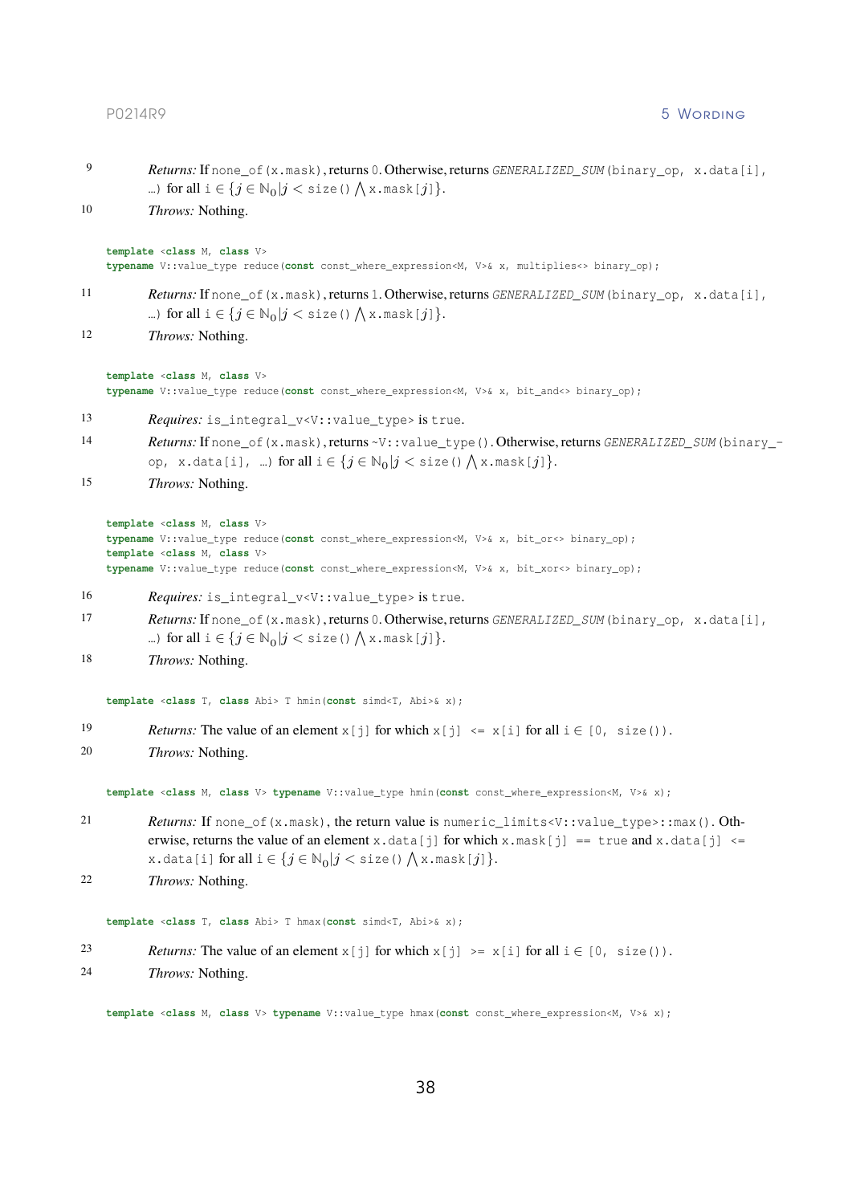9 *Returns:* If `none_of(x.mask)`, returns `0`. Otherwise, returns *`GENERALIZED_SUM`*`(binary_op, x.data[i], …)` for all `i` $\in \{j \in \mathbb{N}_0 | j <$ `size()` $\bigwedge$ `x.mask[`$j$`]`$\}$.

10 *Throws:* Nothing.

```
template <class M, class V>
typename V::value_type reduce(const const_where_expression<M, V>& x, multiplies<> binary_op);
```

11 *Returns:* If `none_of(x.mask)`, returns `1`. Otherwise, returns *`GENERALIZED_SUM`*`(binary_op, x.data[i], …)` for all `i` $\in \{j \in \mathbb{N}_0 | j <$ `size()` $\bigwedge$ `x.mask[`$j$`]`$\}$.

12 *Throws:* Nothing.

```
template <class M, class V>
typename V::value_type reduce(const const_where_expression<M, V>& x, bit_and<> binary_op);
```

13 *Requires:* `is_integral_v<V::value_type>` is `true`.

14 *Returns:* If `none_of(x.mask)`, returns `~V::value_type()`. Otherwise, returns *`GENERALIZED_SUM`*`(binary_op, x.data[i], …)` for all `i` $\in \{j \in \mathbb{N}_0 | j <$ `size()` $\bigwedge$ `x.mask[`$j$`]`$\}$.

15 *Throws:* Nothing.

```
template <class M, class V>
typename V::value_type reduce(const const_where_expression<M, V>& x, bit_or<> binary_op);
template <class M, class V>
typename V::value_type reduce(const const_where_expression<M, V>& x, bit_xor<> binary_op);
```

16 *Requires:* `is_integral_v<V::value_type>` is `true`.

17 *Returns:* If `none_of(x.mask)`, returns `0`. Otherwise, returns *`GENERALIZED_SUM`*`(binary_op, x.data[i], …)` for all `i` $\in \{j \in \mathbb{N}_0 | j <$ `size()` $\bigwedge$ `x.mask[`$j$`]`$\}$.

18 *Throws:* Nothing.

```
template <class T, class Abi> T hmin(const simd<T, Abi>& x);
```

19 *Returns:* The value of an element `x[j]` for which `x[j] <= x[i]` for all `i` $\in$ `[0, size())`.

20 *Throws:* Nothing.

```
template <class M, class V> typename V::value_type hmin(const const_where_expression<M, V>& x);
```

21 *Returns:* If `none_of(x.mask)`, the return value is `numeric_limits<V::value_type>::max()`. Otherwise, returns the value of an element `x.data[j]` for which `x.mask[j] == true` and `x.data[j] <= x.data[i]` for all `i` $\in \{j \in \mathbb{N}_0 | j <$ `size()` $\bigwedge$ `x.mask[`$j$`]`$\}$.

22 *Throws:* Nothing.

```
template <class T, class Abi> T hmax(const simd<T, Abi>& x);
```

23 *Returns:* The value of an element `x[j]` for which `x[j] >= x[i]` for all `i` $\in$ `[0, size())`.

24 *Throws:* Nothing.

```
template <class M, class V> typename V::value_type hmax(const const_where_expression<M, V>& x);
```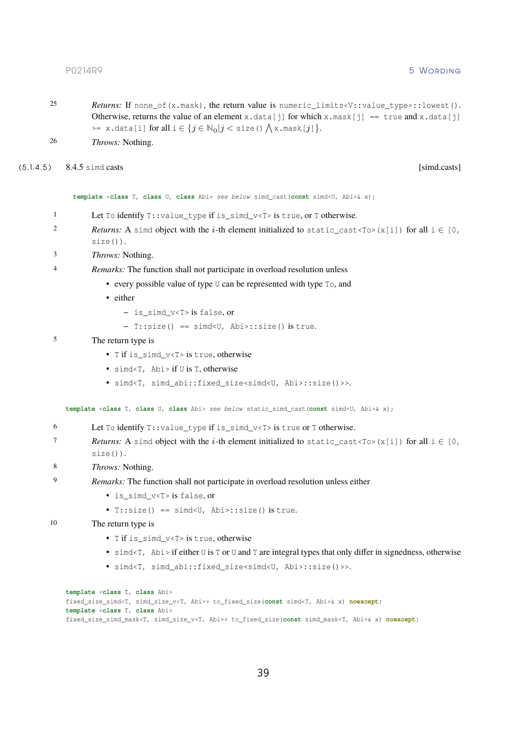25 *Returns:* If `none_of(x.mask)`, the return value is `numeric_limits<V::value_type>::lowest()`. Otherwise, returns the value of an element `x.data[j]` for which `x.mask[j] == true` and `x.data[j] >= x.data[i]` for all $i \in \{j \in \mathbb{N}_0 | j <$ `size()` $\bigwedge$ `x.mask[`$j$`]`$\}$.

26 *Throws:* Nothing.

### (5.1.4.5) 8.4.5 `simd` casts [simd.casts]

```
template <class T, class U, class Abi> see below simd_cast(const simd<U, Abi>& x);
```

1 Let `To` identify `T::value_type` if `is_simd_v<T>` is `true`, or `T` otherwise.

2 *Returns:* A `simd` object with the $i$-th element initialized to `static_cast<To>(x[i])` for all `i` ∈ `[0, size())`.

3 *Throws:* Nothing.

4 *Remarks:* The function shall not participate in overload resolution unless

- every possible value of type `U` can be represented with type `To`, and
- either
  - `is_simd_v<T>` is `false`, or
  - `T::size() == simd<U, Abi>::size()` is `true`.

5 The return type is

- `T` if `is_simd_v<T>` is `true`, otherwise
- `simd<T, Abi>` if `U` is `T`, otherwise
- `simd<T, simd_abi::fixed_size<simd<U, Abi>::size()>>`.

```
template <class T, class U, class Abi> see below static_simd_cast(const simd<U, Abi>& x);
```

6 Let `To` identify `T::value_type` if `is_simd_v<T>` is `true` or `T` otherwise.

7 *Returns:* A `simd` object with the $i$-th element initialized to `static_cast<To>(x[i])` for all `i` ∈ `[0, size())`.

8 *Throws:* Nothing.

9 *Remarks:* The function shall not participate in overload resolution unless either

- `is_simd_v<T>` is `false`, or
- `T::size() == simd<U, Abi>::size()` is `true`.

10 The return type is

- `T` if `is_simd_v<T>` is `true`, otherwise
- `simd<T, Abi>` if either `U` is `T` or `U` and `T` are integral types that only differ in signedness, otherwise
- `simd<T, simd_abi::fixed_size<simd<U, Abi>::size()>>`.

```
template <class T, class Abi>
fixed_size_simd<T, simd_size_v<T, Abi>> to_fixed_size(const simd<T, Abi>& x) noexcept;
template <class T, class Abi>
fixed_size_simd_mask<T, simd_size_v<T, Abi>> to_fixed_size(const simd_mask<T, Abi>& x) noexcept;
```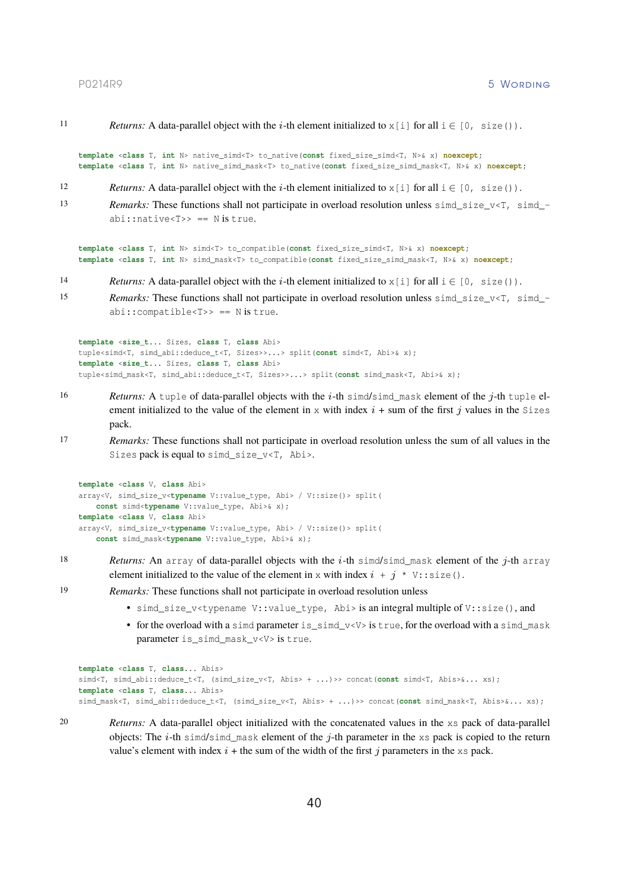11 *Returns:* A data-parallel object with the $i$-th element initialized to `x[i]` for all `i` ∈ `[0, size())`.

```
template <class T, int N> native_simd<T> to_native(const fixed_size_simd<T, N>& x) noexcept;
template <class T, int N> native_simd_mask<T> to_native(const fixed_size_simd_mask<T, N>& x) noexcept;
```

12 *Returns:* A data-parallel object with the $i$-th element initialized to `x[i]` for all `i` ∈ `[0, size())`.

13 *Remarks:* These functions shall not participate in overload resolution unless `simd_size_v<T, simd_abi::native<T>> == N` is `true`.

```
template <class T, int N> simd<T> to_compatible(const fixed_size_simd<T, N>& x) noexcept;
template <class T, int N> simd_mask<T> to_compatible(const fixed_size_simd_mask<T, N>& x) noexcept;
```

14 *Returns:* A data-parallel object with the $i$-th element initialized to `x[i]` for all `i` ∈ `[0, size())`.

15 *Remarks:* These functions shall not participate in overload resolution unless `simd_size_v<T, simd_abi::compatible<T>> == N` is `true`.

```
template <size_t... Sizes, class T, class Abi>
tuple<simd<T, simd_abi::deduce_t<T, Sizes>>...> split(const simd<T, Abi>& x);
template <size_t... Sizes, class T, class Abi>
tuple<simd_mask<T, simd_abi::deduce_t<T, Sizes>>...> split(const simd_mask<T, Abi>& x);
```

16 *Returns:* A `tuple` of data-parallel objects with the $i$-th `simd`/`simd_mask` element of the $j$-th `tuple` element initialized to the value of the element in `x` with index $i$ + sum of the first $j$ values in the `Sizes` pack.

17 *Remarks:* These functions shall not participate in overload resolution unless the sum of all values in the `Sizes` pack is equal to `simd_size_v<T, Abi>`.

```
template <class V, class Abi>
array<V, simd_size_v<typename V::value_type, Abi> / V::size()> split(
    const simd<typename V::value_type, Abi>& x);
template <class V, class Abi>
array<V, simd_size_v<typename V::value_type, Abi> / V::size()> split(
    const simd_mask<typename V::value_type, Abi>& x);
```

18 *Returns:* An `array` of data-parallel objects with the $i$-th `simd`/`simd_mask` element of the $j$-th `array` element initialized to the value of the element in `x` with index $i$ `+` $j$ `* V::size()`.

19 *Remarks:* These functions shall not participate in overload resolution unless

- `simd_size_v<typename V::value_type, Abi>` is an integral multiple of `V::size()`, and
- for the overload with a `simd` parameter `is_simd_v<V>` is `true`, for the overload with a `simd_mask` parameter `is_simd_mask_v<V>` is `true`.

```
template <class T, class... Abis>
simd<T, simd_abi::deduce_t<T, (simd_size_v<T, Abis> + ...)>> concat(const simd<T, Abis>&... xs);
template <class T, class... Abis>
simd_mask<T, simd_abi::deduce_t<T, (simd_size_v<T, Abis> + ...)>> concat(const simd_mask<T, Abis>&... xs);
```

20 *Returns:* A data-parallel object initialized with the concatenated values in the `xs` pack of data-parallel objects: The $i$-th `simd`/`simd_mask` element of the $j$-th parameter in the `xs` pack is copied to the return value's element with index $i$ + the sum of the width of the first $j$ parameters in the `xs` pack.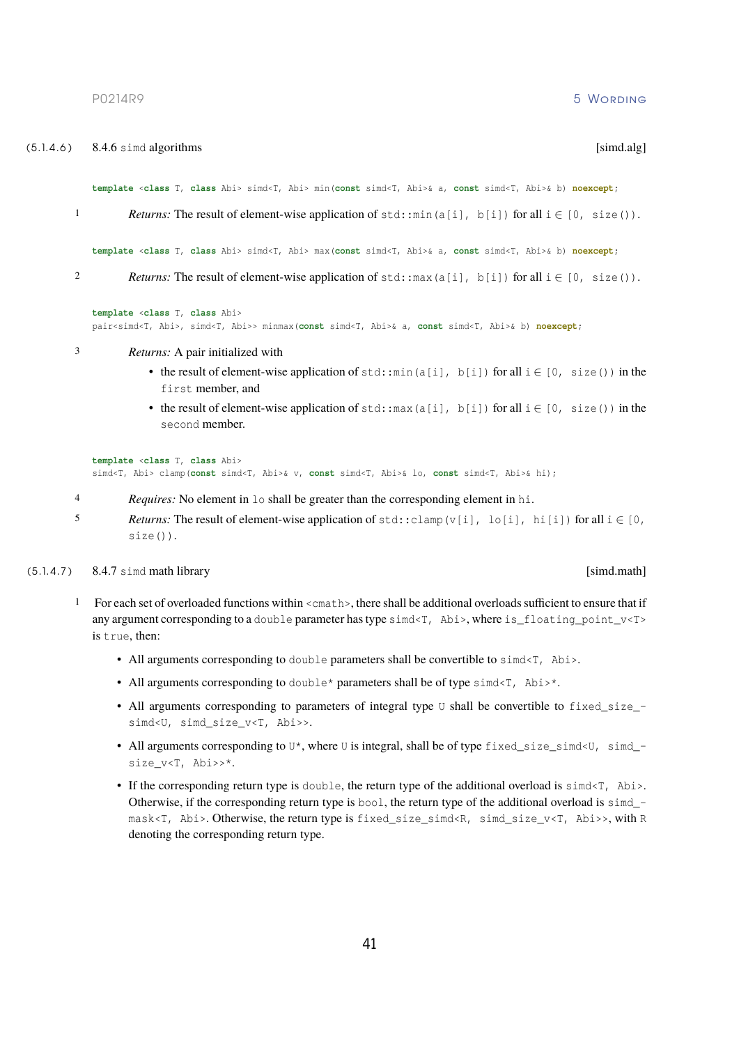### (5.1.4.6) 8.4.6 `simd` algorithms [simd.alg]

```
template <class T, class Abi> simd<T, Abi> min(const simd<T, Abi>& a, const simd<T, Abi>& b) noexcept;
```

1 *Returns:* The result of element-wise application of `std::min(a[i], b[i])` for all i ∈ `[0, size())`.

```
template <class T, class Abi> simd<T, Abi> max(const simd<T, Abi>& a, const simd<T, Abi>& b) noexcept;
```

2 *Returns:* The result of element-wise application of `std::max(a[i], b[i])` for all i ∈ `[0, size())`.

```
template <class T, class Abi>
pair<simd<T, Abi>, simd<T, Abi>> minmax(const simd<T, Abi>& a, const simd<T, Abi>& b) noexcept;
```

3 *Returns:* A pair initialized with

- the result of element-wise application of `std::min(a[i], b[i])` for all i ∈ `[0, size())` in the `first` member, and
- the result of element-wise application of `std::max(a[i], b[i])` for all i ∈ `[0, size())` in the `second` member.

```
template <class T, class Abi>
simd<T, Abi> clamp(const simd<T, Abi>& v, const simd<T, Abi>& lo, const simd<T, Abi>& hi);
```

4 *Requires:* No element in `lo` shall be greater than the corresponding element in `hi`.

5 *Returns:* The result of element-wise application of `std::clamp(v[i], lo[i], hi[i])` for all i ∈ `[0, size())`.

### (5.1.4.7) 8.4.7 `simd` math library [simd.math]

1 For each set of overloaded functions within `<cmath>`, there shall be additional overloads sufficient to ensure that if any argument corresponding to a `double` parameter has type `simd<T, Abi>`, where `is_floating_point_v<T>` is `true`, then:

- All arguments corresponding to `double` parameters shall be convertible to `simd<T, Abi>`.
- All arguments corresponding to `double*` parameters shall be of type `simd<T, Abi>*`.
- All arguments corresponding to parameters of integral type `U` shall be convertible to `fixed_size_simd<U, simd_size_v<T, Abi>>`.
- All arguments corresponding to `U*`, where `U` is integral, shall be of type `fixed_size_simd<U, simd_size_v<T, Abi>>*`.
- If the corresponding return type is `double`, the return type of the additional overload is `simd<T, Abi>`. Otherwise, if the corresponding return type is `bool`, the return type of the additional overload is `simd_mask<T, Abi>`. Otherwise, the return type is `fixed_size_simd<R, simd_size_v<T, Abi>>`, with `R` denoting the corresponding return type.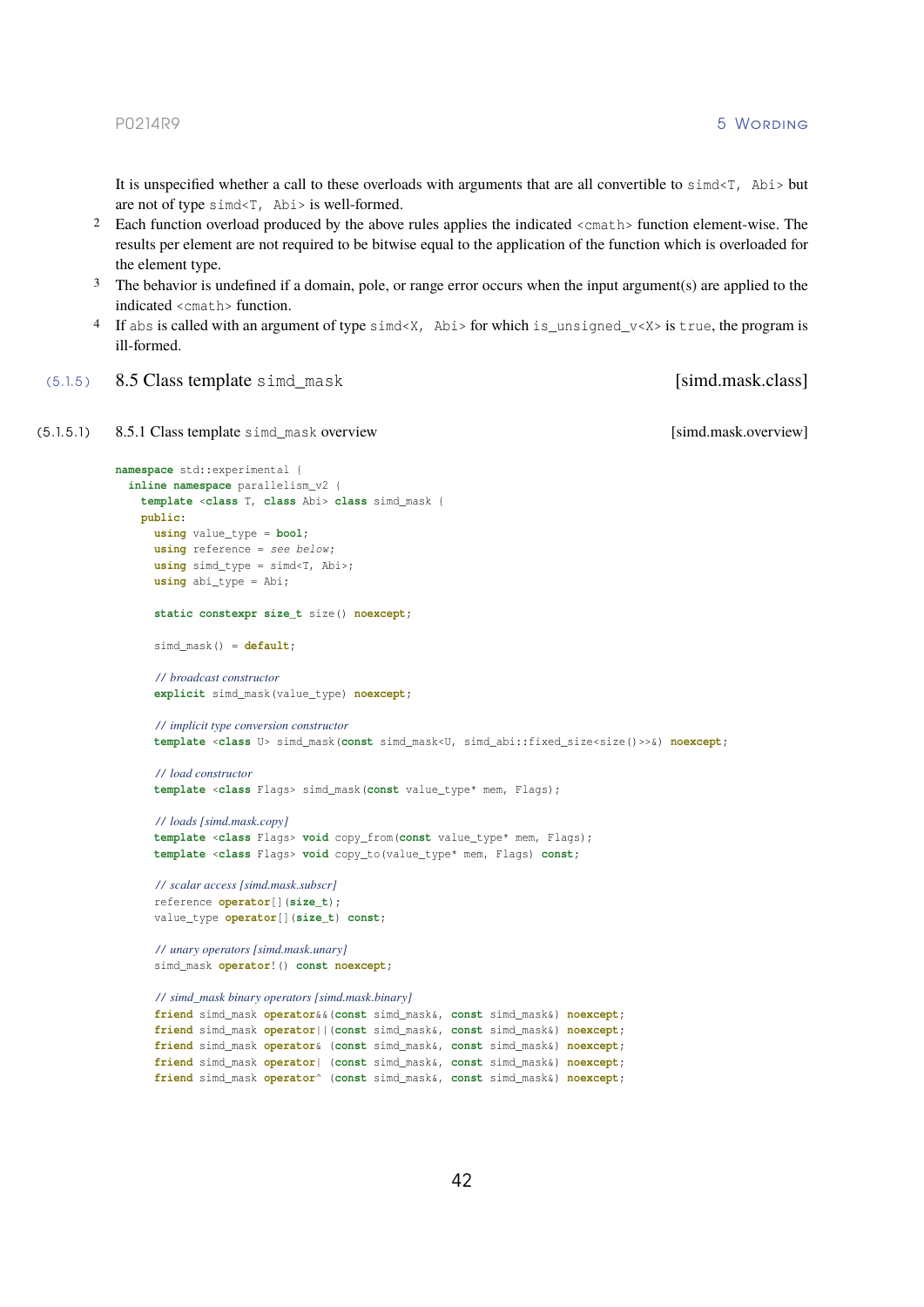It is unspecified whether a call to these overloads with arguments that are all convertible to `simd<T, Abi>` but are not of type `simd<T, Abi>` is well-formed.

2 Each function overload produced by the above rules applies the indicated `<cmath>` function element-wise. The results per element are not required to be bitwise equal to the application of the function which is overloaded for the element type.

3 The behavior is undefined if a domain, pole, or range error occurs when the input argument(s) are applied to the indicated `<cmath>` function.

4 If `abs` is called with an argument of type `simd<X, Abi>` for which `is_unsigned_v<X>` is `true`, the program is ill-formed.

## (5.1.5) 8.5 Class template `simd_mask` [simd.mask.class]

### (5.1.5.1) 8.5.1 Class template `simd_mask` overview [simd.mask.overview]

```
namespace std::experimental {
  inline namespace parallelism_v2 {
    template <class T, class Abi> class simd_mask {
    public:
      using value_type = bool;
      using reference = see below;
      using simd_type = simd<T, Abi>;
      using abi_type = Abi;

      static constexpr size_t size() noexcept;

      simd_mask() = default;

      // broadcast constructor
      explicit simd_mask(value_type) noexcept;

      // implicit type conversion constructor
      template <class U> simd_mask(const simd_mask<U, simd_abi::fixed_size<size()>>&) noexcept;

      // load constructor
      template <class Flags> simd_mask(const value_type* mem, Flags);

      // loads [simd.mask.copy]
      template <class Flags> void copy_from(const value_type* mem, Flags);
      template <class Flags> void copy_to(value_type* mem, Flags) const;

      // scalar access [simd.mask.subscr]
      reference operator[](size_t);
      value_type operator[](size_t) const;

      // unary operators [simd.mask.unary]
      simd_mask operator!() const noexcept;

      // simd_mask binary operators [simd.mask.binary]
      friend simd_mask operator&&(const simd_mask&, const simd_mask&) noexcept;
      friend simd_mask operator||(const simd_mask&, const simd_mask&) noexcept;
      friend simd_mask operator& (const simd_mask&, const simd_mask&) noexcept;
      friend simd_mask operator| (const simd_mask&, const simd_mask&) noexcept;
      friend simd_mask operator^ (const simd_mask&, const simd_mask&) noexcept;
```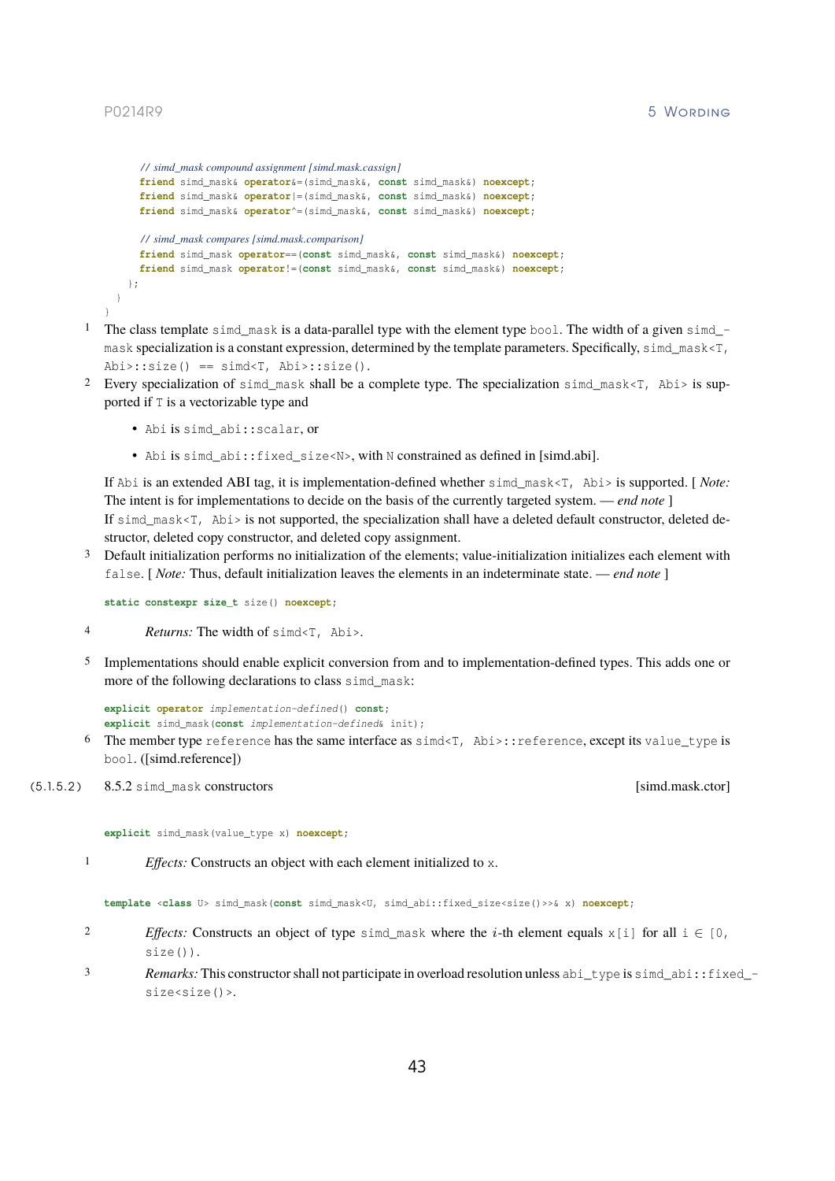```
    // simd_mask compound assignment [simd.mask.cassign]
    friend simd_mask& operator&=(simd_mask&, const simd_mask&) noexcept;
    friend simd_mask& operator|=(simd_mask&, const simd_mask&) noexcept;
    friend simd_mask& operator^=(simd_mask&, const simd_mask&) noexcept;

    // simd_mask compares [simd.mask.comparison]
    friend simd_mask operator==(const simd_mask&, const simd_mask&) noexcept;
    friend simd_mask operator!=(const simd_mask&, const simd_mask&) noexcept;
  };
 }
}
```

1 The class template `simd_mask` is a data-parallel type with the element type `bool`. The width of a given `simd_mask` specialization is a constant expression, determined by the template parameters. Specifically, `simd_mask<T, Abi>::size() == simd<T, Abi>::size()`.

2 Every specialization of `simd_mask` shall be a complete type. The specialization `simd_mask<T, Abi>` is supported if `T` is a vectorizable type and

- `Abi` is `simd_abi::scalar`, or
- `Abi` is `simd_abi::fixed_size<N>`, with `N` constrained as defined in [simd.abi].

If `Abi` is an extended ABI tag, it is implementation-defined whether `simd_mask<T, Abi>` is supported. [ *Note:* The intent is for implementations to decide on the basis of the currently targeted system. — *end note* ]
If `simd_mask<T, Abi>` is not supported, the specialization shall have a deleted default constructor, deleted destructor, deleted copy constructor, and deleted copy assignment.

3 Default initialization performs no initialization of the elements; value-initialization initializes each element with `false`. [ *Note:* Thus, default initialization leaves the elements in an indeterminate state. — *end note* ]

```
static constexpr size_t size() noexcept;
```

4 *Returns:* The width of `simd<T, Abi>`.

5 Implementations should enable explicit conversion from and to implementation-defined types. This adds one or more of the following declarations to class `simd_mask`:

```
explicit operator implementation-defined() const;
explicit simd_mask(const implementation-defined& init);
```

6 The member type `reference` has the same interface as `simd<T, Abi>::reference`, except its `value_type` is `bool`. ([simd.reference])

### (5.1.5.2) 8.5.2 `simd_mask` constructors [simd.mask.ctor]

```
explicit simd_mask(value_type x) noexcept;
```

1 *Effects:* Constructs an object with each element initialized to `x`.

```
template <class U> simd_mask(const simd_mask<U, simd_abi::fixed_size<size()>>& x) noexcept;
```

2 *Effects:* Constructs an object of type `simd_mask` where the $i$-th element equals `x[i]` for all `i` ∈ `[0, size())`.

3 *Remarks:* This constructor shall not participate in overload resolution unless `abi_type` is `simd_abi::fixed_size<size()>`.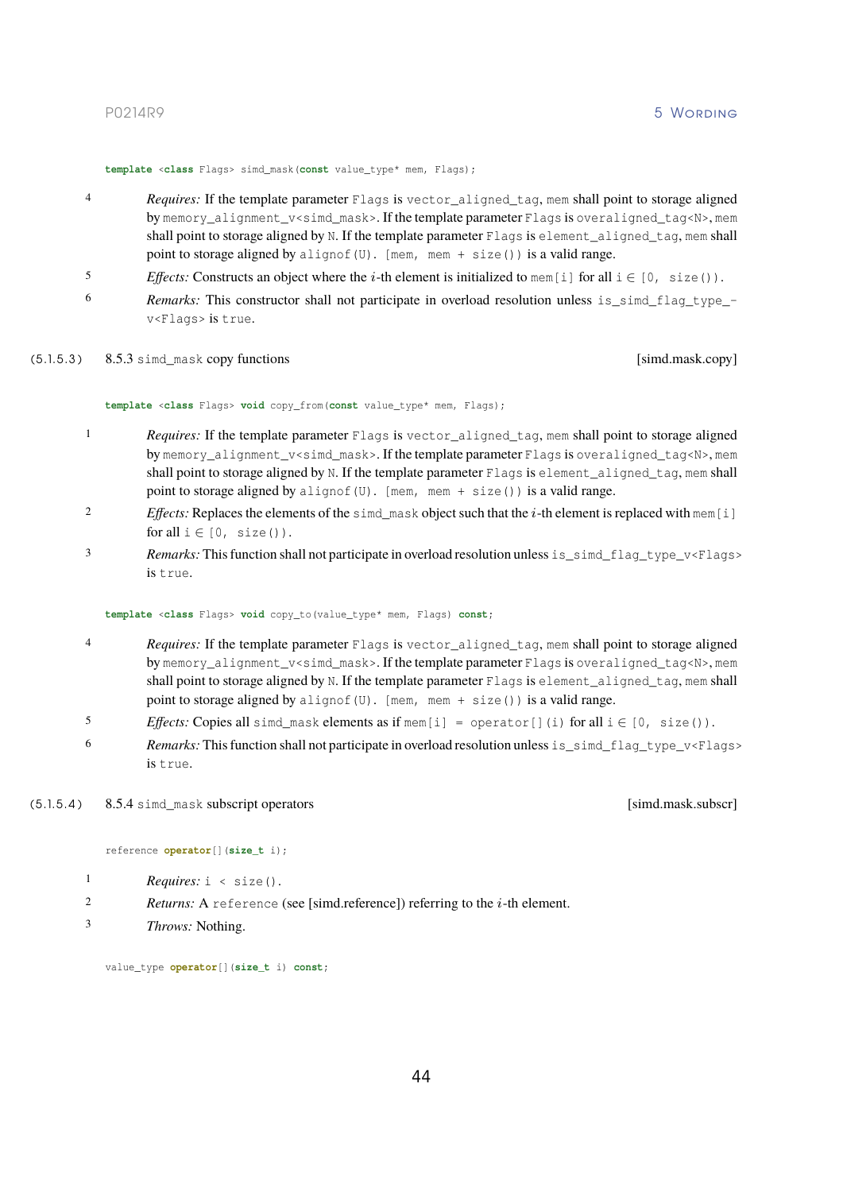```
template <class Flags> simd_mask(const value_type* mem, Flags);
```

4 *Requires:* If the template parameter `Flags` is `vector_aligned_tag`, `mem` shall point to storage aligned by `memory_alignment_v<simd_mask>`. If the template parameter `Flags` is `overaligned_tag<N>`, `mem` shall point to storage aligned by `N`. If the template parameter `Flags` is `element_aligned_tag`, `mem` shall point to storage aligned by `alignof(U)`. `[mem, mem + size())` is a valid range.

5 *Effects:* Constructs an object where the $i$-th element is initialized to `mem[i]` for all `i` ∈ `[0, size())`.

6 *Remarks:* This constructor shall not participate in overload resolution unless `is_simd_flag_type_v<Flags>` is `true`.

### (5.1.5.3) 8.5.3 `simd_mask` copy functions [simd.mask.copy]

```
template <class Flags> void copy_from(const value_type* mem, Flags);
```

1 *Requires:* If the template parameter `Flags` is `vector_aligned_tag`, `mem` shall point to storage aligned by `memory_alignment_v<simd_mask>`. If the template parameter `Flags` is `overaligned_tag<N>`, `mem` shall point to storage aligned by `N`. If the template parameter `Flags` is `element_aligned_tag`, `mem` shall point to storage aligned by `alignof(U)`. `[mem, mem + size())` is a valid range.

2 *Effects:* Replaces the elements of the `simd_mask` object such that the $i$-th element is replaced with `mem[i]` for all `i` ∈ `[0, size())`.

3 *Remarks:* This function shall not participate in overload resolution unless `is_simd_flag_type_v<Flags>` is `true`.

```
template <class Flags> void copy_to(value_type* mem, Flags) const;
```

4 *Requires:* If the template parameter `Flags` is `vector_aligned_tag`, `mem` shall point to storage aligned by `memory_alignment_v<simd_mask>`. If the template parameter `Flags` is `overaligned_tag<N>`, `mem` shall point to storage aligned by `N`. If the template parameter `Flags` is `element_aligned_tag`, `mem` shall point to storage aligned by `alignof(U)`. `[mem, mem + size())` is a valid range.

5 *Effects:* Copies all `simd_mask` elements as if `mem[i] = operator[](i)` for all `i` ∈ `[0, size())`.

6 *Remarks:* This function shall not participate in overload resolution unless `is_simd_flag_type_v<Flags>` is `true`.

### (5.1.5.4) 8.5.4 `simd_mask` subscript operators [simd.mask.subscr]

```
reference operator[](size_t i);
```

1 *Requires:* `i < size()`.

2 *Returns:* A `reference` (see [simd.reference]) referring to the $i$-th element.

3 *Throws:* Nothing.

```
value_type operator[](size_t i) const;
```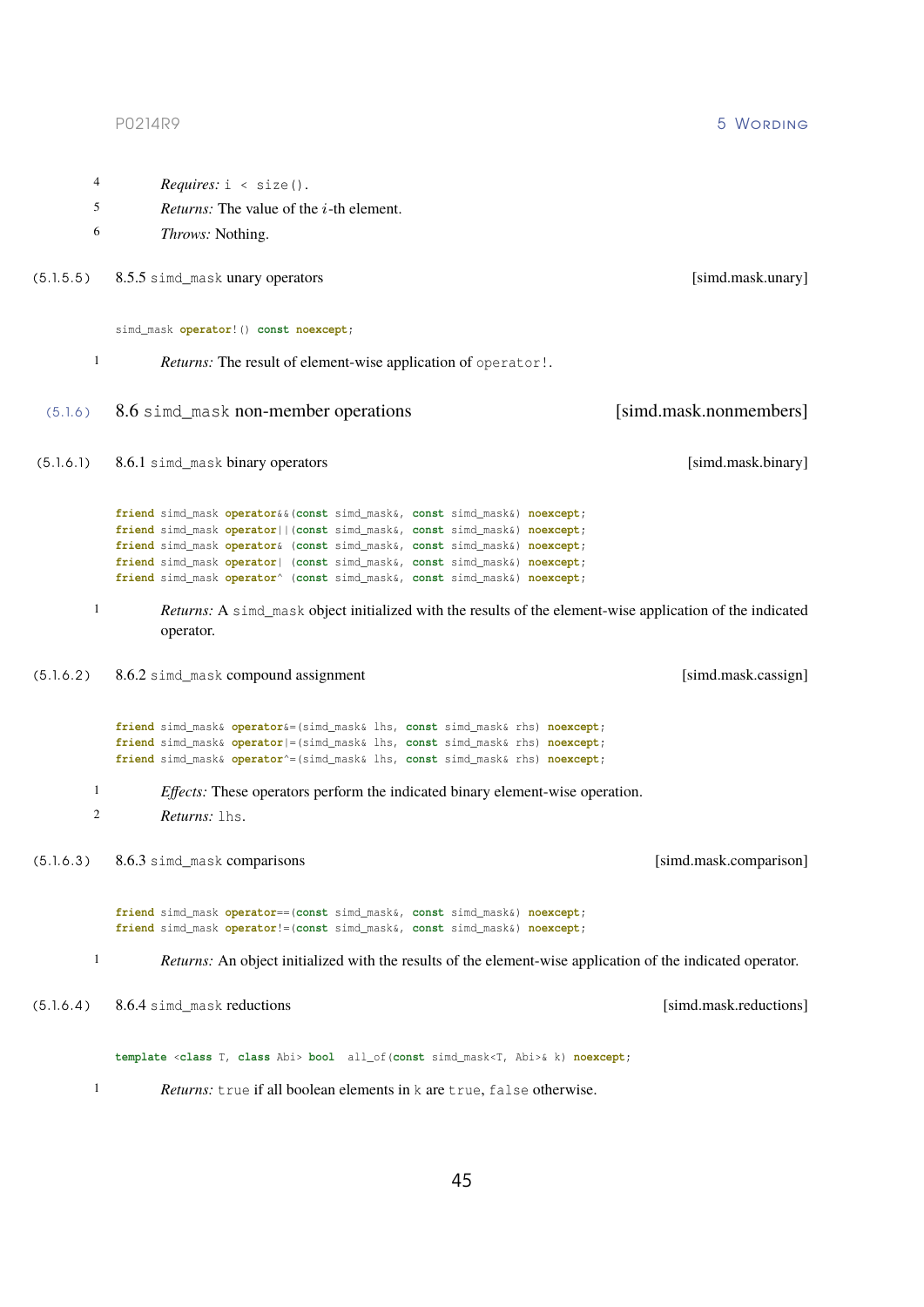4 *Requires:* `i < size()`.

5 *Returns:* The value of the $i$-th element.

6 *Throws:* Nothing.

#### (5.1.5.5) 8.5.5 `simd_mask` unary operators [simd.mask.unary]

```
simd_mask operator!() const noexcept;
```

1 *Returns:* The result of element-wise application of `operator!`.

### (5.1.6) 8.6 `simd_mask` non-member operations [simd.mask.nonmembers]

#### (5.1.6.1) 8.6.1 `simd_mask` binary operators [simd.mask.binary]

```
friend simd_mask operator&&(const simd_mask&, const simd_mask&) noexcept;
friend simd_mask operator||(const simd_mask&, const simd_mask&) noexcept;
friend simd_mask operator& (const simd_mask&, const simd_mask&) noexcept;
friend simd_mask operator| (const simd_mask&, const simd_mask&) noexcept;
friend simd_mask operator^ (const simd_mask&, const simd_mask&) noexcept;
```

1 *Returns:* A `simd_mask` object initialized with the results of the element-wise application of the indicated operator.

#### (5.1.6.2) 8.6.2 `simd_mask` compound assignment [simd.mask.cassign]

```
friend simd_mask& operator&=(simd_mask& lhs, const simd_mask& rhs) noexcept;
friend simd_mask& operator|=(simd_mask& lhs, const simd_mask& rhs) noexcept;
friend simd_mask& operator^=(simd_mask& lhs, const simd_mask& rhs) noexcept;
```

1 *Effects:* These operators perform the indicated binary element-wise operation.

2 *Returns:* `lhs`.

#### (5.1.6.3) 8.6.3 `simd_mask` comparisons [simd.mask.comparison]

```
friend simd_mask operator==(const simd_mask&, const simd_mask&) noexcept;
friend simd_mask operator!=(const simd_mask&, const simd_mask&) noexcept;
```

1 *Returns:* An object initialized with the results of the element-wise application of the indicated operator.

#### (5.1.6.4) 8.6.4 `simd_mask` reductions [simd.mask.reductions]

```
template <class T, class Abi> bool  all_of(const simd_mask<T, Abi>& k) noexcept;
```

1 *Returns:* `true` if all boolean elements in `k` are `true`, `false` otherwise.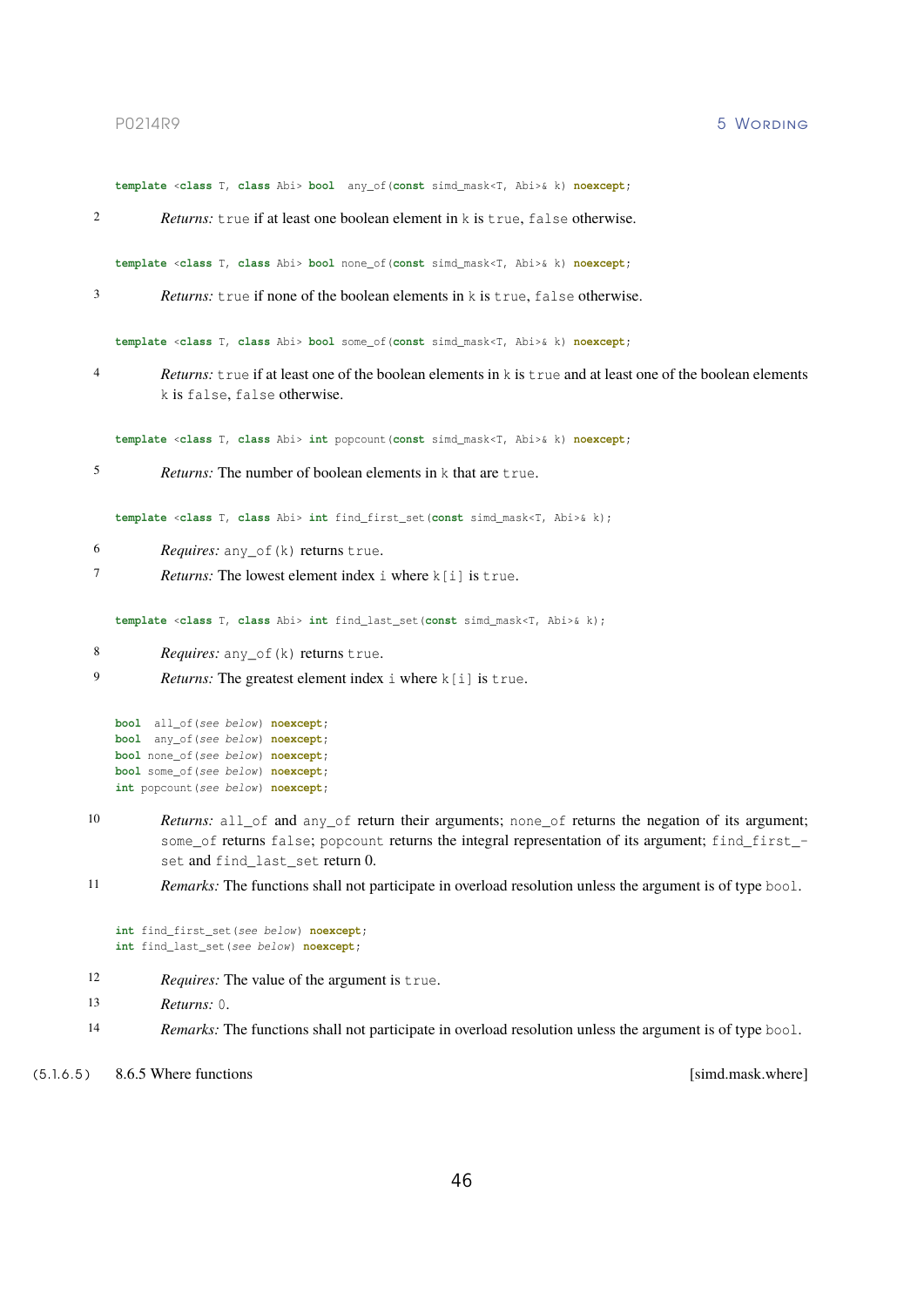```
template <class T, class Abi> bool  any_of(const simd_mask<T, Abi>& k) noexcept;
```

2 *Returns:* `true` if at least one boolean element in `k` is `true`, `false` otherwise.

```
template <class T, class Abi> bool none_of(const simd_mask<T, Abi>& k) noexcept;
```

3 *Returns:* `true` if none of the boolean elements in `k` is `true`, `false` otherwise.

```
template <class T, class Abi> bool some_of(const simd_mask<T, Abi>& k) noexcept;
```

4 *Returns:* `true` if at least one of the boolean elements in `k` is `true` and at least one of the boolean elements `k` is `false`, `false` otherwise.

```
template <class T, class Abi> int popcount(const simd_mask<T, Abi>& k) noexcept;
```

5 *Returns:* The number of boolean elements in `k` that are `true`.

```
template <class T, class Abi> int find_first_set(const simd_mask<T, Abi>& k);
```

6 *Requires:* `any_of(k)` returns `true`.

7 *Returns:* The lowest element index `i` where `k[i]` is `true`.

```
template <class T, class Abi> int find_last_set(const simd_mask<T, Abi>& k);
```

8 *Requires:* `any_of(k)` returns `true`.

9 *Returns:* The greatest element index `i` where `k[i]` is `true`.

```
bool  all_of(see below) noexcept;
bool  any_of(see below) noexcept;
bool none_of(see below) noexcept;
bool some_of(see below) noexcept;
int popcount(see below) noexcept;
```

10 *Returns:* `all_of` and `any_of` return their arguments; `none_of` returns the negation of its argument; `some_of` returns `false`; `popcount` returns the integral representation of its argument; `find_first_set` and `find_last_set` return 0.

11 *Remarks:* The functions shall not participate in overload resolution unless the argument is of type `bool`.

```
int find_first_set(see below) noexcept;
int find_last_set(see below) noexcept;
```

12 *Requires:* The value of the argument is `true`.

13 *Returns:* `0`.

14 *Remarks:* The functions shall not participate in overload resolution unless the argument is of type `bool`.

### (5.1.6.5) 8.6.5 Where functions [simd.mask.where]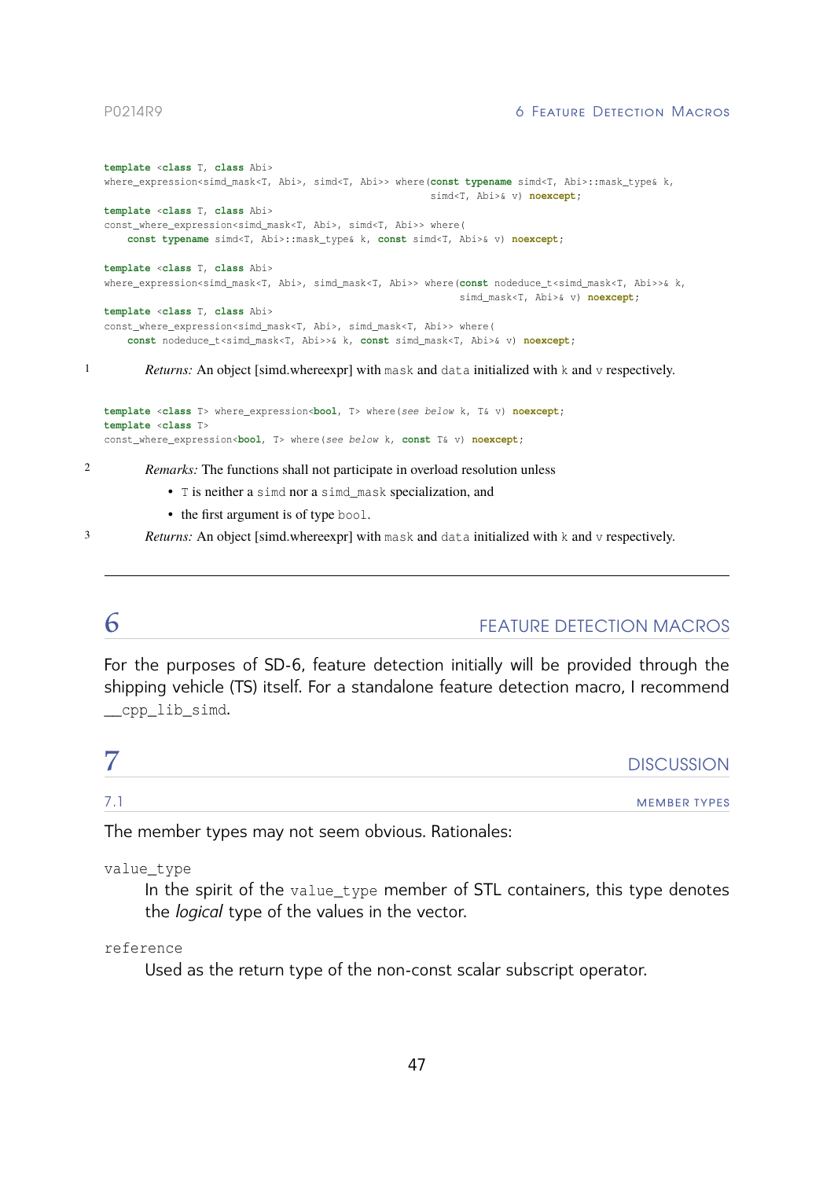```
template <class T, class Abi>
where_expression<simd_mask<T, Abi>, simd<T, Abi>> where(const typename simd<T, Abi>::mask_type& k,
                                                          simd<T, Abi>& v) noexcept;
template <class T, class Abi>
const_where_expression<simd_mask<T, Abi>, simd<T, Abi>> where(
    const typename simd<T, Abi>::mask_type& k, const simd<T, Abi>& v) noexcept;

template <class T, class Abi>
where_expression<simd_mask<T, Abi>, simd_mask<T, Abi>> where(const nodeduce_t<simd_mask<T, Abi>>& k,
                                                               simd_mask<T, Abi>& v) noexcept;
template <class T, class Abi>
const_where_expression<simd_mask<T, Abi>, simd_mask<T, Abi>> where(
    const nodeduce_t<simd_mask<T, Abi>>& k, const simd_mask<T, Abi>& v) noexcept;
```

1 *Returns:* An object [simd.whereexpr] with `mask` and `data` initialized with `k` and `v` respectively.

```
template <class T> where_expression<bool, T> where(see below k, T& v) noexcept;
template <class T>
const_where_expression<bool, T> where(see below k, const T& v) noexcept;
```

2 *Remarks:* The functions shall not participate in overload resolution unless

- `T` is neither a `simd` nor a `simd_mask` specialization, and
- the first argument is of type `bool`.

3 *Returns:* An object [simd.whereexpr] with `mask` and `data` initialized with `k` and `v` respectively.

---

# 6 FEATURE DETECTION MACROS

For the purposes of SD-6, feature detection initially will be provided through the shipping vehicle (TS) itself. For a standalone feature detection macro, I recommend `__cpp_lib_simd`.

# 7 DISCUSSION

## 7.1 MEMBER TYPES

The member types may not seem obvious. Rationales:

`value_type`
: In the spirit of the `value_type` member of STL containers, this type denotes the *logical* type of the values in the vector.

`reference`
: Used as the return type of the non-const scalar subscript operator.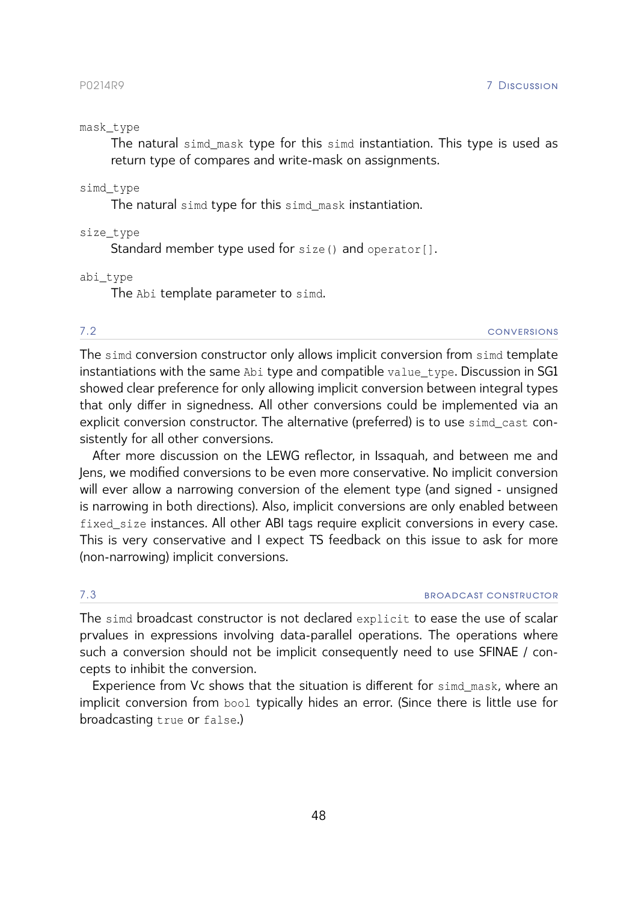`mask_type`
: The natural `simd_mask` type for this `simd` instantiation. This type is used as return type of compares and write-mask on assignments.

`simd_type`
: The natural `simd` type for this `simd_mask` instantiation.

`size_type`
: Standard member type used for `size()` and `operator[]`.

`abi_type`
: The `Abi` template parameter to `simd`.

### 7.2 CONVERSIONS

The `simd` conversion constructor only allows implicit conversion from `simd` template instantiations with the same `Abi` type and compatible `value_type`. Discussion in SG1 showed clear preference for only allowing implicit conversion between integral types that only differ in signedness. All other conversions could be implemented via an explicit conversion constructor. The alternative (preferred) is to use `simd_cast` consistently for all other conversions.

After more discussion on the LEWG reflector, in Issaquah, and between me and Jens, we modified conversions to be even more conservative. No implicit conversion will ever allow a narrowing conversion of the element type (and signed - unsigned is narrowing in both directions). Also, implicit conversions are only enabled between `fixed_size` instances. All other ABI tags require explicit conversions in every case. This is very conservative and I expect TS feedback on this issue to ask for more (non-narrowing) implicit conversions.

### 7.3 BROADCAST CONSTRUCTOR

The `simd` broadcast constructor is not declared `explicit` to ease the use of scalar prvalues in expressions involving data-parallel operations. The operations where such a conversion should not be implicit consequently need to use SFINAE / concepts to inhibit the conversion.

Experience from Vc shows that the situation is different for `simd_mask`, where an implicit conversion from `bool` typically hides an error. (Since there is little use for broadcasting `true` or `false`.)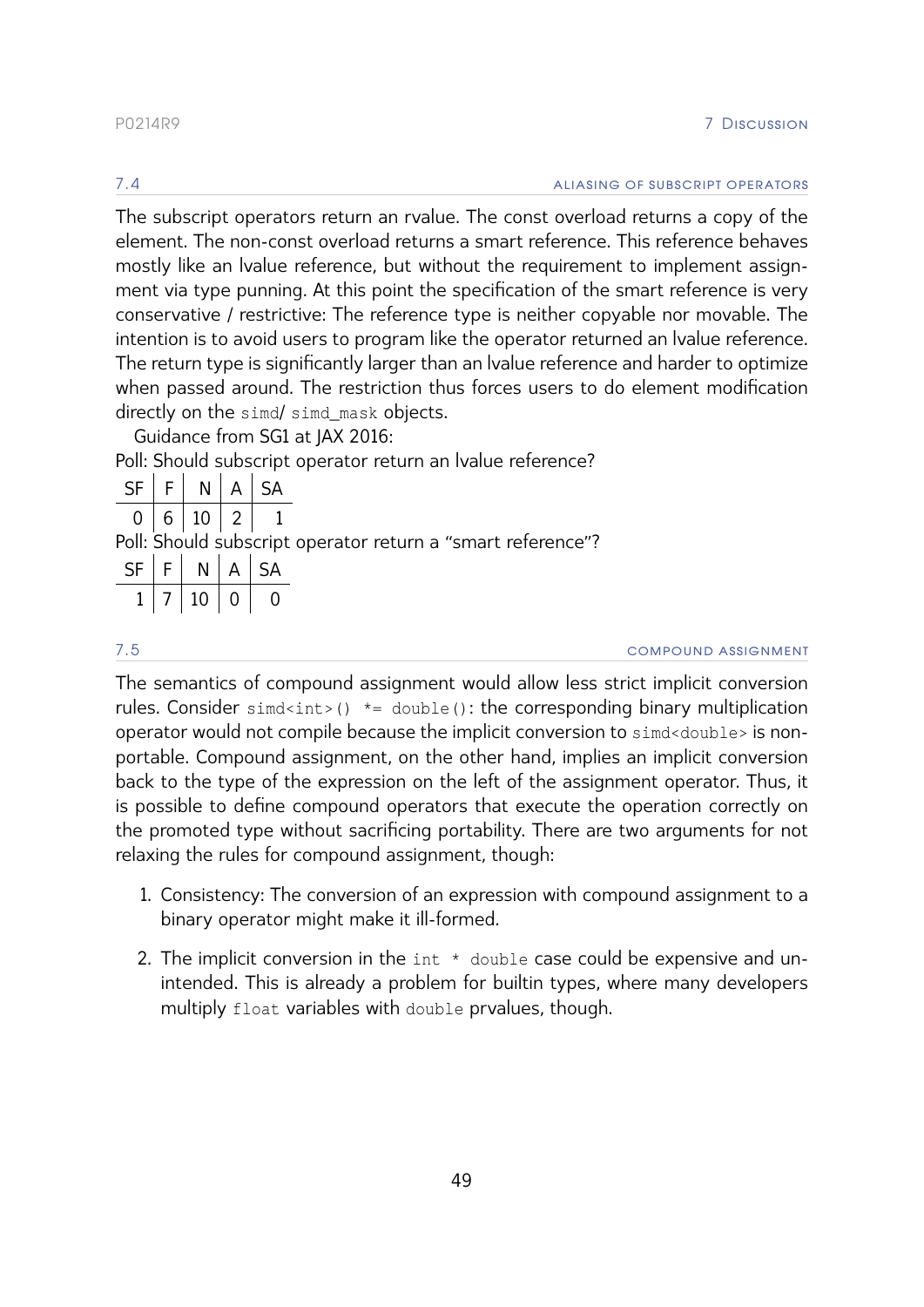### 7.4 ALIASING OF SUBSCRIPT OPERATORS

The subscript operators return an rvalue. The const overload returns a copy of the element. The non-const overload returns a smart reference. This reference behaves mostly like an lvalue reference, but without the requirement to implement assignment via type punning. At this point the specification of the smart reference is very conservative / restrictive: The reference type is neither copyable nor movable. The intention is to avoid users to program like the operator returned an lvalue reference. The return type is significantly larger than an lvalue reference and harder to optimize when passed around. The restriction thus forces users to do element modification directly on the `simd`/ `simd_mask` objects.

Guidance from SG1 at JAX 2016:

Poll: Should subscript operator return an lvalue reference?

| SF | F | N | A | SA |
|---|---|---|---|---|
| 0 | 6 | 10 | 2 | 1 |

Poll: Should subscript operator return a "smart reference"?

| SF | F | N | A | SA |
|---|---|---|---|---|
| 1 | 7 | 10 | 0 | 0 |

### 7.5 COMPOUND ASSIGNMENT

The semantics of compound assignment would allow less strict implicit conversion rules. Consider `simd<int>() *= double()`: the corresponding binary multiplication operator would not compile because the implicit conversion to `simd<double>` is non-portable. Compound assignment, on the other hand, implies an implicit conversion back to the type of the expression on the left of the assignment operator. Thus, it is possible to define compound operators that execute the operation correctly on the promoted type without sacrificing portability. There are two arguments for not relaxing the rules for compound assignment, though:

1. Consistency: The conversion of an expression with compound assignment to a binary operator might make it ill-formed.
2. The implicit conversion in the `int * double` case could be expensive and unintended. This is already a problem for builtin types, where many developers multiply `float` variables with `double` prvalues, though.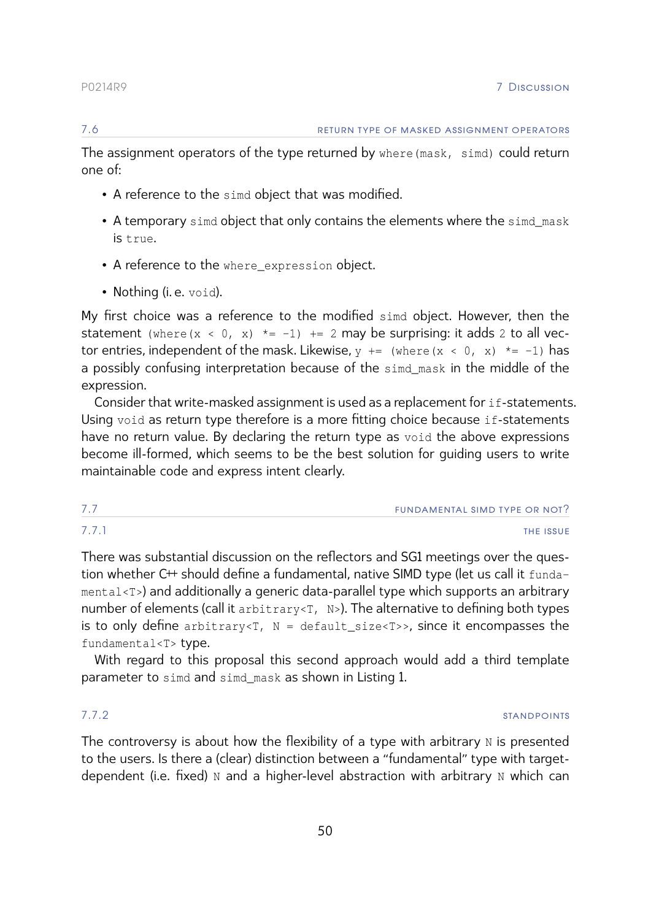### 7.6 RETURN TYPE OF MASKED ASSIGNMENT OPERATORS

The assignment operators of the type returned by `where(mask, simd)` could return one of:

- A reference to the `simd` object that was modified.
- A temporary `simd` object that only contains the elements where the `simd_mask` is `true`.
- A reference to the `where_expression` object.
- Nothing (i. e. `void`).

My first choice was a reference to the modified `simd` object. However, then the statement `(where(x < 0, x) *= -1) += 2` may be surprising: it adds `2` to all vector entries, independent of the mask. Likewise, `y += (where(x < 0, x) *= -1)` has a possibly confusing interpretation because of the `simd_mask` in the middle of the expression.

Consider that write-masked assignment is used as a replacement for `if`-statements. Using `void` as return type therefore is a more fitting choice because `if`-statements have no return value. By declaring the return type as `void` the above expressions become ill-formed, which seems to be the best solution for guiding users to write maintainable code and express intent clearly.

### 7.7 FUNDAMENTAL SIMD TYPE OR NOT?

#### 7.7.1 THE ISSUE

There was substantial discussion on the reflectors and SG1 meetings over the question whether C++ should define a fundamental, native SIMD type (let us call it `fundamental<T>`) and additionally a generic data-parallel type which supports an arbitrary number of elements (call it `arbitrary<T, N>`). The alternative to defining both types is to only define `arbitrary<T, N = default_size<T>>`, since it encompasses the `fundamental<T>` type.

With regard to this proposal this second approach would add a third template parameter to `simd` and `simd_mask` as shown in Listing 1.

#### 7.7.2 STANDPOINTS

The controversy is about how the flexibility of a type with arbitrary `N` is presented to the users. Is there a (clear) distinction between a "fundamental" type with target-dependent (i.e. fixed) `N` and a higher-level abstraction with arbitrary `N` which can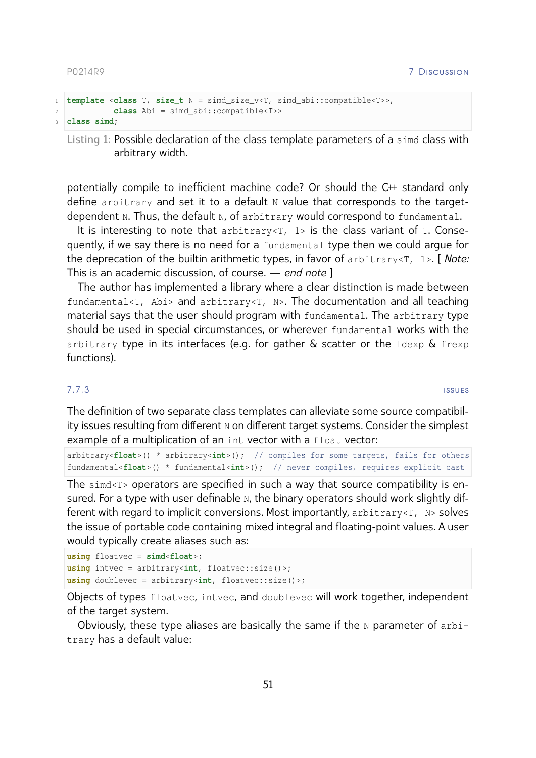```cpp
template <class T, size_t N = simd_size_v<T, simd_abi::compatible<T>>,
          class Abi = simd_abi::compatible<T>>
class simd;
```

Listing 1: Possible declaration of the class template parameters of a `simd` class with arbitrary width.

potentially compile to inefficient machine code? Or should the C++ standard only define `arbitrary` and set it to a default `N` value that corresponds to the target-dependent `N`. Thus, the default `N`, of `arbitrary` would correspond to `fundamental`.

It is interesting to note that `arbitrary<T, 1>` is the class variant of `T`. Consequently, if we say there is no need for a `fundamental` type then we could argue for the deprecation of the builtin arithmetic types, in favor of `arbitrary<T, 1>`. [ *Note:* This is an academic discussion, of course. — *end note* ]

The author has implemented a library where a clear distinction is made between `fundamental<T, Abi>` and `arbitrary<T, N>`. The documentation and all teaching material says that the user should program with `fundamental`. The `arbitrary` type should be used in special circumstances, or wherever `fundamental` works with the `arbitrary` type in its interfaces (e.g. for gather & scatter or the `ldexp` & `frexp` functions).

### 7.7.3 ISSUES

The definition of two separate class templates can alleviate some source compatibility issues resulting from different `N` on different target systems. Consider the simplest example of a multiplication of an `int` vector with a `float` vector:

```cpp
arbitrary<float>() * arbitrary<int>();  // compiles for some targets, fails for others
fundamental<float>() * fundamental<int>();  // never compiles, requires explicit cast
```

The `simd<T>` operators are specified in such a way that source compatibility is ensured. For a type with user definable `N`, the binary operators should work slightly different with regard to implicit conversions. Most importantly, `arbitrary<T, N>` solves the issue of portable code containing mixed integral and floating-point values. A user would typically create aliases such as:

```cpp
using floatvec = simd<float>;
using intvec = arbitrary<int, floatvec::size()>;
using doublevec = arbitrary<int, floatvec::size()>;
```

Objects of types `floatvec`, `intvec`, and `doublevec` will work together, independent of the target system.

Obviously, these type aliases are basically the same if the `N` parameter of `arbitrary` has a default value: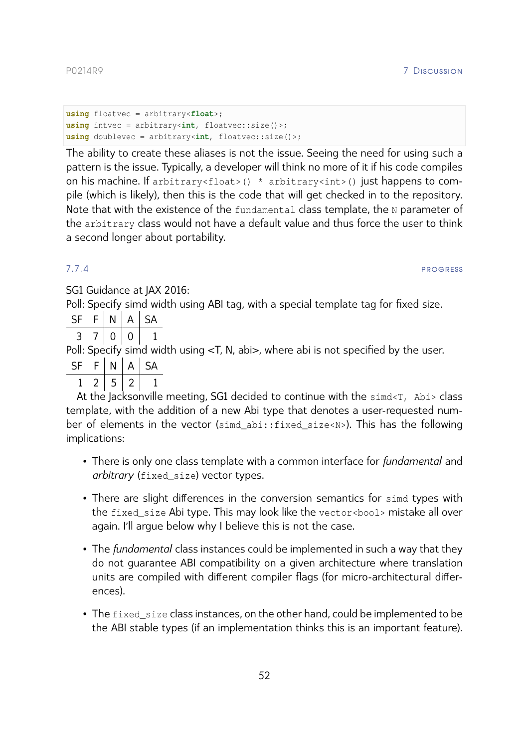```cpp
using floatvec = arbitrary<float>;
using intvec = arbitrary<int, floatvec::size()>;
using doublevec = arbitrary<int, floatvec::size()>;
```

The ability to create these aliases is not the issue. Seeing the need for using such a pattern is the issue. Typically, a developer will think no more of it if his code compiles on his machine. If `arbitrary<float>() * arbitrary<int>()` just happens to compile (which is likely), then this is the code that will get checked in to the repository. Note that with the existence of the `fundamental` class template, the `N` parameter of the `arbitrary` class would not have a default value and thus force the user to think a second longer about portability.

### 7.7.4 PROGRESS

SG1 Guidance at JAX 2016:

Poll: Specify simd width using ABI tag, with a special template tag for fixed size.

| SF | F | N | A | SA |
|---|---|---|---|---|
| 3 | 7 | 0 | 0 | 1 |

Poll: Specify simd width using <T, N, abi>, where abi is not specified by the user.

| SF | F | N | A | SA |
|---|---|---|---|---|
| 1 | 2 | 5 | 2 | 1 |

At the Jacksonville meeting, SG1 decided to continue with the `simd<T, Abi>` class template, with the addition of a new Abi type that denotes a user-requested number of elements in the vector (`simd_abi::fixed_size<N>`). This has the following implications:

- There is only one class template with a common interface for *fundamental* and *arbitrary* (`fixed_size`) vector types.
- There are slight differences in the conversion semantics for `simd` types with the `fixed_size` Abi type. This may look like the `vector<bool>` mistake all over again. I'll argue below why I believe this is not the case.
- The *fundamental* class instances could be implemented in such a way that they do not guarantee ABI compatibility on a given architecture where translation units are compiled with different compiler flags (for micro-architectural differences).
- The `fixed_size` class instances, on the other hand, could be implemented to be the ABI stable types (if an implementation thinks this is an important feature).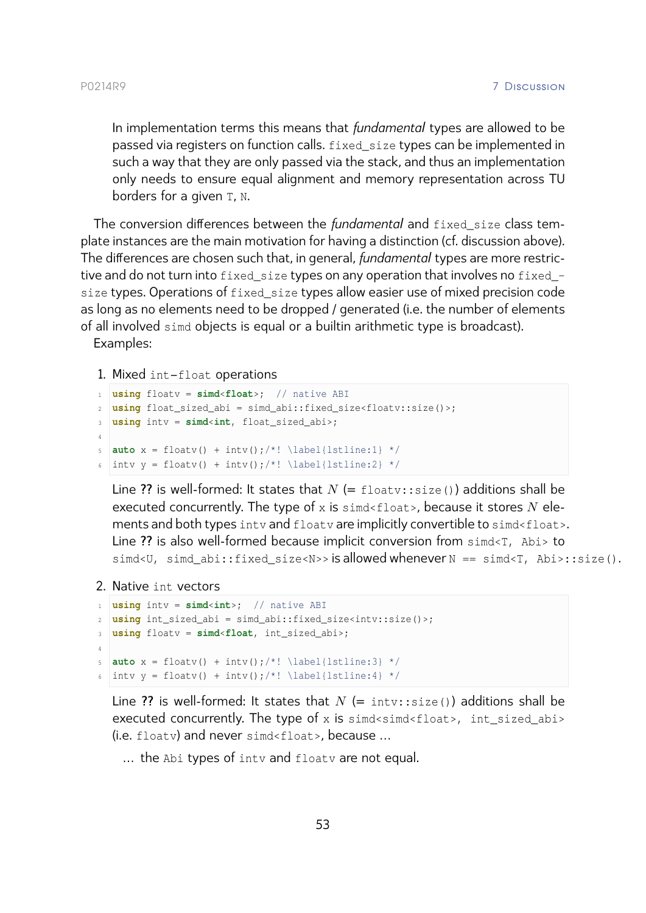In implementation terms this means that *fundamental* types are allowed to be passed via registers on function calls. `fixed_size` types can be implemented in such a way that they are only passed via the stack, and thus an implementation only needs to ensure equal alignment and memory representation across TU borders for a given `T`, `N`.

The conversion differences between the *fundamental* and `fixed_size` class template instances are the main motivation for having a distinction (cf. discussion above). The differences are chosen such that, in general, *fundamental* types are more restrictive and do not turn into `fixed_size` types on any operation that involves no `fixed_size` types. Operations of `fixed_size` types allow easier use of mixed precision code as long as no elements need to be dropped / generated (i.e. the number of elements of all involved `simd` objects is equal or a builtin arithmetic type is broadcast).

Examples:

1. Mixed `int`-`float` operations

```
using floatv = simd<float>;  // native ABI
using float_sized_abi = simd_abi::fixed_size<floatv::size()>;
using intv = simd<int, float_sized_abi>;

auto x = floatv() + intv();/*! \label{lstline:1} */
intv y = floatv() + intv();/*! \label{lstline:2} */
```

   Line ?? is well-formed: It states that $N$ (= `floatv::size()`) additions shall be executed concurrently. The type of `x` is `simd<float>`, because it stores $N$ elements and both types `intv` and `floatv` are implicitly convertible to `simd<float>`. Line ?? is also well-formed because implicit conversion from `simd<T, Abi>` to `simd<U, simd_abi::fixed_size<N>>` is allowed whenever `N == simd<T, Abi>::size()`.

2. Native `int` vectors

```
using intv = simd<int>;  // native ABI
using int_sized_abi = simd_abi::fixed_size<intv::size()>;
using floatv = simd<float, int_sized_abi>;

auto x = floatv() + intv();/*! \label{lstline:3} */
intv y = floatv() + intv();/*! \label{lstline:4} */
```

   Line ?? is well-formed: It states that $N$ (= `intv::size()`) additions shall be executed concurrently. The type of `x` is `simd<simd<float>, int_sized_abi>` (i.e. `floatv`) and never `simd<float>`, because …

   … the `Abi` types of `intv` and `floatv` are not equal.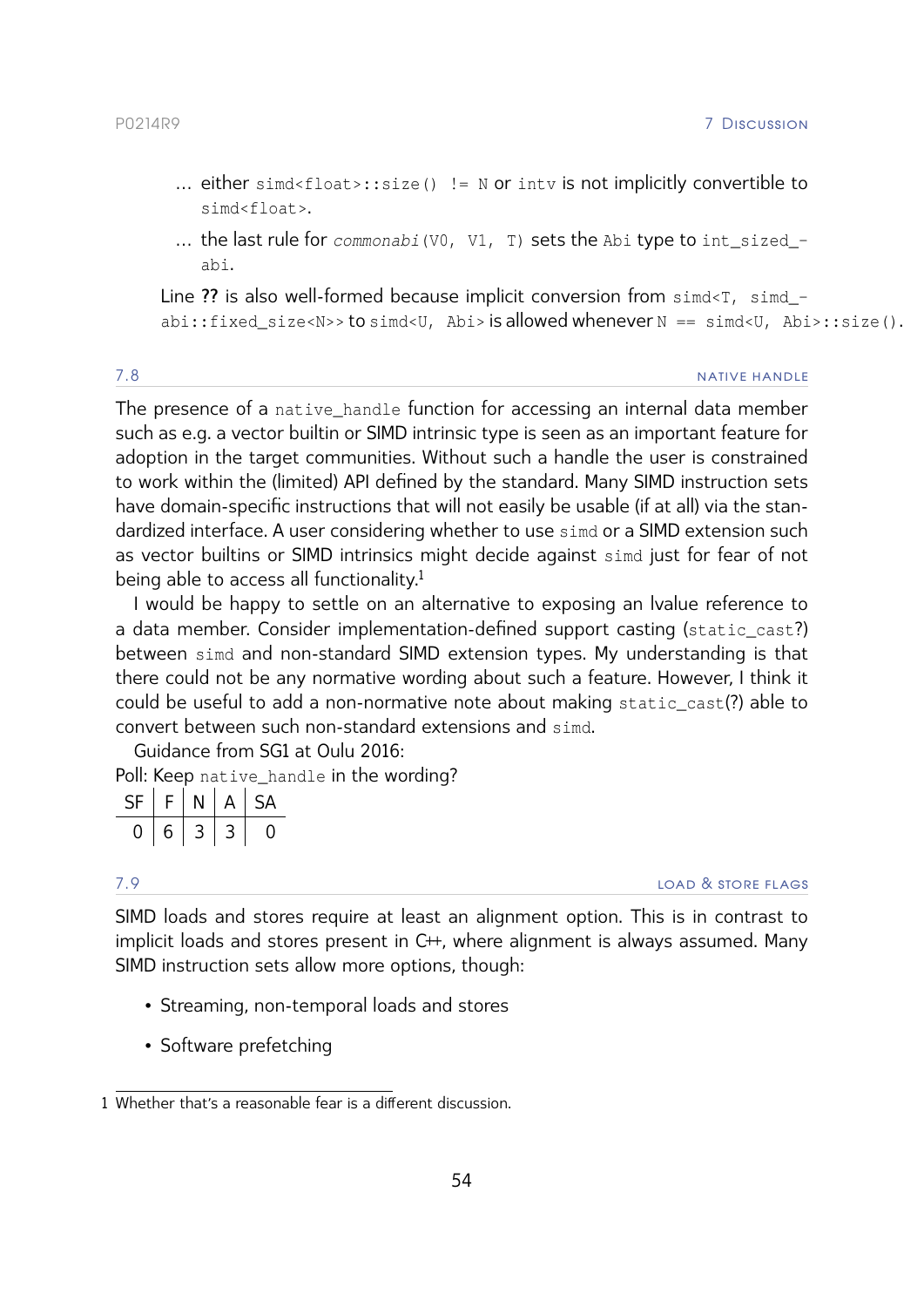... either `simd<float>::size() != N` or `intv` is not implicitly convertible to `simd<float>`.

... the last rule for *`commonabi`*`(V0, V1, T)` sets the `Abi` type to `int_sized_abi`.

Line **??** is also well-formed because implicit conversion from `simd<T, simd_abi::fixed_size<N>>` to `simd<U, Abi>` is allowed whenever `N == simd<U, Abi>::size()`.

## 7.8 NATIVE HANDLE

The presence of a `native_handle` function for accessing an internal data member such as e.g. a vector builtin or SIMD intrinsic type is seen as an important feature for adoption in the target communities. Without such a handle the user is constrained to work within the (limited) API defined by the standard. Many SIMD instruction sets have domain-specific instructions that will not easily be usable (if at all) via the standardized interface. A user considering whether to use `simd` or a SIMD extension such as vector builtins or SIMD intrinsics might decide against `simd` just for fear of not being able to access all functionality.[1]

I would be happy to settle on an alternative to exposing an lvalue reference to a data member. Consider implementation-defined support casting (`static_cast`?) between `simd` and non-standard SIMD extension types. My understanding is that there could not be any normative wording about such a feature. However, I think it could be useful to add a non-normative note about making `static_cast`(?) able to convert between such non-standard extensions and `simd`.

Guidance from SG1 at Oulu 2016:

Poll: Keep `native_handle` in the wording?

| SF | F | N | A | SA |
|---|---|---|---|---|
| 0 | 6 | 3 | 3 | 0 |

## 7.9 LOAD & STORE FLAGS

SIMD loads and stores require at least an alignment option. This is in contrast to implicit loads and stores present in C++, where alignment is always assumed. Many SIMD instruction sets allow more options, though:

- Streaming, non-temporal loads and stores
- Software prefetching

[1] Whether that's a reasonable fear is a different discussion.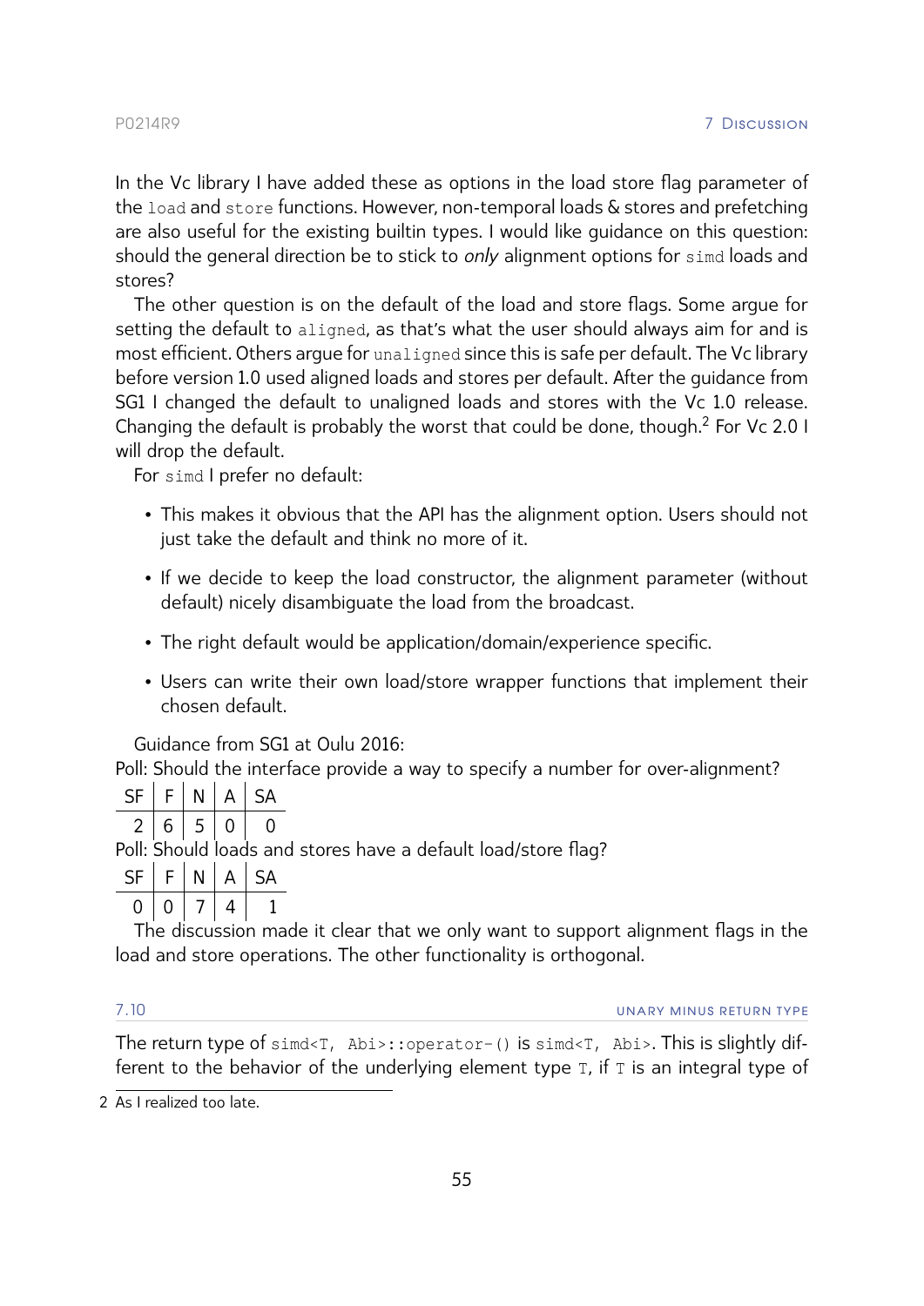In the Vc library I have added these as options in the load store flag parameter of the `load` and `store` functions. However, non-temporal loads & stores and prefetching are also useful for the existing builtin types. I would like guidance on this question: should the general direction be to stick to *only* alignment options for `simd` loads and stores?

The other question is on the default of the load and store flags. Some argue for setting the default to `aligned`, as that's what the user should always aim for and is most efficient. Others argue for `unaligned` since this is safe per default. The Vc library before version 1.0 used aligned loads and stores per default. After the guidance from SG1 I changed the default to unaligned loads and stores with the Vc 1.0 release. Changing the default is probably the worst that could be done, though.[2] For Vc 2.0 I will drop the default.

For `simd` I prefer no default:

- This makes it obvious that the API has the alignment option. Users should not just take the default and think no more of it.
- If we decide to keep the load constructor, the alignment parameter (without default) nicely disambiguate the load from the broadcast.
- The right default would be application/domain/experience specific.
- Users can write their own load/store wrapper functions that implement their chosen default.

Guidance from SG1 at Oulu 2016:

Poll: Should the interface provide a way to specify a number for over-alignment?

| SF | F | N | A | SA |
|---|---|---|---|---|
| 2 | 6 | 5 | 0 | 0 |

Poll: Should loads and stores have a default load/store flag?

| SF | F | N | A | SA |
|---|---|---|---|---|
| 0 | 0 | 7 | 4 | 1 |

The discussion made it clear that we only want to support alignment flags in the load and store operations. The other functionality is orthogonal.

## 7.10 Unary minus return type

The return type of `simd<T, Abi>::operator-()` is `simd<T, Abi>`. This is slightly different to the behavior of the underlying element type `T`, if `T` is an integral type of

2 As I realized too late.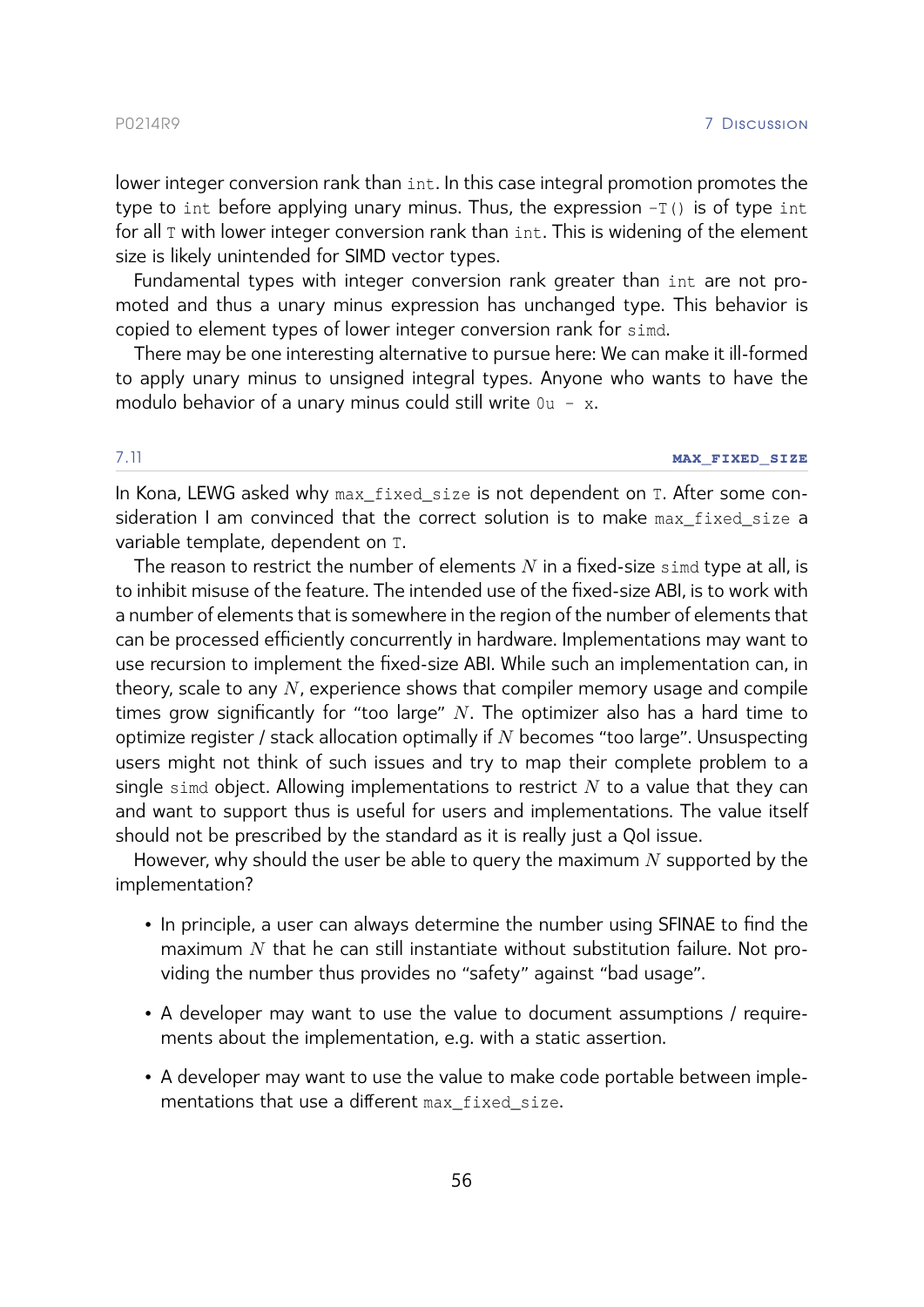lower integer conversion rank than `int`. In this case integral promotion promotes the type to `int` before applying unary minus. Thus, the expression `-T()` is of type `int` for all `T` with lower integer conversion rank than `int`. This is widening of the element size is likely unintended for SIMD vector types.

Fundamental types with integer conversion rank greater than `int` are not promoted and thus a unary minus expression has unchanged type. This behavior is copied to element types of lower integer conversion rank for `simd`.

There may be one interesting alternative to pursue here: We can make it ill-formed to apply unary minus to unsigned integral types. Anyone who wants to have the modulo behavior of a unary minus could still write `0u - x`.

## 7.11 MAX_FIXED_SIZE

In Kona, LEWG asked why `max_fixed_size` is not dependent on `T`. After some consideration I am convinced that the correct solution is to make `max_fixed_size` a variable template, dependent on `T`.

The reason to restrict the number of elements $N$ in a fixed-size `simd` type at all, is to inhibit misuse of the feature. The intended use of the fixed-size ABI, is to work with a number of elements that is somewhere in the region of the number of elements that can be processed efficiently concurrently in hardware. Implementations may want to use recursion to implement the fixed-size ABI. While such an implementation can, in theory, scale to any $N$, experience shows that compiler memory usage and compile times grow significantly for "too large" $N$. The optimizer also has a hard time to optimize register / stack allocation optimally if $N$ becomes "too large". Unsuspecting users might not think of such issues and try to map their complete problem to a single `simd` object. Allowing implementations to restrict $N$ to a value that they can and want to support thus is useful for users and implementations. The value itself should not be prescribed by the standard as it is really just a QoI issue.

However, why should the user be able to query the maximum $N$ supported by the implementation?

- In principle, a user can always determine the number using SFINAE to find the maximum $N$ that he can still instantiate without substitution failure. Not providing the number thus provides no "safety" against "bad usage".
- A developer may want to use the value to document assumptions / requirements about the implementation, e.g. with a static assertion.
- A developer may want to use the value to make code portable between implementations that use a different `max_fixed_size`.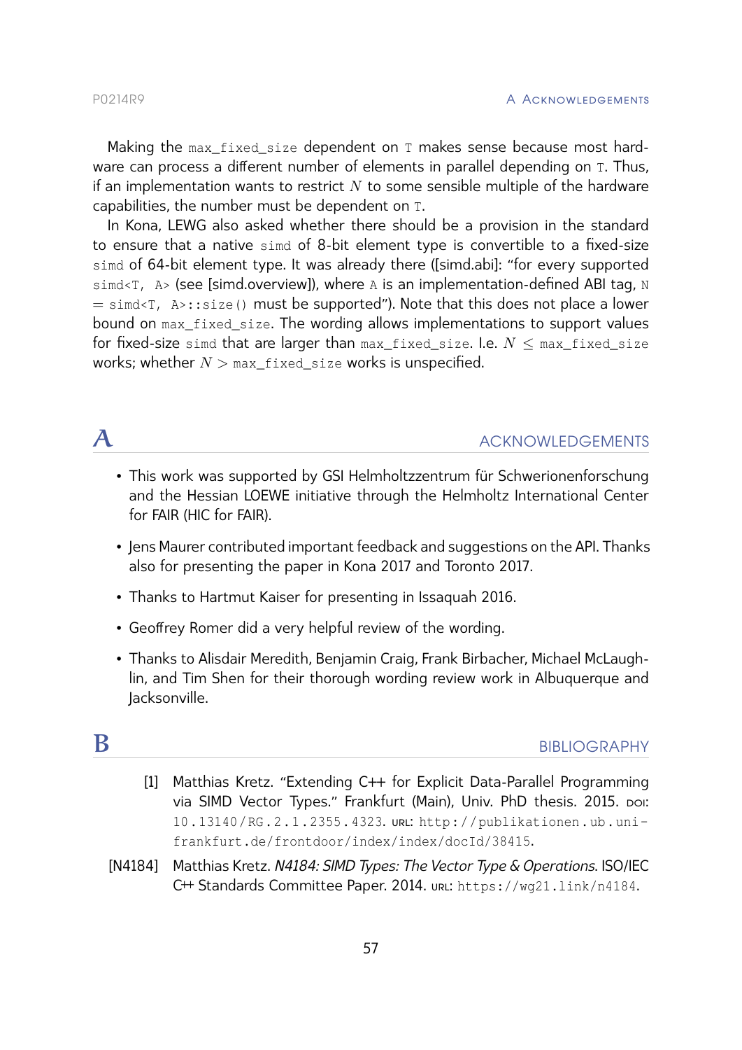Making the `max_fixed_size` dependent on `T` makes sense because most hardware can process a different number of elements in parallel depending on `T`. Thus, if an implementation wants to restrict $N$ to some sensible multiple of the hardware capabilities, the number must be dependent on `T`.

In Kona, LEWG also asked whether there should be a provision in the standard to ensure that a native `simd` of 8-bit element type is convertible to a fixed-size `simd` of 64-bit element type. It was already there ([simd.abi]: "for every supported `simd<T, A>` (see [simd.overview]), where `A` is an implementation-defined ABI tag, `N` = `simd<T, A>::size()` must be supported"). Note that this does not place a lower bound on `max_fixed_size`. The wording allows implementations to support values for fixed-size `simd` that are larger than `max_fixed_size`. I.e. $N \leq$ `max_fixed_size` works; whether $N >$ `max_fixed_size` works is unspecified.

# A ACKNOWLEDGEMENTS

- This work was supported by GSI Helmholtzzentrum für Schwerionenforschung and the Hessian LOEWE initiative through the Helmholtz International Center for FAIR (HIC for FAIR).
- Jens Maurer contributed important feedback and suggestions on the API. Thanks also for presenting the paper in Kona 2017 and Toronto 2017.
- Thanks to Hartmut Kaiser for presenting in Issaquah 2016.
- Geoffrey Romer did a very helpful review of the wording.
- Thanks to Alisdair Meredith, Benjamin Craig, Frank Birbacher, Michael McLaughlin, and Tim Shen for their thorough wording review work in Albuquerque and Jacksonville.

# B BIBLIOGRAPHY

[1] Matthias Kretz. "Extending C++ for Explicit Data-Parallel Programming via SIMD Vector Types." Frankfurt (Main), Univ. PhD thesis. 2015. DOI: `10.13140/RG.2.1.2355.4323`. URL: `http://publikationen.ub.uni-frankfurt.de/frontdoor/index/index/docId/38415`.

[N4184] Matthias Kretz. *N4184: SIMD Types: The Vector Type & Operations*. ISO/IEC C++ Standards Committee Paper. 2014. URL: `https://wg21.link/n4184`.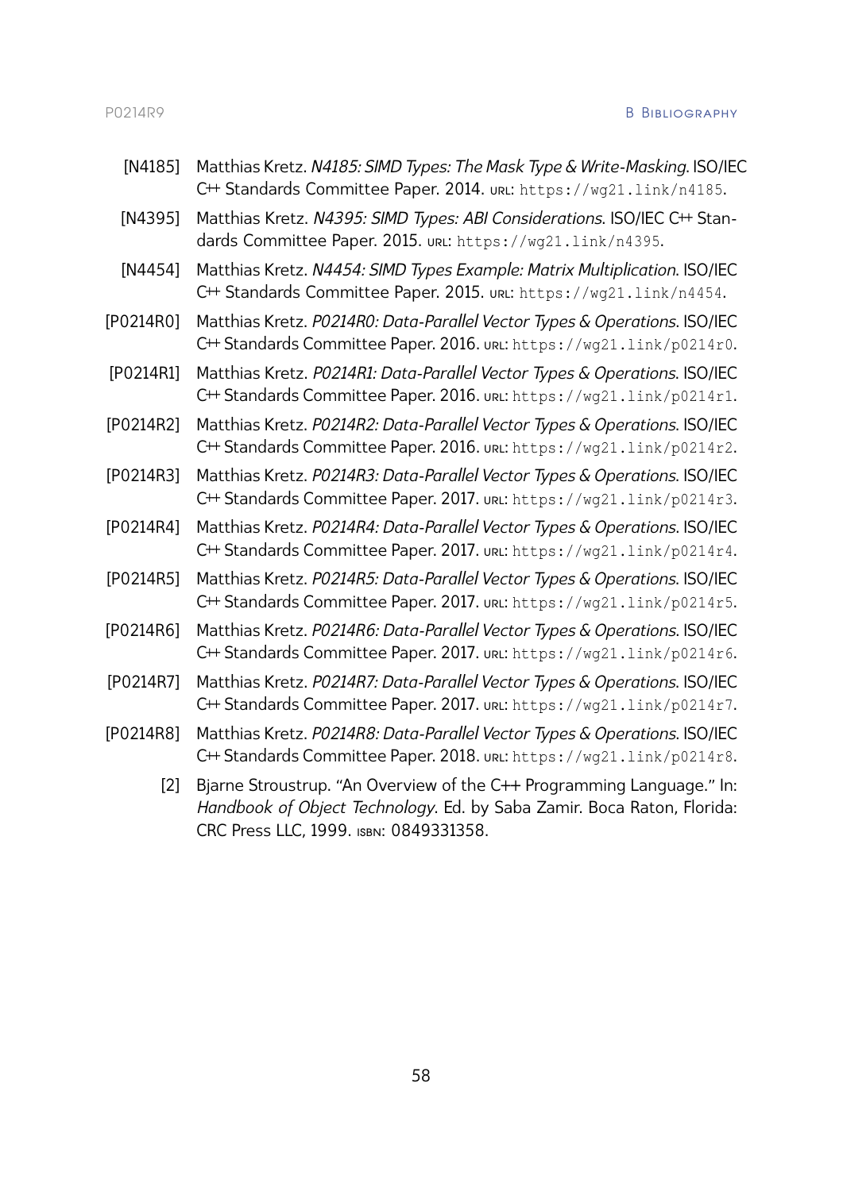[N4185] Matthias Kretz. *N4185: SIMD Types: The Mask Type & Write-Masking*. ISO/IEC C++ Standards Committee Paper. 2014. URL: https://wg21.link/n4185.

[N4395] Matthias Kretz. *N4395: SIMD Types: ABI Considerations*. ISO/IEC C++ Standards Committee Paper. 2015. URL: https://wg21.link/n4395.

[N4454] Matthias Kretz. *N4454: SIMD Types Example: Matrix Multiplication*. ISO/IEC C++ Standards Committee Paper. 2015. URL: https://wg21.link/n4454.

[P0214R0] Matthias Kretz. *P0214R0: Data-Parallel Vector Types & Operations*. ISO/IEC C++ Standards Committee Paper. 2016. URL: https://wg21.link/p0214r0.

[P0214R1] Matthias Kretz. *P0214R1: Data-Parallel Vector Types & Operations*. ISO/IEC C++ Standards Committee Paper. 2016. URL: https://wg21.link/p0214r1.

[P0214R2] Matthias Kretz. *P0214R2: Data-Parallel Vector Types & Operations*. ISO/IEC C++ Standards Committee Paper. 2016. URL: https://wg21.link/p0214r2.

[P0214R3] Matthias Kretz. *P0214R3: Data-Parallel Vector Types & Operations*. ISO/IEC C++ Standards Committee Paper. 2017. URL: https://wg21.link/p0214r3.

[P0214R4] Matthias Kretz. *P0214R4: Data-Parallel Vector Types & Operations*. ISO/IEC C++ Standards Committee Paper. 2017. URL: https://wg21.link/p0214r4.

[P0214R5] Matthias Kretz. *P0214R5: Data-Parallel Vector Types & Operations*. ISO/IEC C++ Standards Committee Paper. 2017. URL: https://wg21.link/p0214r5.

[P0214R6] Matthias Kretz. *P0214R6: Data-Parallel Vector Types & Operations*. ISO/IEC C++ Standards Committee Paper. 2017. URL: https://wg21.link/p0214r6.

[P0214R7] Matthias Kretz. *P0214R7: Data-Parallel Vector Types & Operations*. ISO/IEC C++ Standards Committee Paper. 2017. URL: https://wg21.link/p0214r7.

[P0214R8] Matthias Kretz. *P0214R8: Data-Parallel Vector Types & Operations*. ISO/IEC C++ Standards Committee Paper. 2018. URL: https://wg21.link/p0214r8.

[2] Bjarne Stroustrup. "An Overview of the C++ Programming Language." In: *Handbook of Object Technology*. Ed. by Saba Zamir. Boca Raton, Florida: CRC Press LLC, 1999. ISBN: 0849331358.